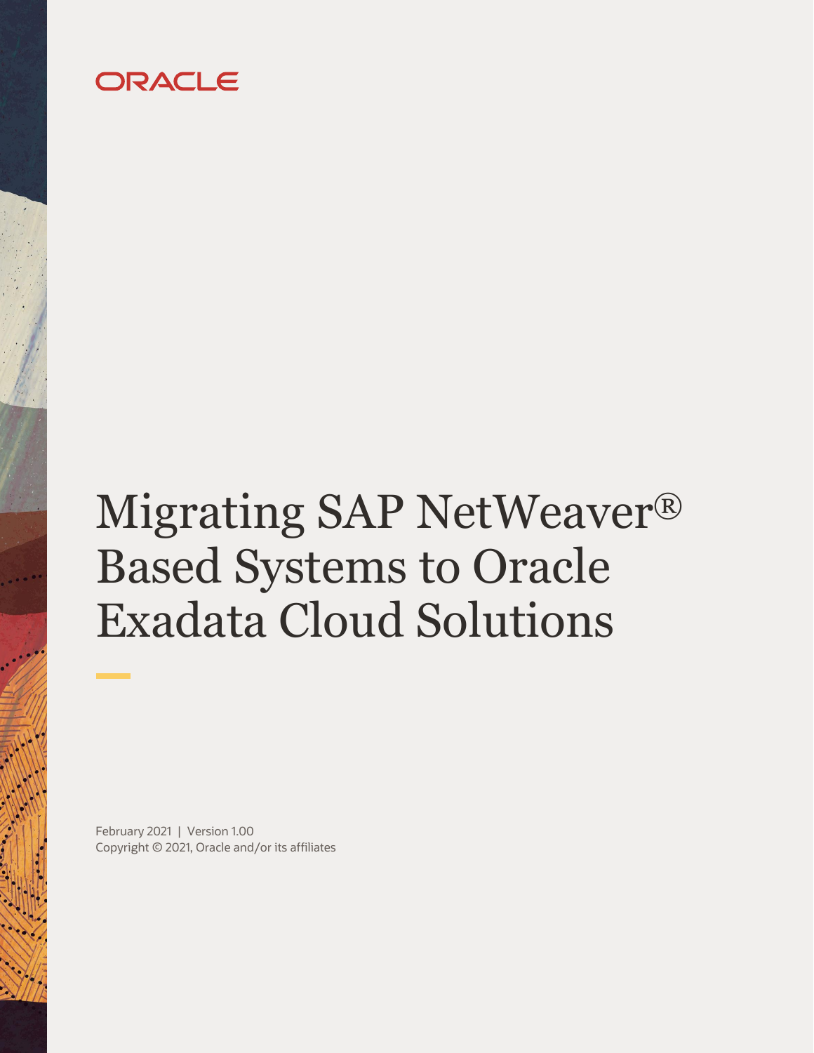ORACLE

# Migrating SAP NetWeaver® Based Systems to Oracle Exadata Cloud Solutions

February 2021 | Version 1.00
Copyright © 2021, Oracle and/or its affiliates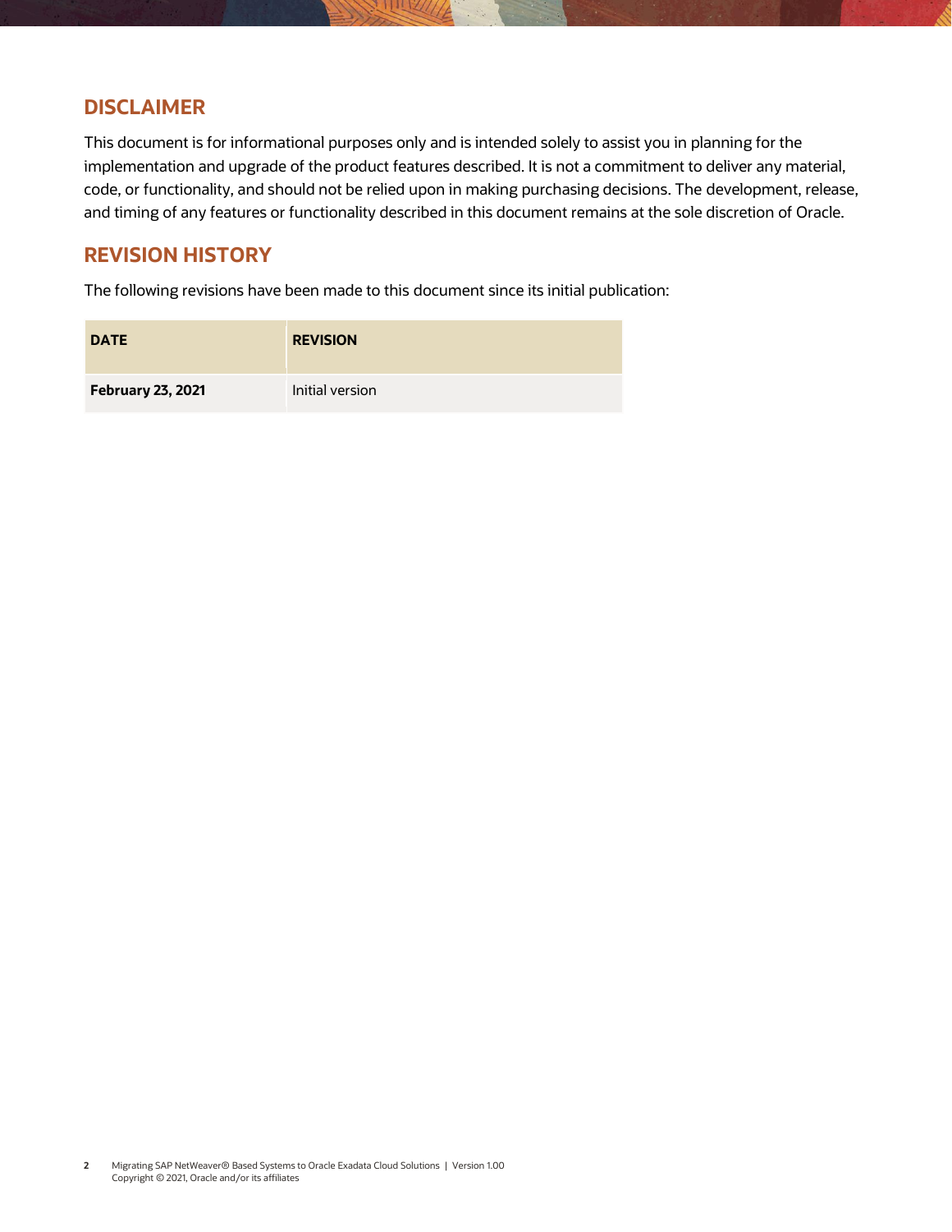## DISCLAIMER

This document is for informational purposes only and is intended solely to assist you in planning for the implementation and upgrade of the product features described. It is not a commitment to deliver any material, code, or functionality, and should not be relied upon in making purchasing decisions. The development, release, and timing of any features or functionality described in this document remains at the sole discretion of Oracle.

## REVISION HISTORY

The following revisions have been made to this document since its initial publication:

| DATE | REVISION |
| --- | --- |
| **February 23, 2021** | Initial version |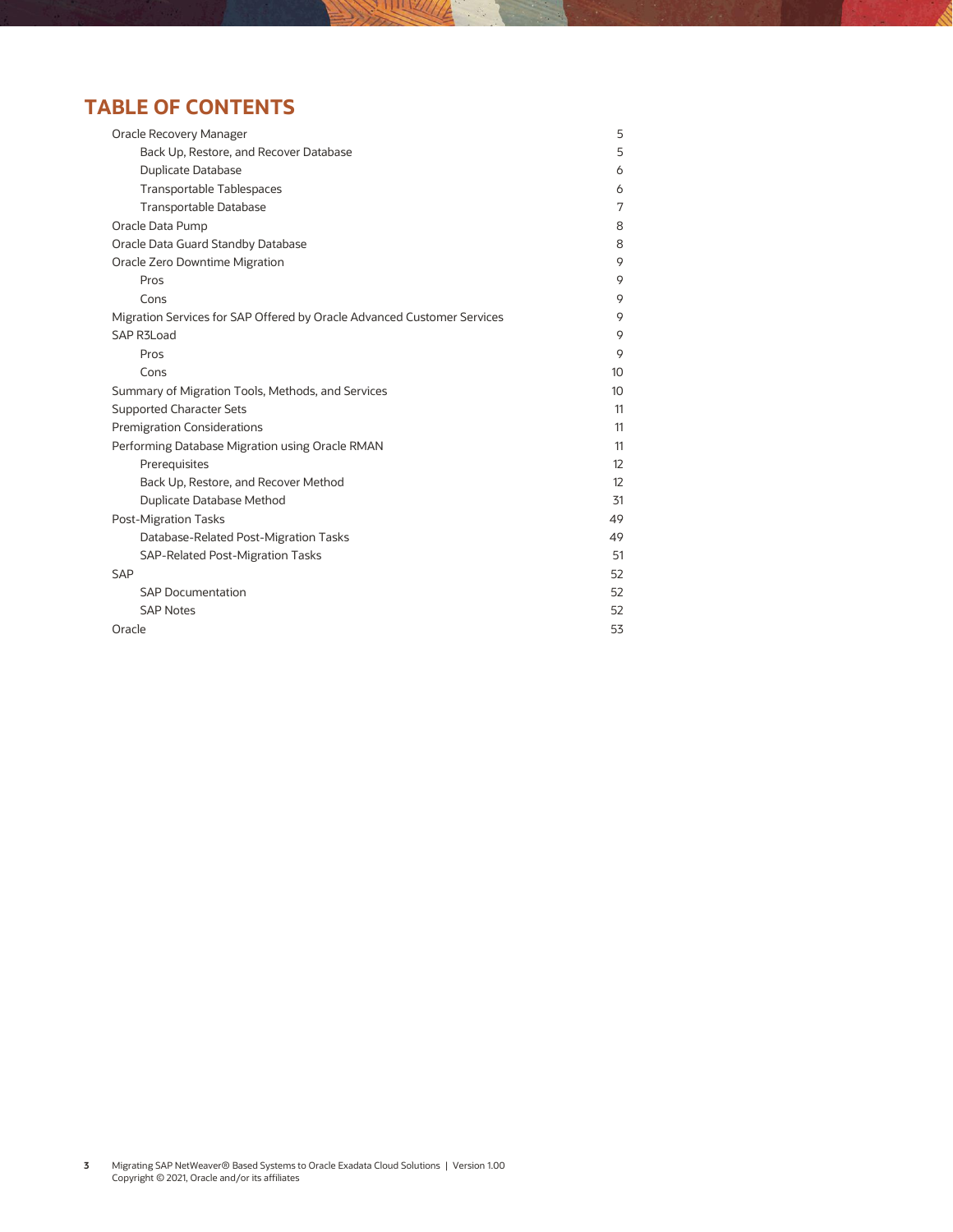# TABLE OF CONTENTS

- Oracle Recovery Manager 5
  - Back Up, Restore, and Recover Database 5
  - Duplicate Database 6
  - Transportable Tablespaces 6
  - Transportable Database 7
- Oracle Data Pump 8
- Oracle Data Guard Standby Database 8
- Oracle Zero Downtime Migration 9
  - Pros 9
  - Cons 9
- Migration Services for SAP Offered by Oracle Advanced Customer Services 9
- SAP R3Load 9
  - Pros 9
  - Cons 10
- Summary of Migration Tools, Methods, and Services 10
- Supported Character Sets 11
- Premigration Considerations 11
- Performing Database Migration using Oracle RMAN 11
  - Prerequisites 12
  - Back Up, Restore, and Recover Method 12
  - Duplicate Database Method 31
- Post-Migration Tasks 49
  - Database-Related Post-Migration Tasks 49
  - SAP-Related Post-Migration Tasks 51
- SAP 52
  - SAP Documentation 52
  - SAP Notes 52
- Oracle 53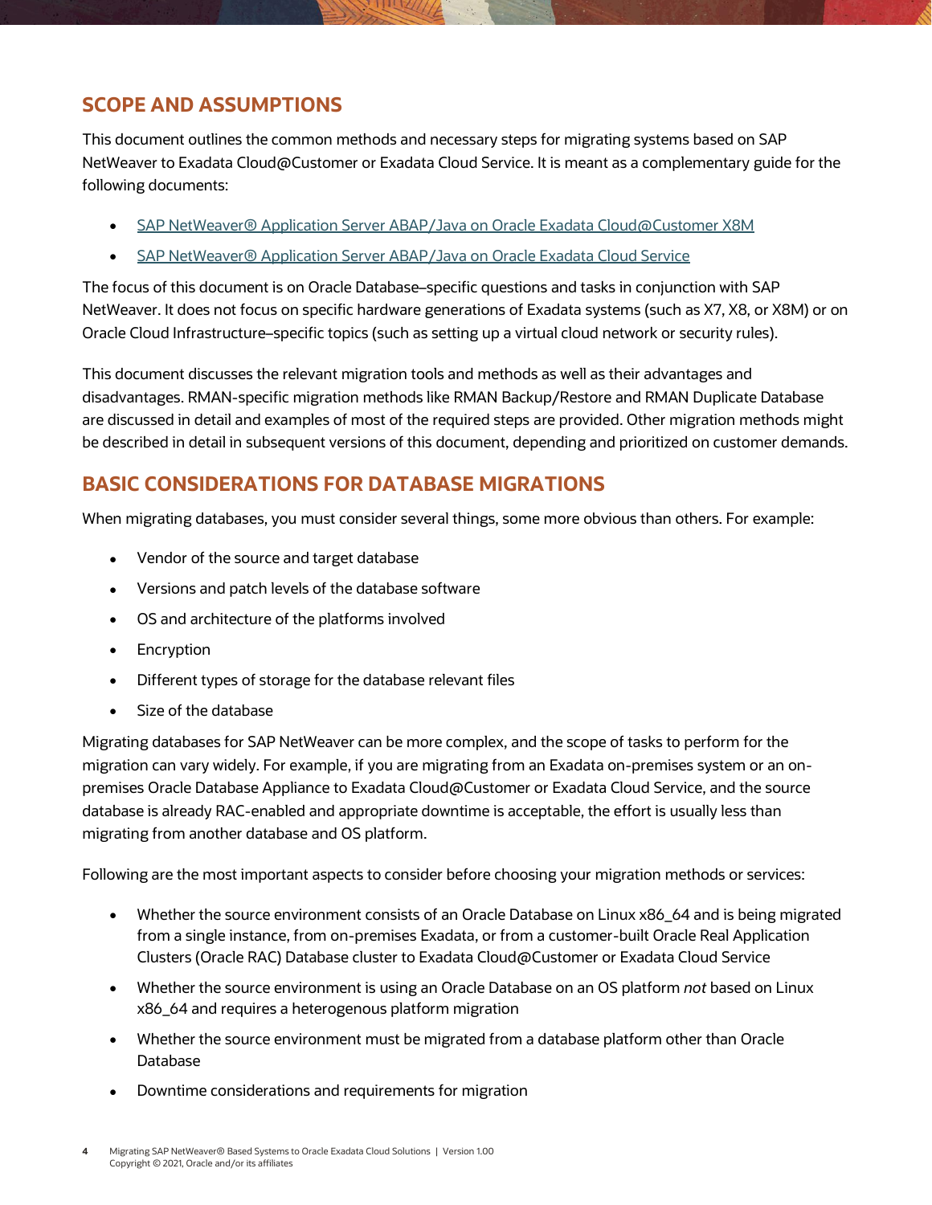## SCOPE AND ASSUMPTIONS

This document outlines the common methods and necessary steps for migrating systems based on SAP NetWeaver to Exadata Cloud@Customer or Exadata Cloud Service. It is meant as a complementary guide for the following documents:

- SAP NetWeaver® Application Server ABAP/Java on Oracle Exadata Cloud@Customer X8M
- SAP NetWeaver® Application Server ABAP/Java on Oracle Exadata Cloud Service

The focus of this document is on Oracle Database–specific questions and tasks in conjunction with SAP NetWeaver. It does not focus on specific hardware generations of Exadata systems (such as X7, X8, or X8M) or on Oracle Cloud Infrastructure–specific topics (such as setting up a virtual cloud network or security rules).

This document discusses the relevant migration tools and methods as well as their advantages and disadvantages. RMAN-specific migration methods like RMAN Backup/Restore and RMAN Duplicate Database are discussed in detail and examples of most of the required steps are provided. Other migration methods might be described in detail in subsequent versions of this document, depending and prioritized on customer demands.

## BASIC CONSIDERATIONS FOR DATABASE MIGRATIONS

When migrating databases, you must consider several things, some more obvious than others. For example:

- Vendor of the source and target database
- Versions and patch levels of the database software
- OS and architecture of the platforms involved
- Encryption
- Different types of storage for the database relevant files
- Size of the database

Migrating databases for SAP NetWeaver can be more complex, and the scope of tasks to perform for the migration can vary widely. For example, if you are migrating from an Exadata on-premises system or an on-premises Oracle Database Appliance to Exadata Cloud@Customer or Exadata Cloud Service, and the source database is already RAC-enabled and appropriate downtime is acceptable, the effort is usually less than migrating from another database and OS platform.

Following are the most important aspects to consider before choosing your migration methods or services:

- Whether the source environment consists of an Oracle Database on Linux x86_64 and is being migrated from a single instance, from on-premises Exadata, or from a customer-built Oracle Real Application Clusters (Oracle RAC) Database cluster to Exadata Cloud@Customer or Exadata Cloud Service
- Whether the source environment is using an Oracle Database on an OS platform *not* based on Linux x86_64 and requires a heterogenous platform migration
- Whether the source environment must be migrated from a database platform other than Oracle Database
- Downtime considerations and requirements for migration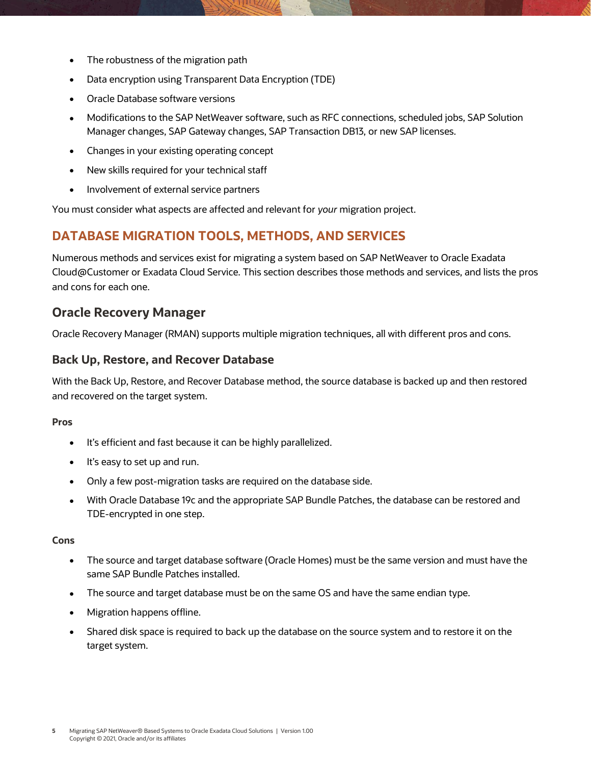- The robustness of the migration path
- Data encryption using Transparent Data Encryption (TDE)
- Oracle Database software versions
- Modifications to the SAP NetWeaver software, such as RFC connections, scheduled jobs, SAP Solution Manager changes, SAP Gateway changes, SAP Transaction DB13, or new SAP licenses.
- Changes in your existing operating concept
- New skills required for your technical staff
- Involvement of external service partners

You must consider what aspects are affected and relevant for *your* migration project.

## DATABASE MIGRATION TOOLS, METHODS, AND SERVICES

Numerous methods and services exist for migrating a system based on SAP NetWeaver to Oracle Exadata Cloud@Customer or Exadata Cloud Service. This section describes those methods and services, and lists the pros and cons for each one.

### Oracle Recovery Manager

Oracle Recovery Manager (RMAN) supports multiple migration techniques, all with different pros and cons.

#### Back Up, Restore, and Recover Database

With the Back Up, Restore, and Recover Database method, the source database is backed up and then restored and recovered on the target system.

**Pros**

- It's efficient and fast because it can be highly parallelized.
- It's easy to set up and run.
- Only a few post-migration tasks are required on the database side.
- With Oracle Database 19c and the appropriate SAP Bundle Patches, the database can be restored and TDE-encrypted in one step.

**Cons**

- The source and target database software (Oracle Homes) must be the same version and must have the same SAP Bundle Patches installed.
- The source and target database must be on the same OS and have the same endian type.
- Migration happens offline.
- Shared disk space is required to back up the database on the source system and to restore it on the target system.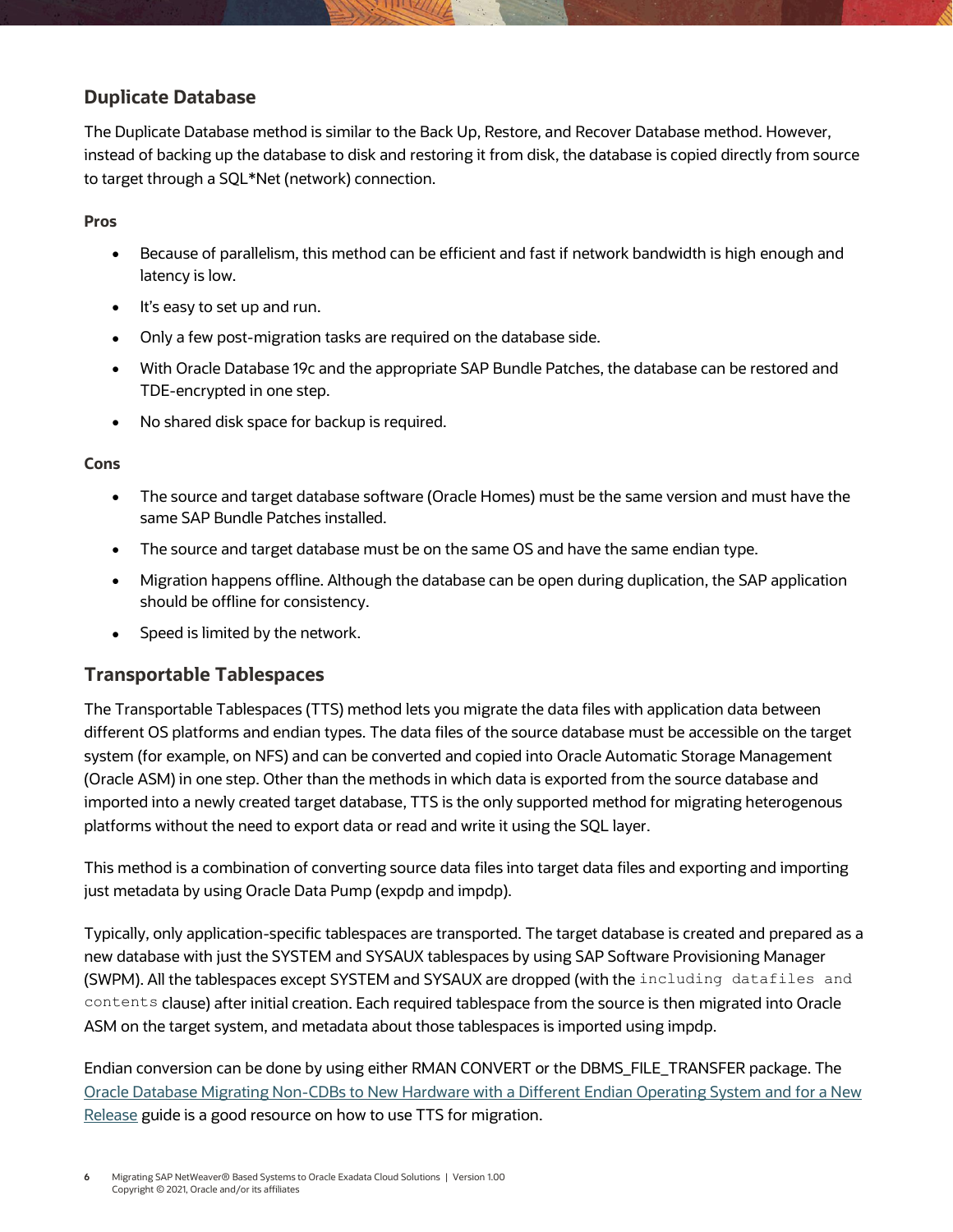## Duplicate Database

The Duplicate Database method is similar to the Back Up, Restore, and Recover Database method. However, instead of backing up the database to disk and restoring it from disk, the database is copied directly from source to target through a SQL*Net (network) connection.

**Pros**

- Because of parallelism, this method can be efficient and fast if network bandwidth is high enough and latency is low.
- It's easy to set up and run.
- Only a few post-migration tasks are required on the database side.
- With Oracle Database 19c and the appropriate SAP Bundle Patches, the database can be restored and TDE-encrypted in one step.
- No shared disk space for backup is required.

**Cons**

- The source and target database software (Oracle Homes) must be the same version and must have the same SAP Bundle Patches installed.
- The source and target database must be on the same OS and have the same endian type.
- Migration happens offline. Although the database can be open during duplication, the SAP application should be offline for consistency.
- Speed is limited by the network.

## Transportable Tablespaces

The Transportable Tablespaces (TTS) method lets you migrate the data files with application data between different OS platforms and endian types. The data files of the source database must be accessible on the target system (for example, on NFS) and can be converted and copied into Oracle Automatic Storage Management (Oracle ASM) in one step. Other than the methods in which data is exported from the source database and imported into a newly created target database, TTS is the only supported method for migrating heterogenous platforms without the need to export data or read and write it using the SQL layer.

This method is a combination of converting source data files into target data files and exporting and importing just metadata by using Oracle Data Pump (expdp and impdp).

Typically, only application-specific tablespaces are transported. The target database is created and prepared as a new database with just the SYSTEM and SYSAUX tablespaces by using SAP Software Provisioning Manager (SWPM). All the tablespaces except SYSTEM and SYSAUX are dropped (with the `including datafiles and contents` clause) after initial creation. Each required tablespace from the source is then migrated into Oracle ASM on the target system, and metadata about those tablespaces is imported using impdp.

Endian conversion can be done by using either RMAN CONVERT or the DBMS_FILE_TRANSFER package. The Oracle Database Migrating Non-CDBs to New Hardware with a Different Endian Operating System and for a New Release guide is a good resource on how to use TTS for migration.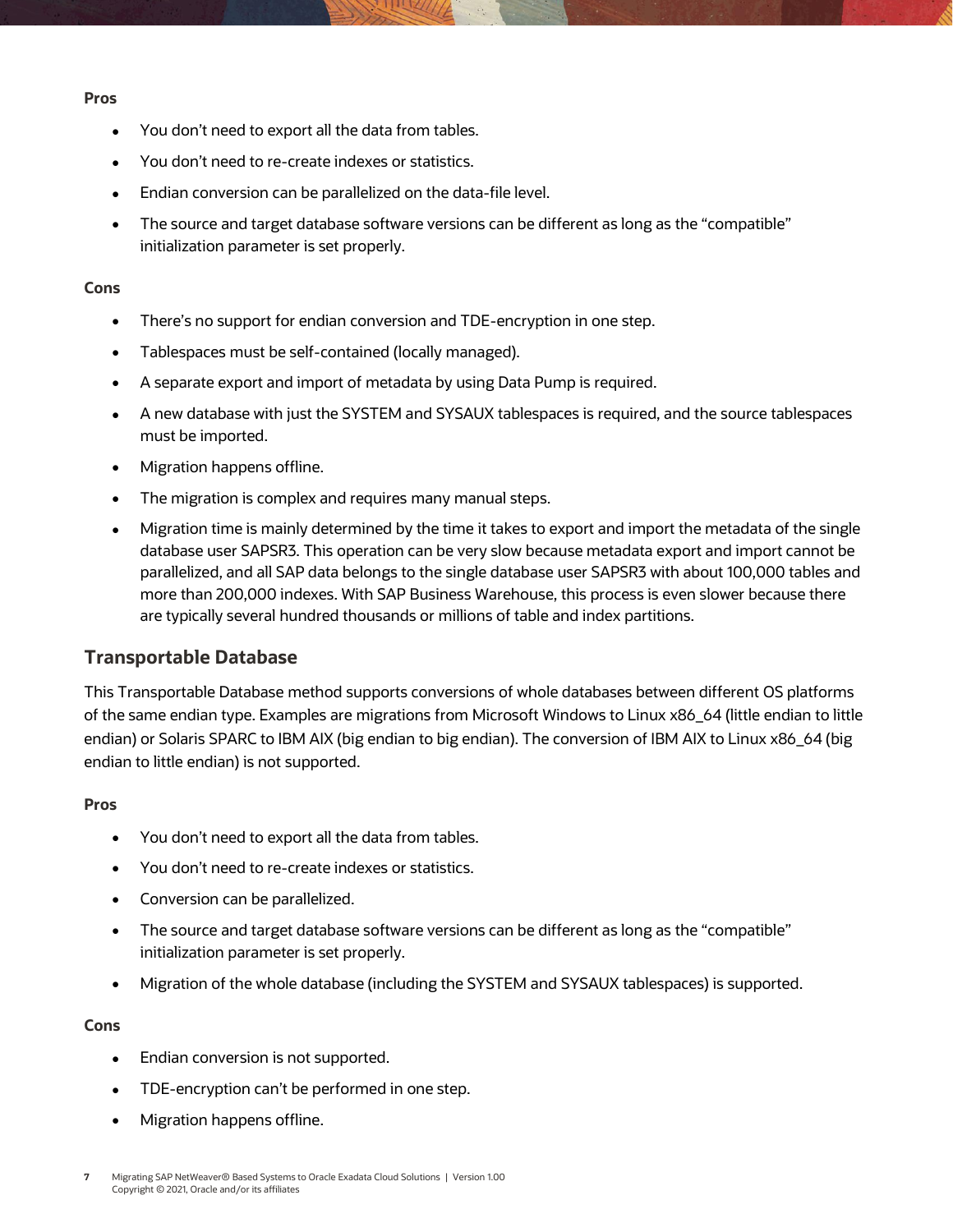**Pros**

- You don't need to export all the data from tables.
- You don't need to re-create indexes or statistics.
- Endian conversion can be parallelized on the data-file level.
- The source and target database software versions can be different as long as the "compatible" initialization parameter is set properly.

**Cons**

- There's no support for endian conversion and TDE-encryption in one step.
- Tablespaces must be self-contained (locally managed).
- A separate export and import of metadata by using Data Pump is required.
- A new database with just the SYSTEM and SYSAUX tablespaces is required, and the source tablespaces must be imported.
- Migration happens offline.
- The migration is complex and requires many manual steps.
- Migration time is mainly determined by the time it takes to export and import the metadata of the single database user SAPSR3. This operation can be very slow because metadata export and import cannot be parallelized, and all SAP data belongs to the single database user SAPSR3 with about 100,000 tables and more than 200,000 indexes. With SAP Business Warehouse, this process is even slower because there are typically several hundred thousands or millions of table and index partitions.

## Transportable Database

This Transportable Database method supports conversions of whole databases between different OS platforms of the same endian type. Examples are migrations from Microsoft Windows to Linux x86_64 (little endian to little endian) or Solaris SPARC to IBM AIX (big endian to big endian). The conversion of IBM AIX to Linux x86_64 (big endian to little endian) is not supported.

**Pros**

- You don't need to export all the data from tables.
- You don't need to re-create indexes or statistics.
- Conversion can be parallelized.
- The source and target database software versions can be different as long as the "compatible" initialization parameter is set properly.
- Migration of the whole database (including the SYSTEM and SYSAUX tablespaces) is supported.

**Cons**

- Endian conversion is not supported.
- TDE-encryption can't be performed in one step.
- Migration happens offline.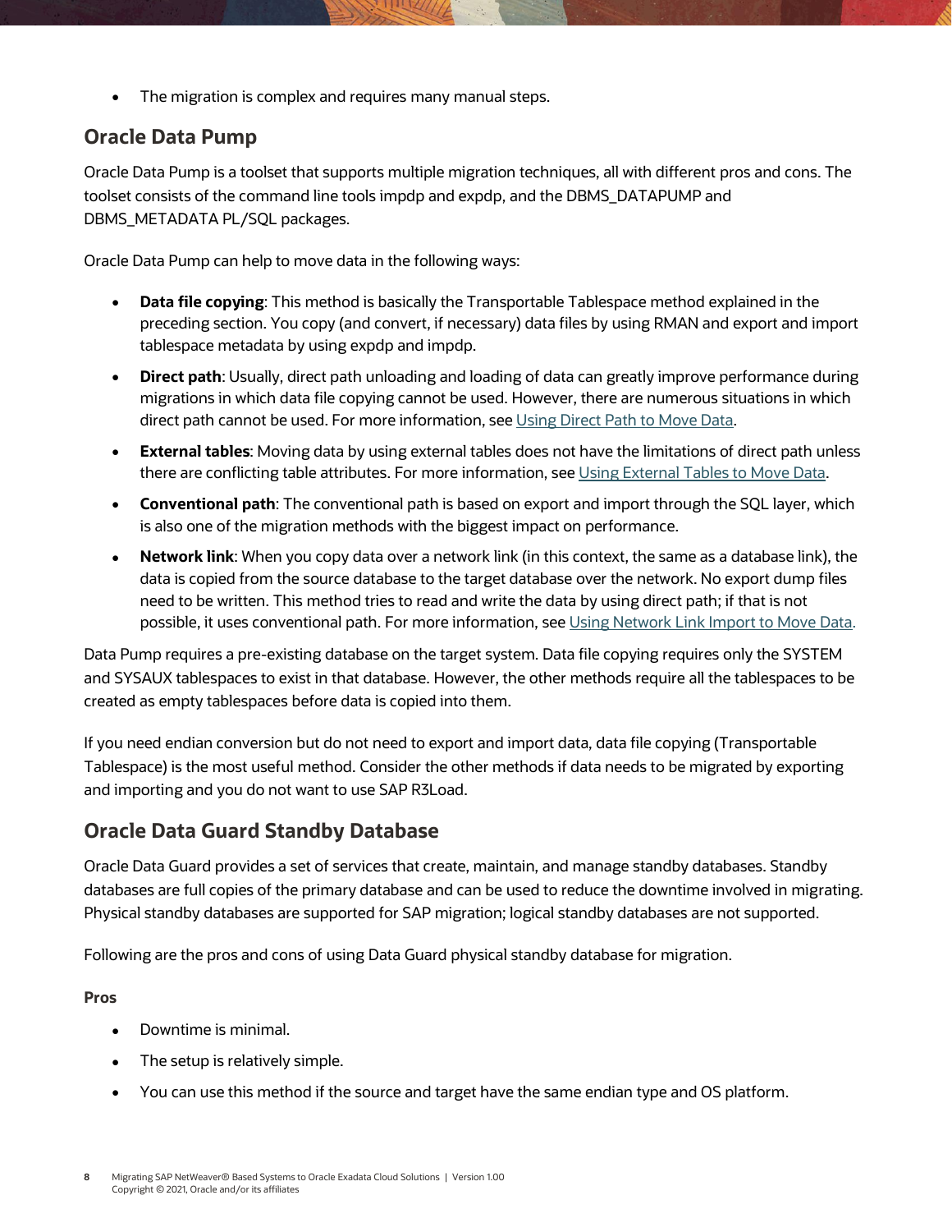- The migration is complex and requires many manual steps.

## Oracle Data Pump

Oracle Data Pump is a toolset that supports multiple migration techniques, all with different pros and cons. The toolset consists of the command line tools impdp and expdp, and the DBMS_DATAPUMP and DBMS_METADATA PL/SQL packages.

Oracle Data Pump can help to move data in the following ways:

- **Data file copying**: This method is basically the Transportable Tablespace method explained in the preceding section. You copy (and convert, if necessary) data files by using RMAN and export and import tablespace metadata by using expdp and impdp.
- **Direct path**: Usually, direct path unloading and loading of data can greatly improve performance during migrations in which data file copying cannot be used. However, there are numerous situations in which direct path cannot be used. For more information, see Using Direct Path to Move Data.
- **External tables**: Moving data by using external tables does not have the limitations of direct path unless there are conflicting table attributes. For more information, see Using External Tables to Move Data.
- **Conventional path**: The conventional path is based on export and import through the SQL layer, which is also one of the migration methods with the biggest impact on performance.
- **Network link**: When you copy data over a network link (in this context, the same as a database link), the data is copied from the source database to the target database over the network. No export dump files need to be written. This method tries to read and write the data by using direct path; if that is not possible, it uses conventional path. For more information, see Using Network Link Import to Move Data.

Data Pump requires a pre-existing database on the target system. Data file copying requires only the SYSTEM and SYSAUX tablespaces to exist in that database. However, the other methods require all the tablespaces to be created as empty tablespaces before data is copied into them.

If you need endian conversion but do not need to export and import data, data file copying (Transportable Tablespace) is the most useful method. Consider the other methods if data needs to be migrated by exporting and importing and you do not want to use SAP R3Load.

## Oracle Data Guard Standby Database

Oracle Data Guard provides a set of services that create, maintain, and manage standby databases. Standby databases are full copies of the primary database and can be used to reduce the downtime involved in migrating. Physical standby databases are supported for SAP migration; logical standby databases are not supported.

Following are the pros and cons of using Data Guard physical standby database for migration.

**Pros**

- Downtime is minimal.
- The setup is relatively simple.
- You can use this method if the source and target have the same endian type and OS platform.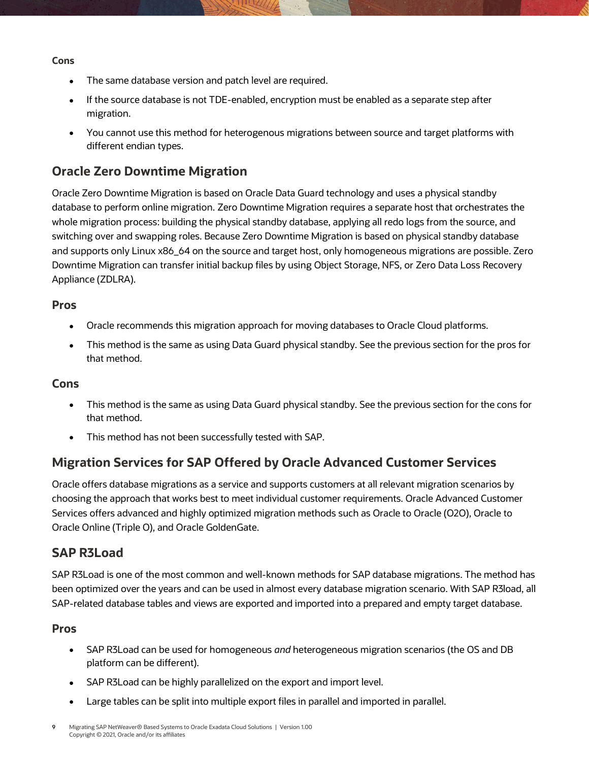**Cons**

- The same database version and patch level are required.
- If the source database is not TDE-enabled, encryption must be enabled as a separate step after migration.
- You cannot use this method for heterogenous migrations between source and target platforms with different endian types.

## Oracle Zero Downtime Migration

Oracle Zero Downtime Migration is based on Oracle Data Guard technology and uses a physical standby database to perform online migration. Zero Downtime Migration requires a separate host that orchestrates the whole migration process: building the physical standby database, applying all redo logs from the source, and switching over and swapping roles. Because Zero Downtime Migration is based on physical standby database and supports only Linux x86_64 on the source and target host, only homogeneous migrations are possible. Zero Downtime Migration can transfer initial backup files by using Object Storage, NFS, or Zero Data Loss Recovery Appliance (ZDLRA).

### Pros

- Oracle recommends this migration approach for moving databases to Oracle Cloud platforms.
- This method is the same as using Data Guard physical standby. See the previous section for the pros for that method.

### Cons

- This method is the same as using Data Guard physical standby. See the previous section for the cons for that method.
- This method has not been successfully tested with SAP.

## Migration Services for SAP Offered by Oracle Advanced Customer Services

Oracle offers database migrations as a service and supports customers at all relevant migration scenarios by choosing the approach that works best to meet individual customer requirements. Oracle Advanced Customer Services offers advanced and highly optimized migration methods such as Oracle to Oracle (O2O), Oracle to Oracle Online (Triple O), and Oracle GoldenGate.

## SAP R3Load

SAP R3Load is one of the most common and well-known methods for SAP database migrations. The method has been optimized over the years and can be used in almost every database migration scenario. With SAP R3load, all SAP-related database tables and views are exported and imported into a prepared and empty target database.

### Pros

- SAP R3Load can be used for homogeneous *and* heterogeneous migration scenarios (the OS and DB platform can be different).
- SAP R3Load can be highly parallelized on the export and import level.
- Large tables can be split into multiple export files in parallel and imported in parallel.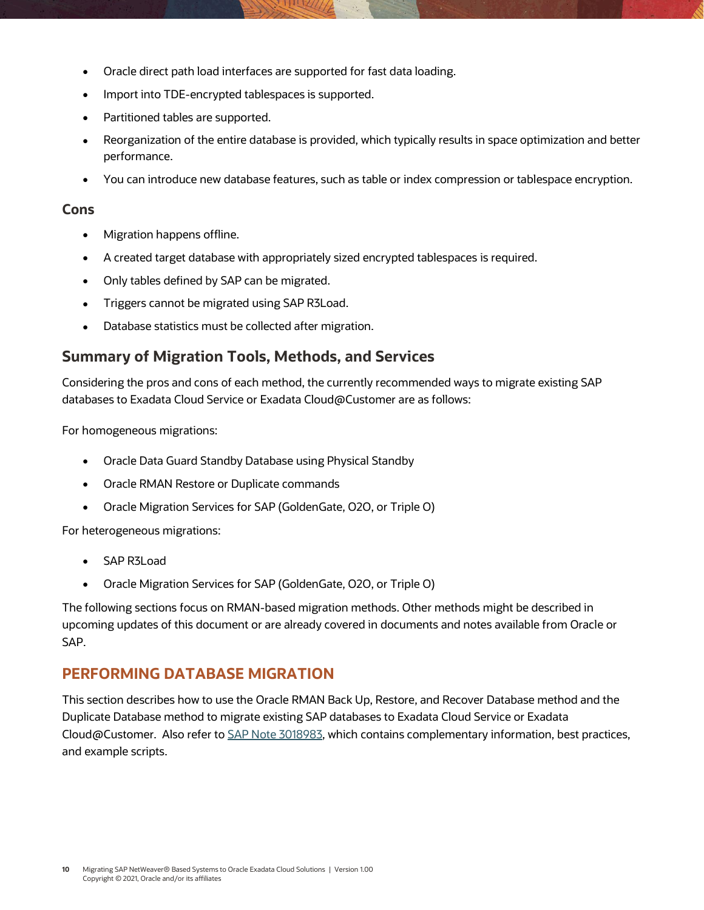- Oracle direct path load interfaces are supported for fast data loading.
- Import into TDE-encrypted tablespaces is supported.
- Partitioned tables are supported.
- Reorganization of the entire database is provided, which typically results in space optimization and better performance.
- You can introduce new database features, such as table or index compression or tablespace encryption.

### Cons

- Migration happens offline.
- A created target database with appropriately sized encrypted tablespaces is required.
- Only tables defined by SAP can be migrated.
- Triggers cannot be migrated using SAP R3Load.
- Database statistics must be collected after migration.

## Summary of Migration Tools, Methods, and Services

Considering the pros and cons of each method, the currently recommended ways to migrate existing SAP databases to Exadata Cloud Service or Exadata Cloud@Customer are as follows:

For homogeneous migrations:

- Oracle Data Guard Standby Database using Physical Standby
- Oracle RMAN Restore or Duplicate commands
- Oracle Migration Services for SAP (GoldenGate, O2O, or Triple O)

For heterogeneous migrations:

- SAP R3Load
- Oracle Migration Services for SAP (GoldenGate, O2O, or Triple O)

The following sections focus on RMAN-based migration methods. Other methods might be described in upcoming updates of this document or are already covered in documents and notes available from Oracle or SAP.

# PERFORMING DATABASE MIGRATION

This section describes how to use the Oracle RMAN Back Up, Restore, and Recover Database method and the Duplicate Database method to migrate existing SAP databases to Exadata Cloud Service or Exadata Cloud@Customer. Also refer to SAP Note 3018983, which contains complementary information, best practices, and example scripts.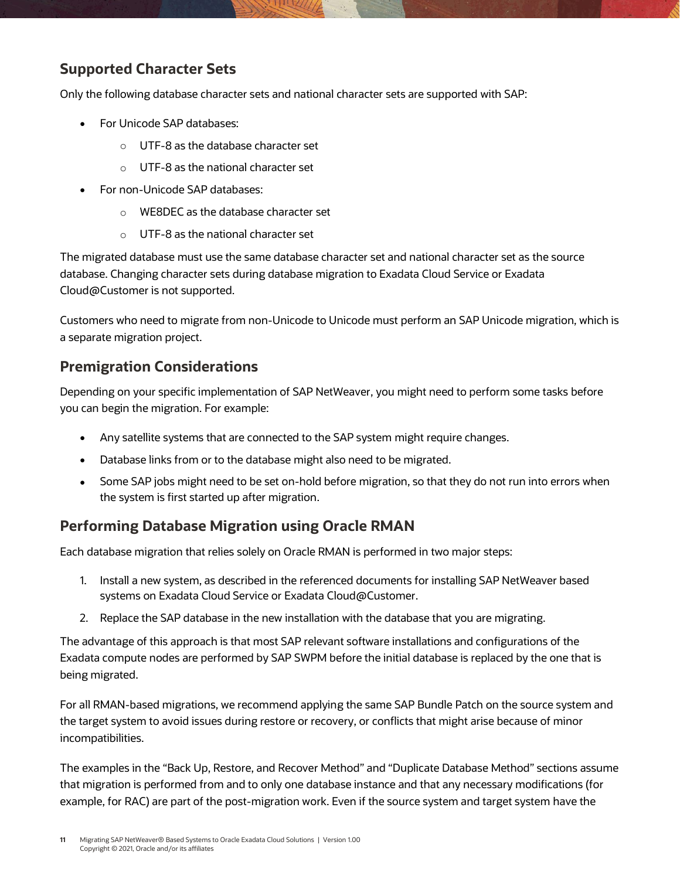## Supported Character Sets

Only the following database character sets and national character sets are supported with SAP:

- For Unicode SAP databases:
  - UTF-8 as the database character set
  - UTF-8 as the national character set
- For non-Unicode SAP databases:
  - WE8DEC as the database character set
  - UTF-8 as the national character set

The migrated database must use the same database character set and national character set as the source database. Changing character sets during database migration to Exadata Cloud Service or Exadata Cloud@Customer is not supported.

Customers who need to migrate from non-Unicode to Unicode must perform an SAP Unicode migration, which is a separate migration project.

## Premigration Considerations

Depending on your specific implementation of SAP NetWeaver, you might need to perform some tasks before you can begin the migration. For example:

- Any satellite systems that are connected to the SAP system might require changes.
- Database links from or to the database might also need to be migrated.
- Some SAP jobs might need to be set on-hold before migration, so that they do not run into errors when the system is first started up after migration.

## Performing Database Migration using Oracle RMAN

Each database migration that relies solely on Oracle RMAN is performed in two major steps:

1. Install a new system, as described in the referenced documents for installing SAP NetWeaver based systems on Exadata Cloud Service or Exadata Cloud@Customer.
2. Replace the SAP database in the new installation with the database that you are migrating.

The advantage of this approach is that most SAP relevant software installations and configurations of the Exadata compute nodes are performed by SAP SWPM before the initial database is replaced by the one that is being migrated.

For all RMAN-based migrations, we recommend applying the same SAP Bundle Patch on the source system and the target system to avoid issues during restore or recovery, or conflicts that might arise because of minor incompatibilities.

The examples in the "Back Up, Restore, and Recover Method" and "Duplicate Database Method" sections assume that migration is performed from and to only one database instance and that any necessary modifications (for example, for RAC) are part of the post-migration work. Even if the source system and target system have the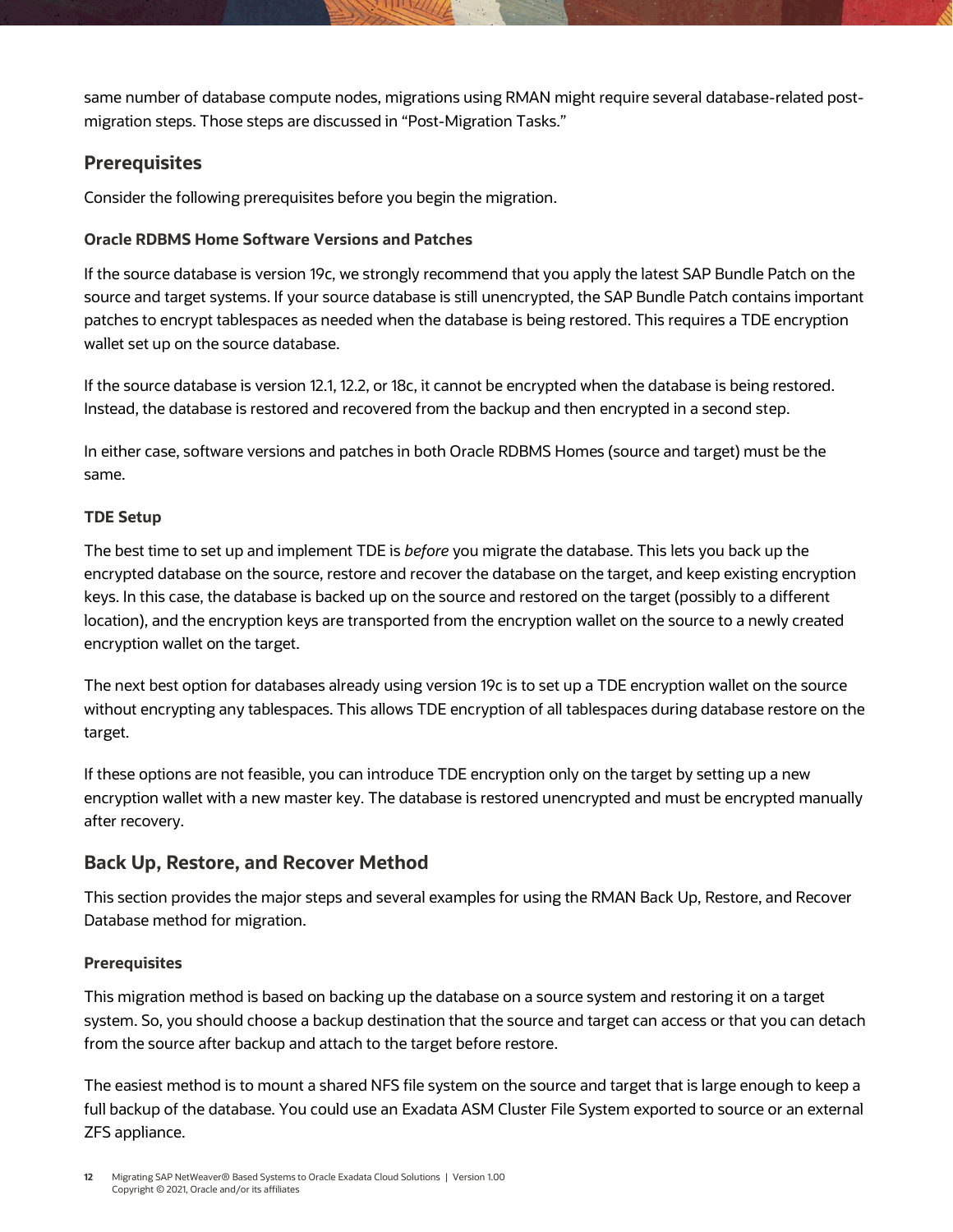same number of database compute nodes, migrations using RMAN might require several database-related post-migration steps. Those steps are discussed in "Post-Migration Tasks."

## Prerequisites

Consider the following prerequisites before you begin the migration.

### Oracle RDBMS Home Software Versions and Patches

If the source database is version 19c, we strongly recommend that you apply the latest SAP Bundle Patch on the source and target systems. If your source database is still unencrypted, the SAP Bundle Patch contains important patches to encrypt tablespaces as needed when the database is being restored. This requires a TDE encryption wallet set up on the source database.

If the source database is version 12.1, 12.2, or 18c, it cannot be encrypted when the database is being restored. Instead, the database is restored and recovered from the backup and then encrypted in a second step.

In either case, software versions and patches in both Oracle RDBMS Homes (source and target) must be the same.

### TDE Setup

The best time to set up and implement TDE is *before* you migrate the database. This lets you back up the encrypted database on the source, restore and recover the database on the target, and keep existing encryption keys. In this case, the database is backed up on the source and restored on the target (possibly to a different location), and the encryption keys are transported from the encryption wallet on the source to a newly created encryption wallet on the target.

The next best option for databases already using version 19c is to set up a TDE encryption wallet on the source without encrypting any tablespaces. This allows TDE encryption of all tablespaces during database restore on the target.

If these options are not feasible, you can introduce TDE encryption only on the target by setting up a new encryption wallet with a new master key. The database is restored unencrypted and must be encrypted manually after recovery.

## Back Up, Restore, and Recover Method

This section provides the major steps and several examples for using the RMAN Back Up, Restore, and Recover Database method for migration.

### Prerequisites

This migration method is based on backing up the database on a source system and restoring it on a target system. So, you should choose a backup destination that the source and target can access or that you can detach from the source after backup and attach to the target before restore.

The easiest method is to mount a shared NFS file system on the source and target that is large enough to keep a full backup of the database. You could use an Exadata ASM Cluster File System exported to source or an external ZFS appliance.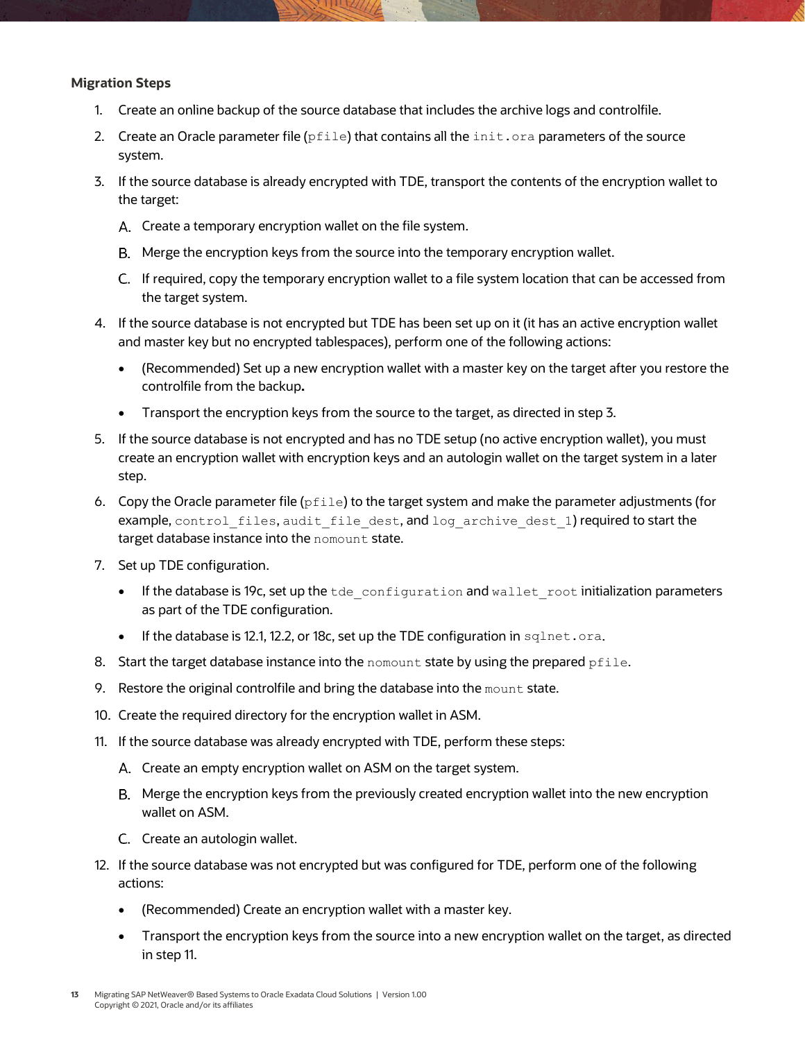**Migration Steps**

1. Create an online backup of the source database that includes the archive logs and controlfile.
2. Create an Oracle parameter file (`pfile`) that contains all the `init.ora` parameters of the source system.
3. If the source database is already encrypted with TDE, transport the contents of the encryption wallet to the target:
   A. Create a temporary encryption wallet on the file system.
   B. Merge the encryption keys from the source into the temporary encryption wallet.
   C. If required, copy the temporary encryption wallet to a file system location that can be accessed from the target system.
4. If the source database is not encrypted but TDE has been set up on it (it has an active encryption wallet and master key but no encrypted tablespaces), perform one of the following actions:
   - (Recommended) Set up a new encryption wallet with a master key on the target after you restore the controlfile from the backup**.**
   - Transport the encryption keys from the source to the target, as directed in step 3.
5. If the source database is not encrypted and has no TDE setup (no active encryption wallet), you must create an encryption wallet with encryption keys and an autologin wallet on the target system in a later step.
6. Copy the Oracle parameter file (`pfile`) to the target system and make the parameter adjustments (for example, `control_files`, `audit_file_dest`, and `log_archive_dest_1`) required to start the target database instance into the `nomount` state.
7. Set up TDE configuration.
   - If the database is 19c, set up the `tde_configuration` and `wallet_root` initialization parameters as part of the TDE configuration.
   - If the database is 12.1, 12.2, or 18c, set up the TDE configuration in `sqlnet.ora`.
8. Start the target database instance into the `nomount` state by using the prepared `pfile`.
9. Restore the original controlfile and bring the database into the `mount` state.
10. Create the required directory for the encryption wallet in ASM.
11. If the source database was already encrypted with TDE, perform these steps:
    A. Create an empty encryption wallet on ASM on the target system.
    B. Merge the encryption keys from the previously created encryption wallet into the new encryption wallet on ASM.
    C. Create an autologin wallet.
12. If the source database was not encrypted but was configured for TDE, perform one of the following actions:
    - (Recommended) Create an encryption wallet with a master key.
    - Transport the encryption keys from the source into a new encryption wallet on the target, as directed in step 11.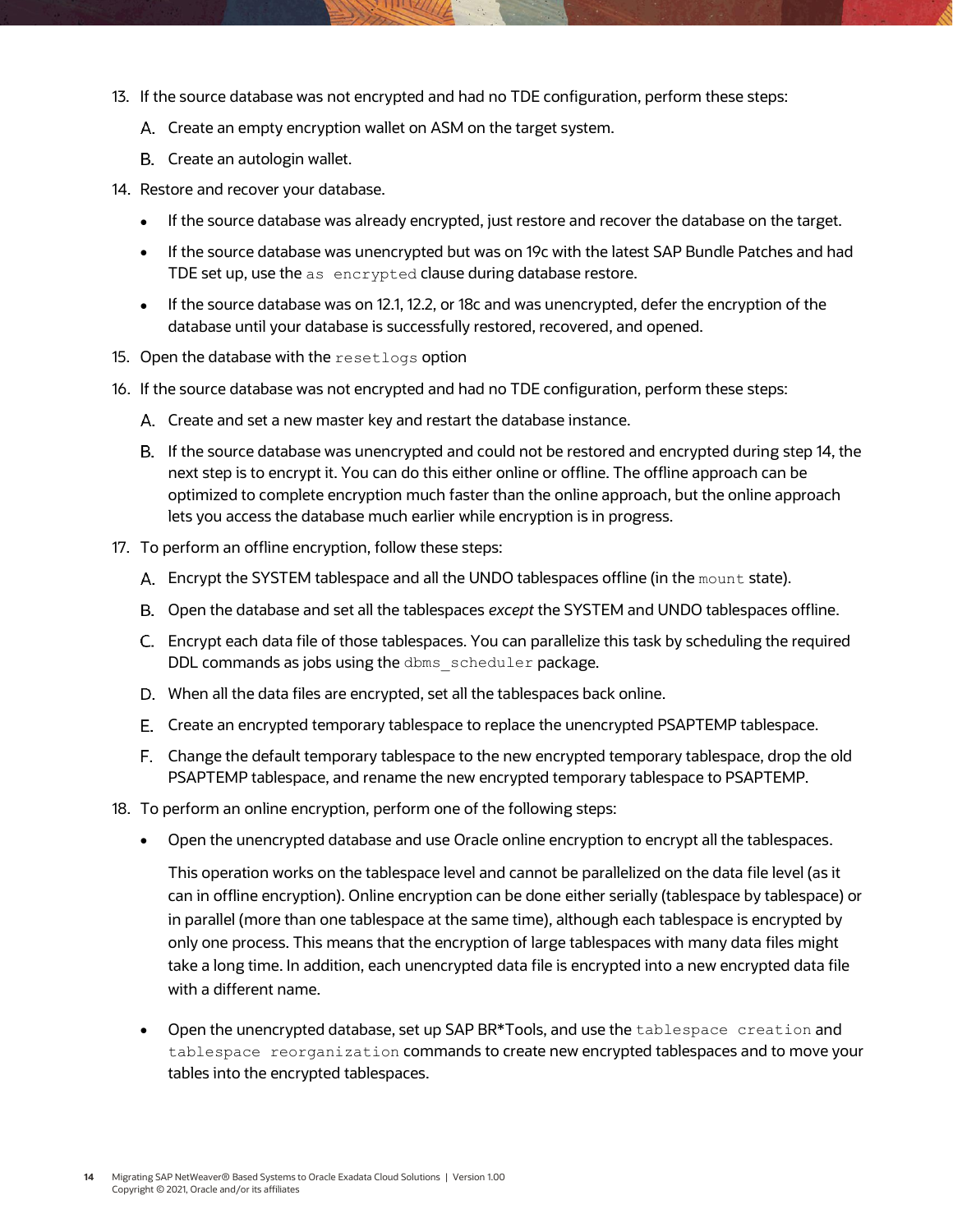13. If the source database was not encrypted and had no TDE configuration, perform these steps:

    A. Create an empty encryption wallet on ASM on the target system.

    B. Create an autologin wallet.

14. Restore and recover your database.

    - If the source database was already encrypted, just restore and recover the database on the target.
    - If the source database was unencrypted but was on 19c with the latest SAP Bundle Patches and had TDE set up, use the `as encrypted` clause during database restore.
    - If the source database was on 12.1, 12.2, or 18c and was unencrypted, defer the encryption of the database until your database is successfully restored, recovered, and opened.

15. Open the database with the `resetlogs` option

16. If the source database was not encrypted and had no TDE configuration, perform these steps:

    A. Create and set a new master key and restart the database instance.

    B. If the source database was unencrypted and could not be restored and encrypted during step 14, the next step is to encrypt it. You can do this either online or offline. The offline approach can be optimized to complete encryption much faster than the online approach, but the online approach lets you access the database much earlier while encryption is in progress.

17. To perform an offline encryption, follow these steps:

    A. Encrypt the SYSTEM tablespace and all the UNDO tablespaces offline (in the `mount` state).

    B. Open the database and set all the tablespaces *except* the SYSTEM and UNDO tablespaces offline.

    C. Encrypt each data file of those tablespaces. You can parallelize this task by scheduling the required DDL commands as jobs using the `dbms_scheduler` package.

    D. When all the data files are encrypted, set all the tablespaces back online.

    E. Create an encrypted temporary tablespace to replace the unencrypted PSAPTEMP tablespace.

    F. Change the default temporary tablespace to the new encrypted temporary tablespace, drop the old PSAPTEMP tablespace, and rename the new encrypted temporary tablespace to PSAPTEMP.

18. To perform an online encryption, perform one of the following steps:

    - Open the unencrypted database and use Oracle online encryption to encrypt all the tablespaces.

      This operation works on the tablespace level and cannot be parallelized on the data file level (as it can in offline encryption). Online encryption can be done either serially (tablespace by tablespace) or in parallel (more than one tablespace at the same time), although each tablespace is encrypted by only one process. This means that the encryption of large tablespaces with many data files might take a long time. In addition, each unencrypted data file is encrypted into a new encrypted data file with a different name.

    - Open the unencrypted database, set up SAP BR*Tools, and use the `tablespace creation` and `tablespace reorganization` commands to create new encrypted tablespaces and to move your tables into the encrypted tablespaces.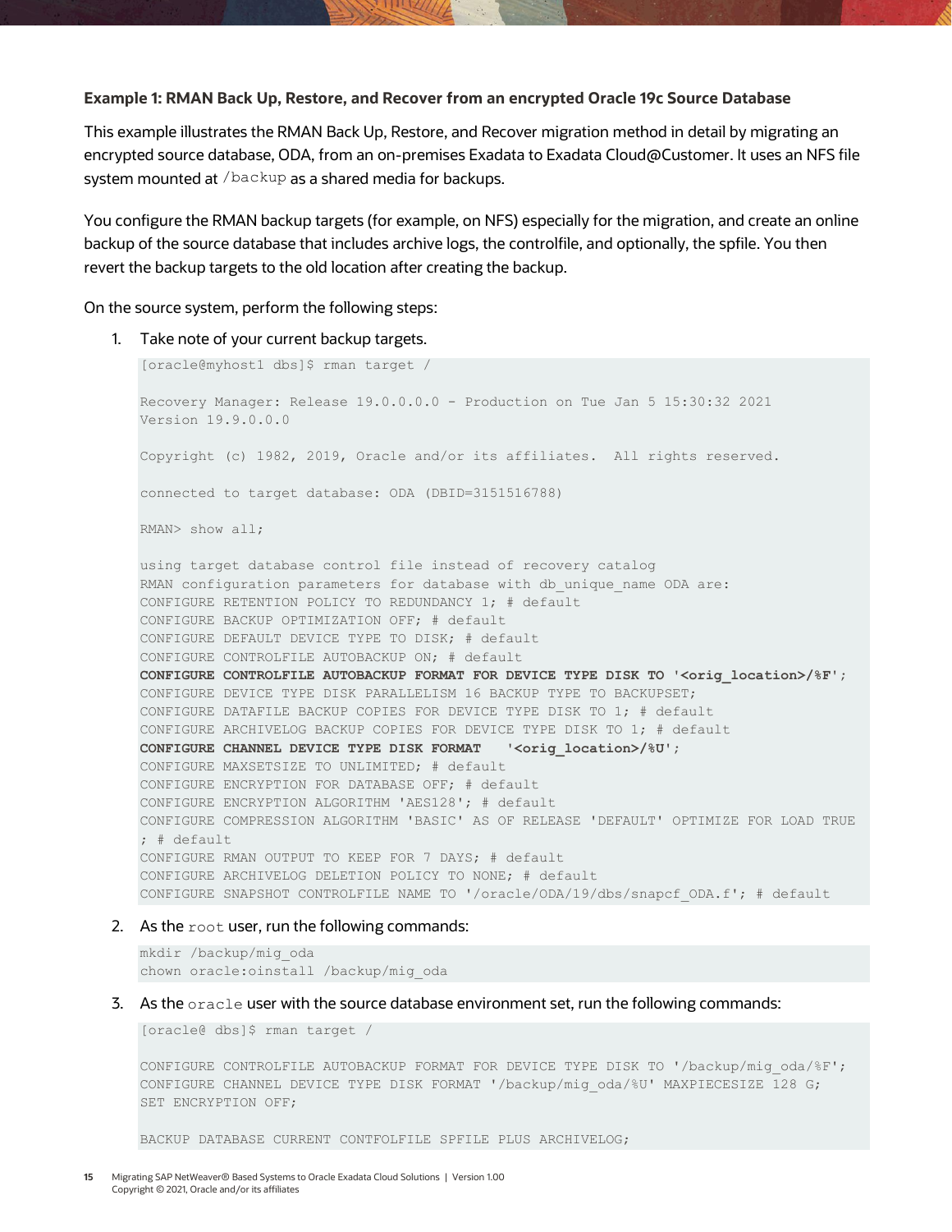**Example 1: RMAN Back Up, Restore, and Recover from an encrypted Oracle 19c Source Database**

This example illustrates the RMAN Back Up, Restore, and Recover migration method in detail by migrating an encrypted source database, ODA, from an on-premises Exadata to Exadata Cloud@Customer. It uses an NFS file system mounted at `/backup` as a shared media for backups.

You configure the RMAN backup targets (for example, on NFS) especially for the migration, and create an online backup of the source database that includes archive logs, the controlfile, and optionally, the spfile. You then revert the backup targets to the old location after creating the backup.

On the source system, perform the following steps:

1. Take note of your current backup targets.

```
[oracle@myhost1 dbs]$ rman target /

Recovery Manager: Release 19.0.0.0.0 - Production on Tue Jan 5 15:30:32 2021
Version 19.9.0.0.0

Copyright (c) 1982, 2019, Oracle and/or its affiliates.  All rights reserved.

connected to target database: ODA (DBID=3151516788)

RMAN> show all;

using target database control file instead of recovery catalog
RMAN configuration parameters for database with db_unique_name ODA are:
CONFIGURE RETENTION POLICY TO REDUNDANCY 1; # default
CONFIGURE BACKUP OPTIMIZATION OFF; # default
CONFIGURE DEFAULT DEVICE TYPE TO DISK; # default
CONFIGURE CONTROLFILE AUTOBACKUP ON; # default
CONFIGURE CONTROLFILE AUTOBACKUP FORMAT FOR DEVICE TYPE DISK TO '<orig_location>/%F';
CONFIGURE DEVICE TYPE DISK PARALLELISM 16 BACKUP TYPE TO BACKUPSET;
CONFIGURE DATAFILE BACKUP COPIES FOR DEVICE TYPE DISK TO 1; # default
CONFIGURE ARCHIVELOG BACKUP COPIES FOR DEVICE TYPE DISK TO 1; # default
CONFIGURE CHANNEL DEVICE TYPE DISK FORMAT   '<orig_location>/%U';
CONFIGURE MAXSETSIZE TO UNLIMITED; # default
CONFIGURE ENCRYPTION FOR DATABASE OFF; # default
CONFIGURE ENCRYPTION ALGORITHM 'AES128'; # default
CONFIGURE COMPRESSION ALGORITHM 'BASIC' AS OF RELEASE 'DEFAULT' OPTIMIZE FOR LOAD TRUE
; # default
CONFIGURE RMAN OUTPUT TO KEEP FOR 7 DAYS; # default
CONFIGURE ARCHIVELOG DELETION POLICY TO NONE; # default
CONFIGURE SNAPSHOT CONTROLFILE NAME TO '/oracle/ODA/19/dbs/snapcf_ODA.f'; # default
```

2. As the `root` user, run the following commands:

```
mkdir /backup/mig_oda
chown oracle:oinstall /backup/mig_oda
```

3. As the `oracle` user with the source database environment set, run the following commands:

```
[oracle@ dbs]$ rman target /

CONFIGURE CONTROLFILE AUTOBACKUP FORMAT FOR DEVICE TYPE DISK TO '/backup/mig_oda/%F';
CONFIGURE CHANNEL DEVICE TYPE DISK FORMAT '/backup/mig_oda/%U' MAXPIECESIZE 128 G;
SET ENCRYPTION OFF;

BACKUP DATABASE CURRENT CONTFOLFILE SPFILE PLUS ARCHIVELOG;
```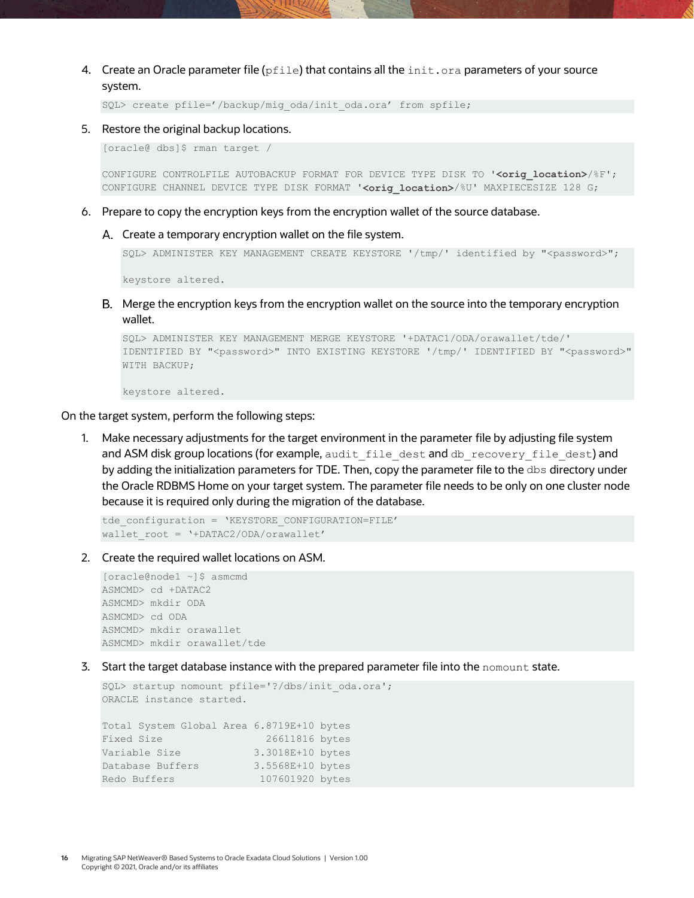4. Create an Oracle parameter file (`pfile`) that contains all the `init.ora` parameters of your source system.

```
SQL> create pfile='/backup/mig_oda/init_oda.ora' from spfile;
```

5. Restore the original backup locations.

```
[oracle@ dbs]$ rman target /

CONFIGURE CONTROLFILE AUTOBACKUP FORMAT FOR DEVICE TYPE DISK TO '<orig_location>/%F';
CONFIGURE CHANNEL DEVICE TYPE DISK FORMAT '<orig_location>/%U' MAXPIECESIZE 128 G;
```

6. Prepare to copy the encryption keys from the encryption wallet of the source database.

   A. Create a temporary encryption wallet on the file system.

   ```
   SQL> ADMINISTER KEY MANAGEMENT CREATE KEYSTORE '/tmp/' identified by "<password>";

   keystore altered.
   ```

   B. Merge the encryption keys from the encryption wallet on the source into the temporary encryption wallet.

   ```
   SQL> ADMINISTER KEY MANAGEMENT MERGE KEYSTORE '+DATAC1/ODA/orawallet/tde/'
   IDENTIFIED BY "<password>" INTO EXISTING KEYSTORE '/tmp/' IDENTIFIED BY "<password>"
   WITH BACKUP;

   keystore altered.
   ```

On the target system, perform the following steps:

1. Make necessary adjustments for the target environment in the parameter file by adjusting file system and ASM disk group locations (for example, `audit_file_dest` and `db_recovery_file_dest`) and by adding the initialization parameters for TDE. Then, copy the parameter file to the `dbs` directory under the Oracle RDBMS Home on your target system. The parameter file needs to be only on one cluster node because it is required only during the migration of the database.

```
tde_configuration = 'KEYSTORE_CONFIGURATION=FILE'
wallet_root = '+DATAC2/ODA/orawallet'
```

2. Create the required wallet locations on ASM.

```
[oracle@node1 ~]$ asmcmd
ASMCMD> cd +DATAC2
ASMCMD> mkdir ODA
ASMCMD> cd ODA
ASMCMD> mkdir orawallet
ASMCMD> mkdir orawallet/tde
```

3. Start the target database instance with the prepared parameter file into the `nomount` state.

```
SQL> startup nomount pfile='?/dbs/init_oda.ora';
ORACLE instance started.

Total System Global Area 6.8719E+10 bytes
Fixed Size                 26611816 bytes
Variable Size             3.3018E+10 bytes
Database Buffers          3.5568E+10 bytes
Redo Buffers              107601920 bytes
```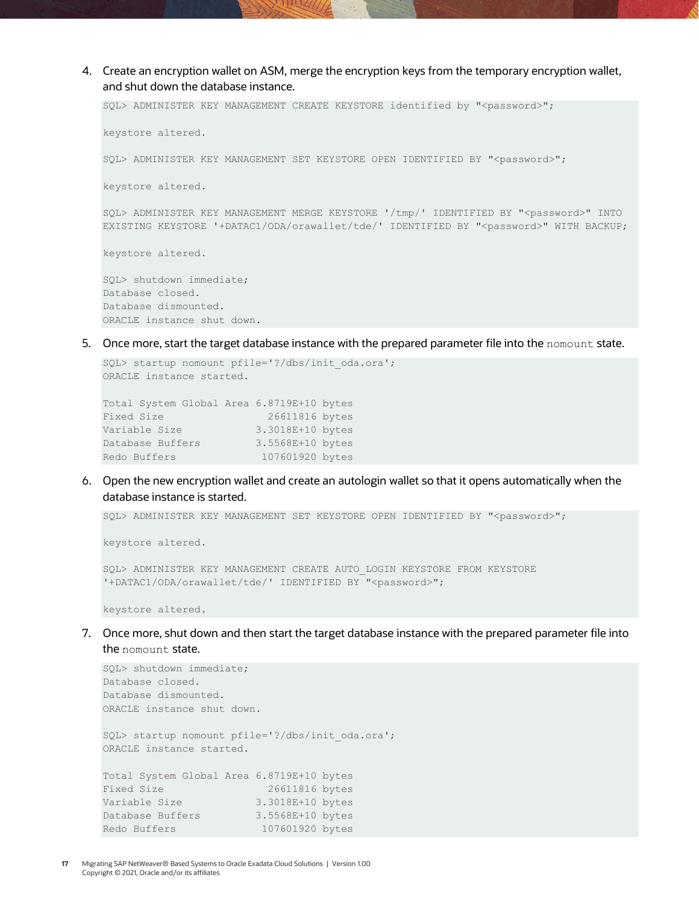4. Create an encryption wallet on ASM, merge the encryption keys from the temporary encryption wallet, and shut down the database instance.

```
SQL> ADMINISTER KEY MANAGEMENT CREATE KEYSTORE identified by "<password>";

keystore altered.

SQL> ADMINISTER KEY MANAGEMENT SET KEYSTORE OPEN IDENTIFIED BY "<password>";

keystore altered.

SQL> ADMINISTER KEY MANAGEMENT MERGE KEYSTORE '/tmp/' IDENTIFIED BY "<password>" INTO
EXISTING KEYSTORE '+DATAC1/ODA/orawallet/tde/' IDENTIFIED BY "<password>" WITH BACKUP;

keystore altered.

SQL> shutdown immediate;
Database closed.
Database dismounted.
ORACLE instance shut down.
```

5. Once more, start the target database instance with the prepared parameter file into the `nomount` state.

```
SQL> startup nomount pfile='?/dbs/init_oda.ora';
ORACLE instance started.

Total System Global Area 6.8719E+10 bytes
Fixed Size                26611816 bytes
Variable Size            3.3018E+10 bytes
Database Buffers         3.5568E+10 bytes
Redo Buffers              107601920 bytes
```

6. Open the new encryption wallet and create an autologin wallet so that it opens automatically when the database instance is started.

```
SQL> ADMINISTER KEY MANAGEMENT SET KEYSTORE OPEN IDENTIFIED BY "<password>";

keystore altered.

SQL> ADMINISTER KEY MANAGEMENT CREATE AUTO_LOGIN KEYSTORE FROM KEYSTORE
'+DATAC1/ODA/orawallet/tde/' IDENTIFIED BY "<password>";

keystore altered.
```

7. Once more, shut down and then start the target database instance with the prepared parameter file into the `nomount` state.

```
SQL> shutdown immediate;
Database closed.
Database dismounted.
ORACLE instance shut down.

SQL> startup nomount pfile='?/dbs/init_oda.ora';
ORACLE instance started.

Total System Global Area 6.8719E+10 bytes
Fixed Size                26611816 bytes
Variable Size            3.3018E+10 bytes
Database Buffers         3.5568E+10 bytes
Redo Buffers              107601920 bytes
```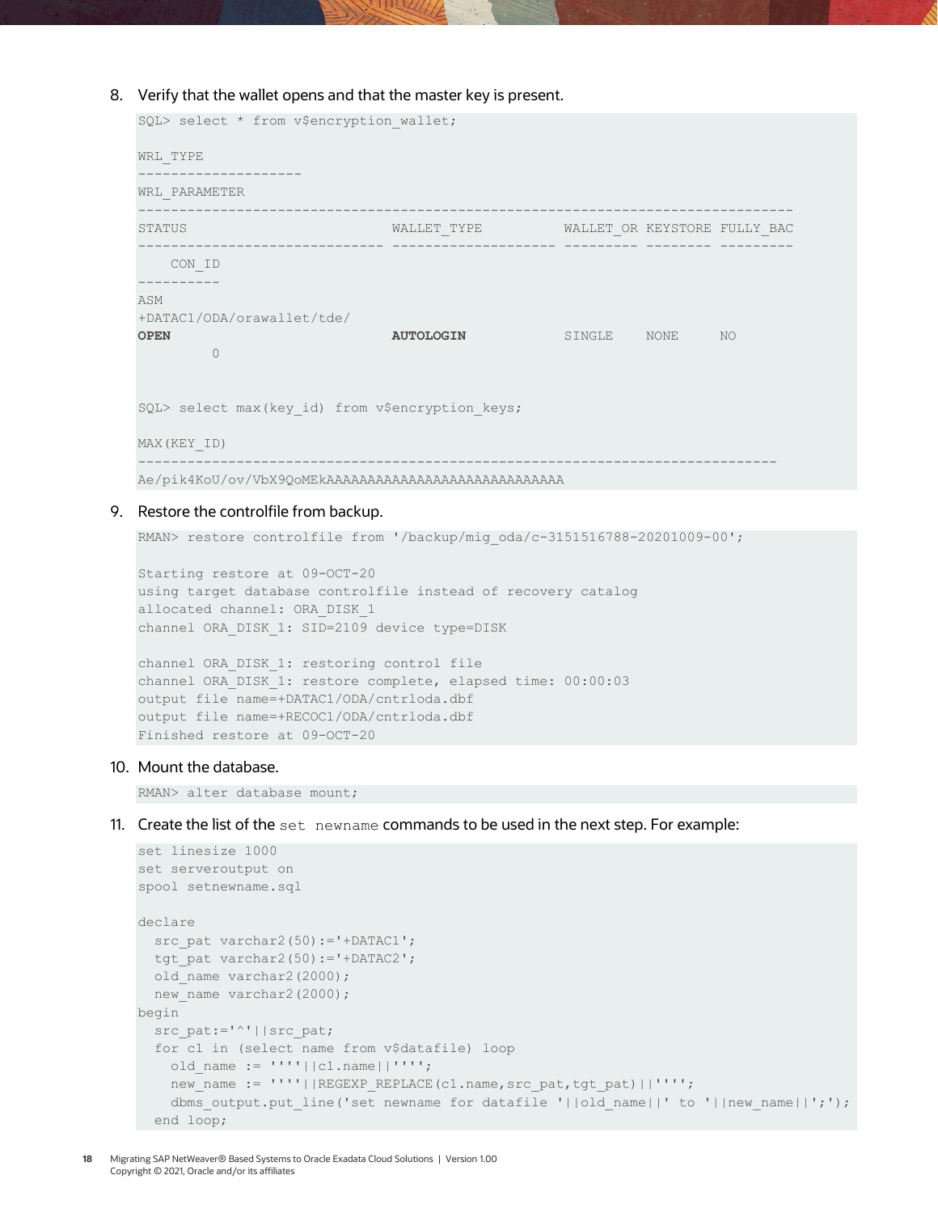8. Verify that the wallet opens and that the master key is present.

```
SQL> select * from v$encryption_wallet;

WRL_TYPE
--------------------
WRL_PARAMETER
--------------------------------------------------------------------------------
STATUS                         WALLET_TYPE          WALLET_OR KEYSTORE FULLY_BAC
------------------------------ -------------------- --------- -------- ---------
    CON_ID
----------
ASM
+DATAC1/ODA/orawallet/tde/
OPEN                           AUTOLOGIN            SINGLE    NONE     NO
         0


SQL> select max(key_id) from v$encryption_keys;

MAX(KEY_ID)
------------------------------------------------------------------------------
Ae/pik4KoU/ov/VbX9QoMEkAAAAAAAAAAAAAAAAAAAAAAAAAAAAA
```

9. Restore the controlfile from backup.

```
RMAN> restore controlfile from '/backup/mig_oda/c-3151516788-20201009-00';

Starting restore at 09-OCT-20
using target database controlfile instead of recovery catalog
allocated channel: ORA_DISK_1
channel ORA_DISK_1: SID=2109 device type=DISK

channel ORA_DISK_1: restoring control file
channel ORA_DISK_1: restore complete, elapsed time: 00:00:03
output file name=+DATAC1/ODA/cntrloda.dbf
output file name=+RECOC1/ODA/cntrloda.dbf
Finished restore at 09-OCT-20
```

10. Mount the database.

```
RMAN> alter database mount;
```

11. Create the list of the `set newname` commands to be used in the next step. For example:

```
set linesize 1000
set serveroutput on
spool setnewname.sql

declare
  src_pat varchar2(50):='+DATAC1';
  tgt_pat varchar2(50):='+DATAC2';
  old_name varchar2(2000);
  new_name varchar2(2000);
begin
  src_pat:='^'||src_pat;
  for c1 in (select name from v$datafile) loop
    old_name := ''''||c1.name||'''';
    new_name := ''''||REGEXP_REPLACE(c1.name,src_pat,tgt_pat)||'''';
    dbms_output.put_line('set newname for datafile '||old_name||' to '||new_name||';');
  end loop;
```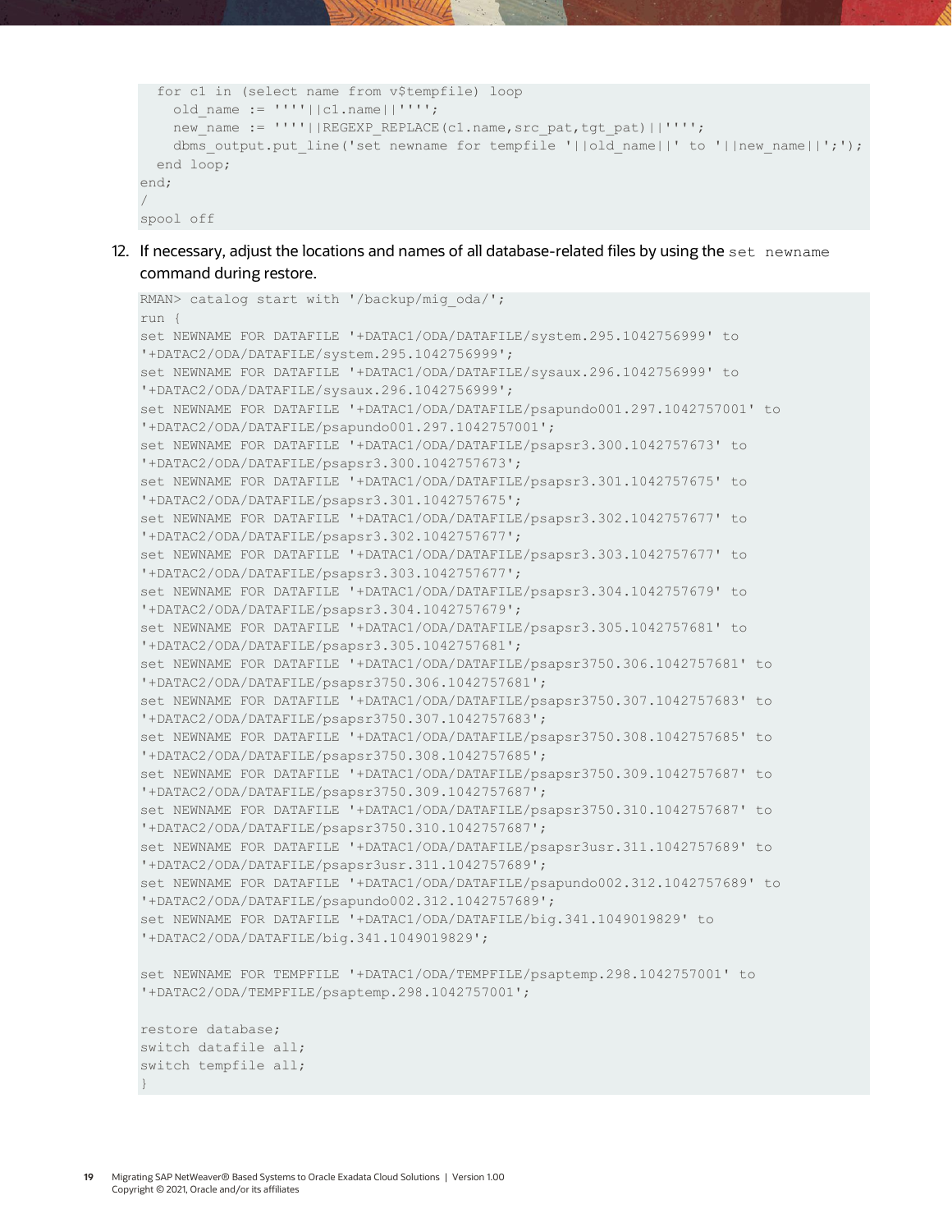```
  for c1 in (select name from v$tempfile) loop
    old_name := ''''||c1.name||'''';
    new_name := ''''||REGEXP_REPLACE(c1.name,src_pat,tgt_pat)||'''';
    dbms_output.put_line('set newname for tempfile '||old_name||' to '||new_name||';');
  end loop;
end;
/
spool off
```

12. If necessary, adjust the locations and names of all database-related files by using the `set newname` command during restore.

```
RMAN> catalog start with '/backup/mig_oda/';
run {
set NEWNAME FOR DATAFILE '+DATAC1/ODA/DATAFILE/system.295.1042756999' to
'+DATAC2/ODA/DATAFILE/system.295.1042756999';
set NEWNAME FOR DATAFILE '+DATAC1/ODA/DATAFILE/sysaux.296.1042756999' to
'+DATAC2/ODA/DATAFILE/sysaux.296.1042756999';
set NEWNAME FOR DATAFILE '+DATAC1/ODA/DATAFILE/psapundo001.297.1042757001' to
'+DATAC2/ODA/DATAFILE/psapundo001.297.1042757001';
set NEWNAME FOR DATAFILE '+DATAC1/ODA/DATAFILE/psapsr3.300.1042757673' to
'+DATAC2/ODA/DATAFILE/psapsr3.300.1042757673';
set NEWNAME FOR DATAFILE '+DATAC1/ODA/DATAFILE/psapsr3.301.1042757675' to
'+DATAC2/ODA/DATAFILE/psapsr3.301.1042757675';
set NEWNAME FOR DATAFILE '+DATAC1/ODA/DATAFILE/psapsr3.302.1042757677' to
'+DATAC2/ODA/DATAFILE/psapsr3.302.1042757677';
set NEWNAME FOR DATAFILE '+DATAC1/ODA/DATAFILE/psapsr3.303.1042757677' to
'+DATAC2/ODA/DATAFILE/psapsr3.303.1042757677';
set NEWNAME FOR DATAFILE '+DATAC1/ODA/DATAFILE/psapsr3.304.1042757679' to
'+DATAC2/ODA/DATAFILE/psapsr3.304.1042757679';
set NEWNAME FOR DATAFILE '+DATAC1/ODA/DATAFILE/psapsr3.305.1042757681' to
'+DATAC2/ODA/DATAFILE/psapsr3.305.1042757681';
set NEWNAME FOR DATAFILE '+DATAC1/ODA/DATAFILE/psapsr3750.306.1042757681' to
'+DATAC2/ODA/DATAFILE/psapsr3750.306.1042757681';
set NEWNAME FOR DATAFILE '+DATAC1/ODA/DATAFILE/psapsr3750.307.1042757683' to
'+DATAC2/ODA/DATAFILE/psapsr3750.307.1042757683';
set NEWNAME FOR DATAFILE '+DATAC1/ODA/DATAFILE/psapsr3750.308.1042757685' to
'+DATAC2/ODA/DATAFILE/psapsr3750.308.1042757685';
set NEWNAME FOR DATAFILE '+DATAC1/ODA/DATAFILE/psapsr3750.309.1042757687' to
'+DATAC2/ODA/DATAFILE/psapsr3750.309.1042757687';
set NEWNAME FOR DATAFILE '+DATAC1/ODA/DATAFILE/psapsr3750.310.1042757687' to
'+DATAC2/ODA/DATAFILE/psapsr3750.310.1042757687';
set NEWNAME FOR DATAFILE '+DATAC1/ODA/DATAFILE/psapsr3usr.311.1042757689' to
'+DATAC2/ODA/DATAFILE/psapsr3usr.311.1042757689';
set NEWNAME FOR DATAFILE '+DATAC1/ODA/DATAFILE/psapundo002.312.1042757689' to
'+DATAC2/ODA/DATAFILE/psapundo002.312.1042757689';
set NEWNAME FOR DATAFILE '+DATAC1/ODA/DATAFILE/big.341.1049019829' to
'+DATAC2/ODA/DATAFILE/big.341.1049019829';

set NEWNAME FOR TEMPFILE '+DATAC1/ODA/TEMPFILE/psaptemp.298.1042757001' to
'+DATAC2/ODA/TEMPFILE/psaptemp.298.1042757001';

restore database;
switch datafile all;
switch tempfile all;
}
```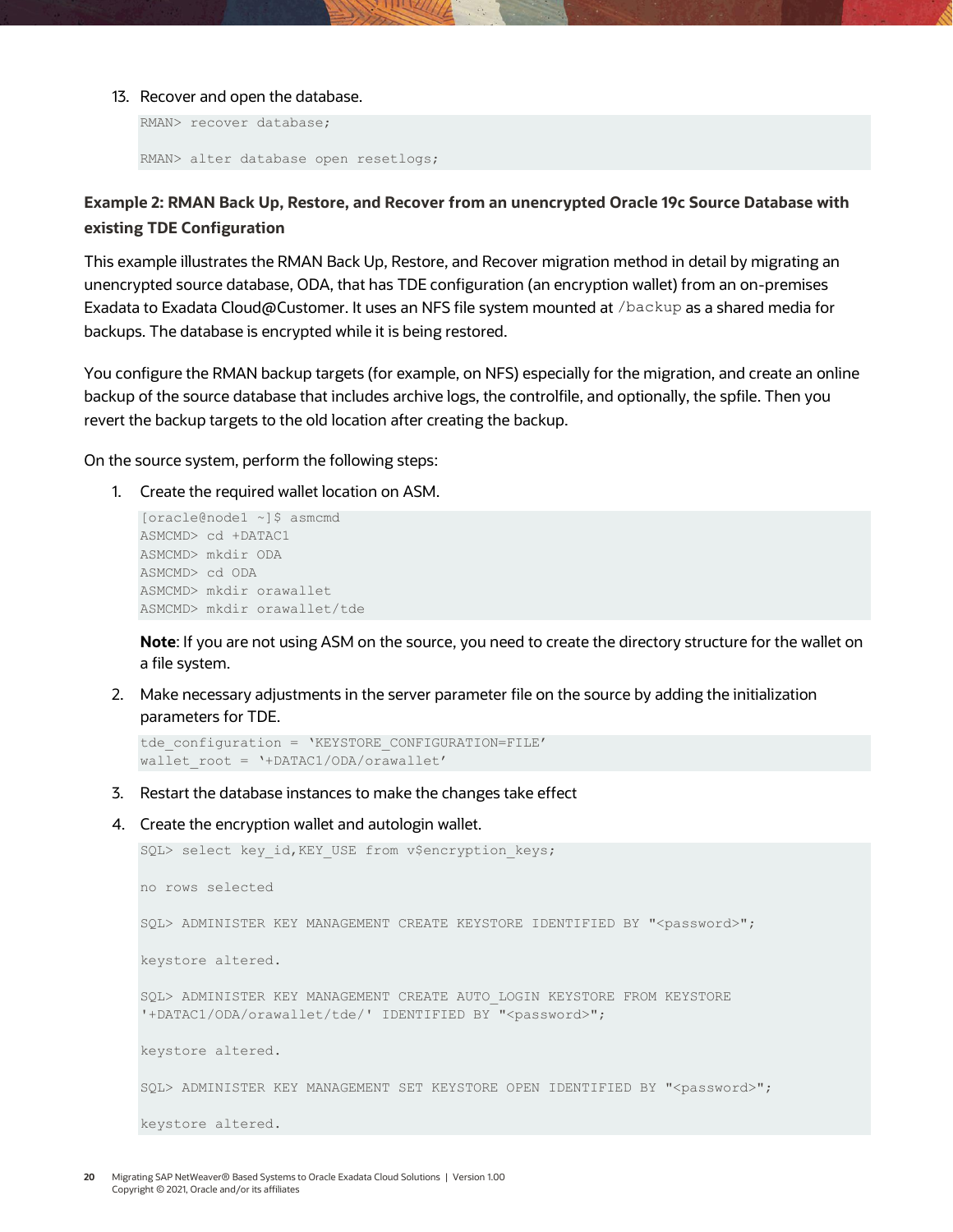13. Recover and open the database.

```
RMAN> recover database;

RMAN> alter database open resetlogs;
```

### Example 2: RMAN Back Up, Restore, and Recover from an unencrypted Oracle 19c Source Database with existing TDE Configuration

This example illustrates the RMAN Back Up, Restore, and Recover migration method in detail by migrating an unencrypted source database, ODA, that has TDE configuration (an encryption wallet) from an on-premises Exadata to Exadata Cloud@Customer. It uses an NFS file system mounted at `/backup` as a shared media for backups. The database is encrypted while it is being restored.

You configure the RMAN backup targets (for example, on NFS) especially for the migration, and create an online backup of the source database that includes archive logs, the controlfile, and optionally, the spfile. Then you revert the backup targets to the old location after creating the backup.

On the source system, perform the following steps:

1. Create the required wallet location on ASM.

```
[oracle@node1 ~]$ asmcmd
ASMCMD> cd +DATAC1
ASMCMD> mkdir ODA
ASMCMD> cd ODA
ASMCMD> mkdir orawallet
ASMCMD> mkdir orawallet/tde
```

**Note**: If you are not using ASM on the source, you need to create the directory structure for the wallet on a file system.

2. Make necessary adjustments in the server parameter file on the source by adding the initialization parameters for TDE.

```
tde_configuration = 'KEYSTORE_CONFIGURATION=FILE'
wallet_root = '+DATAC1/ODA/orawallet'
```

3. Restart the database instances to make the changes take effect

4. Create the encryption wallet and autologin wallet.

```
SQL> select key_id,KEY_USE from v$encryption_keys;

no rows selected

SQL> ADMINISTER KEY MANAGEMENT CREATE KEYSTORE IDENTIFIED BY "<password>";

keystore altered.

SQL> ADMINISTER KEY MANAGEMENT CREATE AUTO_LOGIN KEYSTORE FROM KEYSTORE
'+DATAC1/ODA/orawallet/tde/' IDENTIFIED BY "<password>";

keystore altered.

SQL> ADMINISTER KEY MANAGEMENT SET KEYSTORE OPEN IDENTIFIED BY "<password>";

keystore altered.
```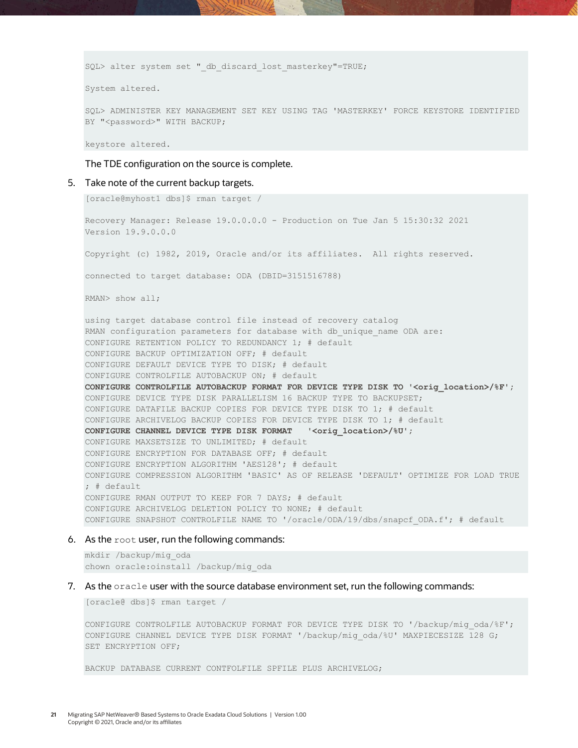```
SQL> alter system set "_db_discard_lost_masterkey"=TRUE;

System altered.

SQL> ADMINISTER KEY MANAGEMENT SET KEY USING TAG 'MASTERKEY' FORCE KEYSTORE IDENTIFIED
BY "<password>" WITH BACKUP;

keystore altered.
```

The TDE configuration on the source is complete.

5. Take note of the current backup targets.

```
[oracle@myhost1 dbs]$ rman target /

Recovery Manager: Release 19.0.0.0.0 - Production on Tue Jan 5 15:30:32 2021
Version 19.9.0.0.0

Copyright (c) 1982, 2019, Oracle and/or its affiliates.  All rights reserved.

connected to target database: ODA (DBID=3151516788)

RMAN> show all;

using target database control file instead of recovery catalog
RMAN configuration parameters for database with db_unique_name ODA are:
CONFIGURE RETENTION POLICY TO REDUNDANCY 1; # default
CONFIGURE BACKUP OPTIMIZATION OFF; # default
CONFIGURE DEFAULT DEVICE TYPE TO DISK; # default
CONFIGURE CONTROLFILE AUTOBACKUP ON; # default
CONFIGURE CONTROLFILE AUTOBACKUP FORMAT FOR DEVICE TYPE DISK TO '<orig_location>/%F';
CONFIGURE DEVICE TYPE DISK PARALLELISM 16 BACKUP TYPE TO BACKUPSET;
CONFIGURE DATAFILE BACKUP COPIES FOR DEVICE TYPE DISK TO 1; # default
CONFIGURE ARCHIVELOG BACKUP COPIES FOR DEVICE TYPE DISK TO 1; # default
CONFIGURE CHANNEL DEVICE TYPE DISK FORMAT   '<orig_location>/%U';
CONFIGURE MAXSETSIZE TO UNLIMITED; # default
CONFIGURE ENCRYPTION FOR DATABASE OFF; # default
CONFIGURE ENCRYPTION ALGORITHM 'AES128'; # default
CONFIGURE COMPRESSION ALGORITHM 'BASIC' AS OF RELEASE 'DEFAULT' OPTIMIZE FOR LOAD TRUE
; # default
CONFIGURE RMAN OUTPUT TO KEEP FOR 7 DAYS; # default
CONFIGURE ARCHIVELOG DELETION POLICY TO NONE; # default
CONFIGURE SNAPSHOT CONTROLFILE NAME TO '/oracle/ODA/19/dbs/snapcf_ODA.f'; # default
```

6. As the `root` user, run the following commands:

```
mkdir /backup/mig_oda
chown oracle:oinstall /backup/mig_oda
```

7. As the `oracle` user with the source database environment set, run the following commands:

```
[oracle@ dbs]$ rman target /

CONFIGURE CONTROLFILE AUTOBACKUP FORMAT FOR DEVICE TYPE DISK TO '/backup/mig_oda/%F';
CONFIGURE CHANNEL DEVICE TYPE DISK FORMAT '/backup/mig_oda/%U' MAXPIECESIZE 128 G;
SET ENCRYPTION OFF;

BACKUP DATABASE CURRENT CONTFOLFILE SPFILE PLUS ARCHIVELOG;
```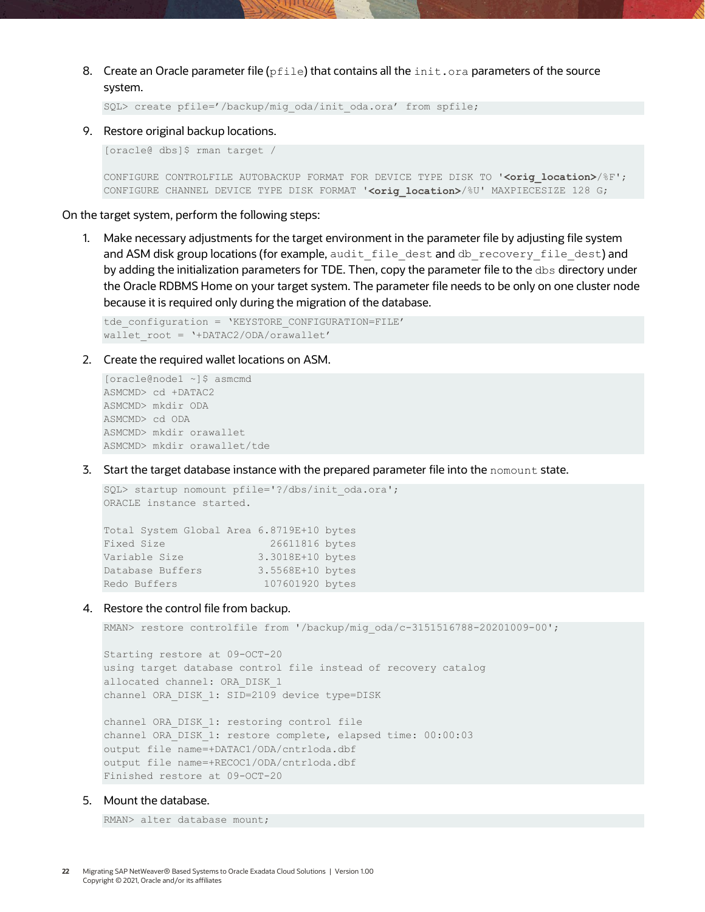8. Create an Oracle parameter file (`pfile`) that contains all the `init.ora` parameters of the source system.

```
SQL> create pfile='/backup/mig_oda/init_oda.ora' from spfile;
```

9. Restore original backup locations.

```
[oracle@ dbs]$ rman target /

CONFIGURE CONTROLFILE AUTOBACKUP FORMAT FOR DEVICE TYPE DISK TO '<orig_location>/%F';
CONFIGURE CHANNEL DEVICE TYPE DISK FORMAT '<orig_location>/%U' MAXPIECESIZE 128 G;
```

On the target system, perform the following steps:

1. Make necessary adjustments for the target environment in the parameter file by adjusting file system and ASM disk group locations (for example, `audit_file_dest` and `db_recovery_file_dest`) and by adding the initialization parameters for TDE. Then, copy the parameter file to the `dbs` directory under the Oracle RDBMS Home on your target system. The parameter file needs to be only on one cluster node because it is required only during the migration of the database.

```
tde_configuration = 'KEYSTORE_CONFIGURATION=FILE'
wallet_root = '+DATAC2/ODA/orawallet'
```

2. Create the required wallet locations on ASM.

```
[oracle@node1 ~]$ asmcmd
ASMCMD> cd +DATAC2
ASMCMD> mkdir ODA
ASMCMD> cd ODA
ASMCMD> mkdir orawallet
ASMCMD> mkdir orawallet/tde
```

3. Start the target database instance with the prepared parameter file into the `nomount` state.

```
SQL> startup nomount pfile='?/dbs/init_oda.ora';
ORACLE instance started.

Total System Global Area 6.8719E+10 bytes
Fixed Size                 26611816 bytes
Variable Size            3.3018E+10 bytes
Database Buffers         3.5568E+10 bytes
Redo Buffers              107601920 bytes
```

4. Restore the control file from backup.

```
RMAN> restore controlfile from '/backup/mig_oda/c-3151516788-20201009-00';

Starting restore at 09-OCT-20
using target database control file instead of recovery catalog
allocated channel: ORA_DISK_1
channel ORA_DISK_1: SID=2109 device type=DISK

channel ORA_DISK_1: restoring control file
channel ORA_DISK_1: restore complete, elapsed time: 00:00:03
output file name=+DATAC1/ODA/cntrloda.dbf
output file name=+RECOC1/ODA/cntrloda.dbf
Finished restore at 09-OCT-20
```

5. Mount the database.

```
RMAN> alter database mount;
```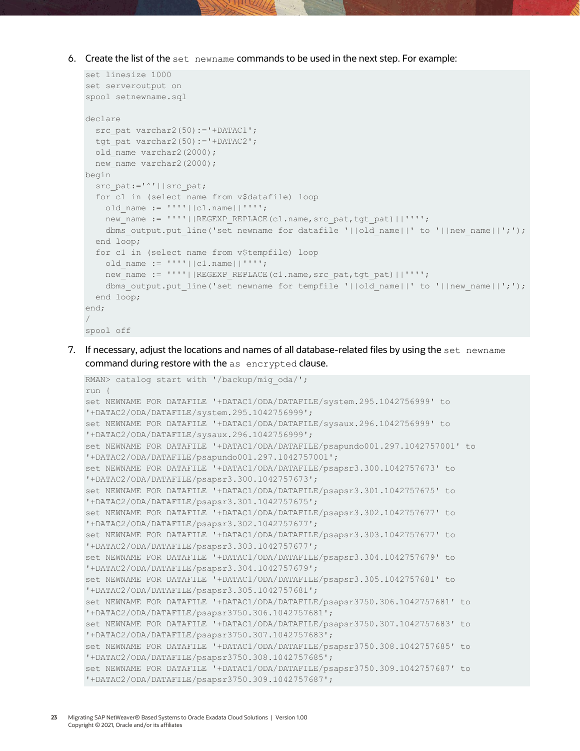6. Create the list of the `set newname` commands to be used in the next step. For example:

```
set linesize 1000
set serveroutput on
spool setnewname.sql

declare
  src_pat varchar2(50):='+DATAC1';
  tgt_pat varchar2(50):='+DATAC2';
  old_name varchar2(2000);
  new_name varchar2(2000);
begin
  src_pat:='^'||src_pat;
  for c1 in (select name from v$datafile) loop
    old_name := ''''||c1.name||'''';
    new_name := ''''||REGEXP_REPLACE(c1.name,src_pat,tgt_pat)||'''';
    dbms_output.put_line('set newname for datafile '||old_name||' to '||new_name||';');
  end loop;
  for c1 in (select name from v$tempfile) loop
    old_name := ''''||c1.name||'''';
    new_name := ''''||REGEXP_REPLACE(c1.name,src_pat,tgt_pat)||'''';
    dbms_output.put_line('set newname for tempfile '||old_name||' to '||new_name||';');
  end loop;
end;
/
spool off
```

7. If necessary, adjust the locations and names of all database-related files by using the `set newname` command during restore with the `as encrypted` clause.

```
RMAN> catalog start with '/backup/mig_oda/';
run {
set NEWNAME FOR DATAFILE '+DATAC1/ODA/DATAFILE/system.295.1042756999' to
'+DATAC2/ODA/DATAFILE/system.295.1042756999';
set NEWNAME FOR DATAFILE '+DATAC1/ODA/DATAFILE/sysaux.296.1042756999' to
'+DATAC2/ODA/DATAFILE/sysaux.296.1042756999';
set NEWNAME FOR DATAFILE '+DATAC1/ODA/DATAFILE/psapundo001.297.1042757001' to
'+DATAC2/ODA/DATAFILE/psapundo001.297.1042757001';
set NEWNAME FOR DATAFILE '+DATAC1/ODA/DATAFILE/psapsr3.300.1042757673' to
'+DATAC2/ODA/DATAFILE/psapsr3.300.1042757673';
set NEWNAME FOR DATAFILE '+DATAC1/ODA/DATAFILE/psapsr3.301.1042757675' to
'+DATAC2/ODA/DATAFILE/psapsr3.301.1042757675';
set NEWNAME FOR DATAFILE '+DATAC1/ODA/DATAFILE/psapsr3.302.1042757677' to
'+DATAC2/ODA/DATAFILE/psapsr3.302.1042757677';
set NEWNAME FOR DATAFILE '+DATAC1/ODA/DATAFILE/psapsr3.303.1042757677' to
'+DATAC2/ODA/DATAFILE/psapsr3.303.1042757677';
set NEWNAME FOR DATAFILE '+DATAC1/ODA/DATAFILE/psapsr3.304.1042757679' to
'+DATAC2/ODA/DATAFILE/psapsr3.304.1042757679';
set NEWNAME FOR DATAFILE '+DATAC1/ODA/DATAFILE/psapsr3.305.1042757681' to
'+DATAC2/ODA/DATAFILE/psapsr3.305.1042757681';
set NEWNAME FOR DATAFILE '+DATAC1/ODA/DATAFILE/psapsr3750.306.1042757681' to
'+DATAC2/ODA/DATAFILE/psapsr3750.306.1042757681';
set NEWNAME FOR DATAFILE '+DATAC1/ODA/DATAFILE/psapsr3750.307.1042757683' to
'+DATAC2/ODA/DATAFILE/psapsr3750.307.1042757683';
set NEWNAME FOR DATAFILE '+DATAC1/ODA/DATAFILE/psapsr3750.308.1042757685' to
'+DATAC2/ODA/DATAFILE/psapsr3750.308.1042757685';
set NEWNAME FOR DATAFILE '+DATAC1/ODA/DATAFILE/psapsr3750.309.1042757687' to
'+DATAC2/ODA/DATAFILE/psapsr3750.309.1042757687';
```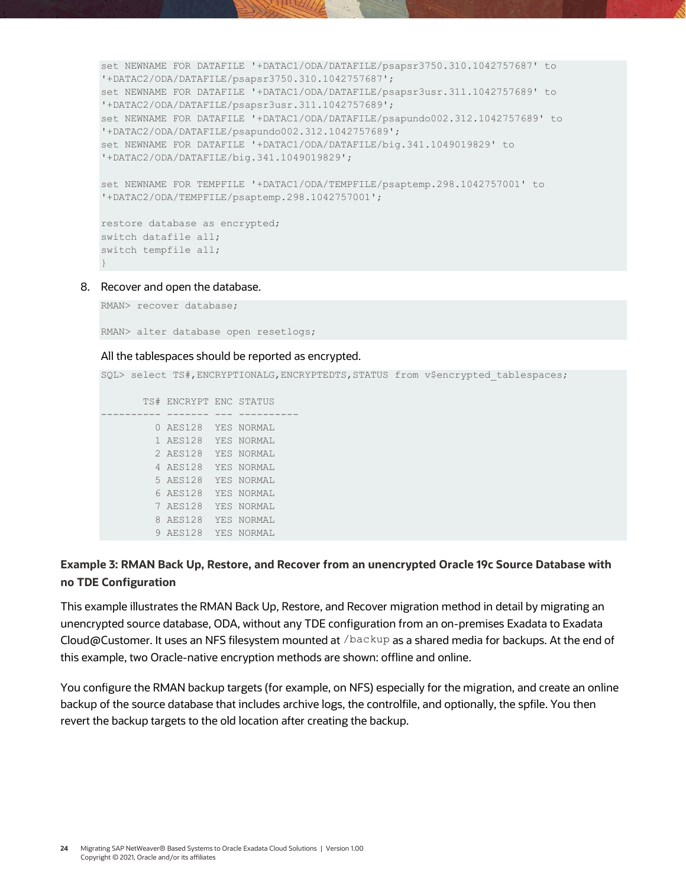```
set NEWNAME FOR DATAFILE '+DATAC1/ODA/DATAFILE/psapsr3750.310.1042757687' to
'+DATAC2/ODA/DATAFILE/psapsr3750.310.1042757687';
set NEWNAME FOR DATAFILE '+DATAC1/ODA/DATAFILE/psapsr3usr.311.1042757689' to
'+DATAC2/ODA/DATAFILE/psapsr3usr.311.1042757689';
set NEWNAME FOR DATAFILE '+DATAC1/ODA/DATAFILE/psapundo002.312.1042757689' to
'+DATAC2/ODA/DATAFILE/psapundo002.312.1042757689';
set NEWNAME FOR DATAFILE '+DATAC1/ODA/DATAFILE/big.341.1049019829' to
'+DATAC2/ODA/DATAFILE/big.341.1049019829';

set NEWNAME FOR TEMPFILE '+DATAC1/ODA/TEMPFILE/psaptemp.298.1042757001' to
'+DATAC2/ODA/TEMPFILE/psaptemp.298.1042757001';

restore database as encrypted;
switch datafile all;
switch tempfile all;
}
```

8. Recover and open the database.

```
RMAN> recover database;

RMAN> alter database open resetlogs;
```

All the tablespaces should be reported as encrypted.

```
SQL> select TS#,ENCRYPTIONALG,ENCRYPTEDTS,STATUS from v$encrypted_tablespaces;

       TS# ENCRYPT ENC STATUS
---------- ------- --- ----------
         0 AES128  YES NORMAL
         1 AES128  YES NORMAL
         2 AES128  YES NORMAL
         4 AES128  YES NORMAL
         5 AES128  YES NORMAL
         6 AES128  YES NORMAL
         7 AES128  YES NORMAL
         8 AES128  YES NORMAL
         9 AES128  YES NORMAL
```

**Example 3: RMAN Back Up, Restore, and Recover from an unencrypted Oracle 19c Source Database with no TDE Configuration**

This example illustrates the RMAN Back Up, Restore, and Recover migration method in detail by migrating an unencrypted source database, ODA, without any TDE configuration from an on-premises Exadata to Exadata Cloud@Customer. It uses an NFS filesystem mounted at `/backup` as a shared media for backups. At the end of this example, two Oracle-native encryption methods are shown: offline and online.

You configure the RMAN backup targets (for example, on NFS) especially for the migration, and create an online backup of the source database that includes archive logs, the controlfile, and optionally, the spfile. You then revert the backup targets to the old location after creating the backup.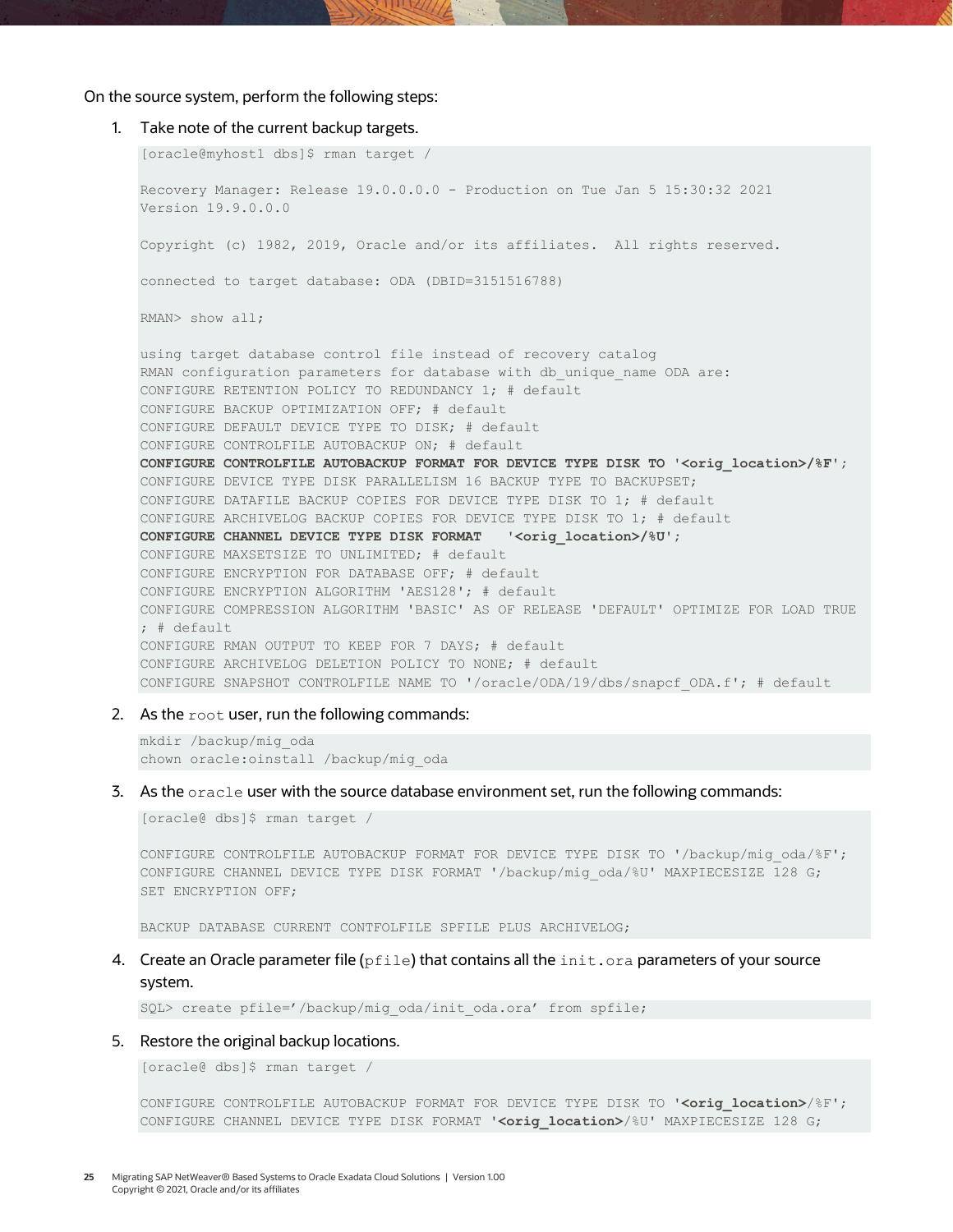On the source system, perform the following steps:

1. Take note of the current backup targets.

```
[oracle@myhost1 dbs]$ rman target /

Recovery Manager: Release 19.0.0.0.0 - Production on Tue Jan 5 15:30:32 2021
Version 19.9.0.0.0

Copyright (c) 1982, 2019, Oracle and/or its affiliates.  All rights reserved.

connected to target database: ODA (DBID=3151516788)

RMAN> show all;

using target database control file instead of recovery catalog
RMAN configuration parameters for database with db_unique_name ODA are:
CONFIGURE RETENTION POLICY TO REDUNDANCY 1; # default
CONFIGURE BACKUP OPTIMIZATION OFF; # default
CONFIGURE DEFAULT DEVICE TYPE TO DISK; # default
CONFIGURE CONTROLFILE AUTOBACKUP ON; # default
CONFIGURE CONTROLFILE AUTOBACKUP FORMAT FOR DEVICE TYPE DISK TO '<orig_location>/%F';
CONFIGURE DEVICE TYPE DISK PARALLELISM 16 BACKUP TYPE TO BACKUPSET;
CONFIGURE DATAFILE BACKUP COPIES FOR DEVICE TYPE DISK TO 1; # default
CONFIGURE ARCHIVELOG BACKUP COPIES FOR DEVICE TYPE DISK TO 1; # default
CONFIGURE CHANNEL DEVICE TYPE DISK FORMAT   '<orig_location>/%U';
CONFIGURE MAXSETSIZE TO UNLIMITED; # default
CONFIGURE ENCRYPTION FOR DATABASE OFF; # default
CONFIGURE ENCRYPTION ALGORITHM 'AES128'; # default
CONFIGURE COMPRESSION ALGORITHM 'BASIC' AS OF RELEASE 'DEFAULT' OPTIMIZE FOR LOAD TRUE
; # default
CONFIGURE RMAN OUTPUT TO KEEP FOR 7 DAYS; # default
CONFIGURE ARCHIVELOG DELETION POLICY TO NONE; # default
CONFIGURE SNAPSHOT CONTROLFILE NAME TO '/oracle/ODA/19/dbs/snapcf_ODA.f'; # default
```

2. As the `root` user, run the following commands:

```
mkdir /backup/mig_oda
chown oracle:oinstall /backup/mig_oda
```

3. As the `oracle` user with the source database environment set, run the following commands:

```
[oracle@ dbs]$ rman target /

CONFIGURE CONTROLFILE AUTOBACKUP FORMAT FOR DEVICE TYPE DISK TO '/backup/mig_oda/%F';
CONFIGURE CHANNEL DEVICE TYPE DISK FORMAT '/backup/mig_oda/%U' MAXPIECESIZE 128 G;
SET ENCRYPTION OFF;

BACKUP DATABASE CURRENT CONTFOLFILE SPFILE PLUS ARCHIVELOG;
```

4. Create an Oracle parameter file (`pfile`) that contains all the `init.ora` parameters of your source system.

```
SQL> create pfile='/backup/mig_oda/init_oda.ora' from spfile;
```

5. Restore the original backup locations.

```
[oracle@ dbs]$ rman target /

CONFIGURE CONTROLFILE AUTOBACKUP FORMAT FOR DEVICE TYPE DISK TO '<orig_location>/%F';
CONFIGURE CHANNEL DEVICE TYPE DISK FORMAT '<orig_location>/%U' MAXPIECESIZE 128 G;
```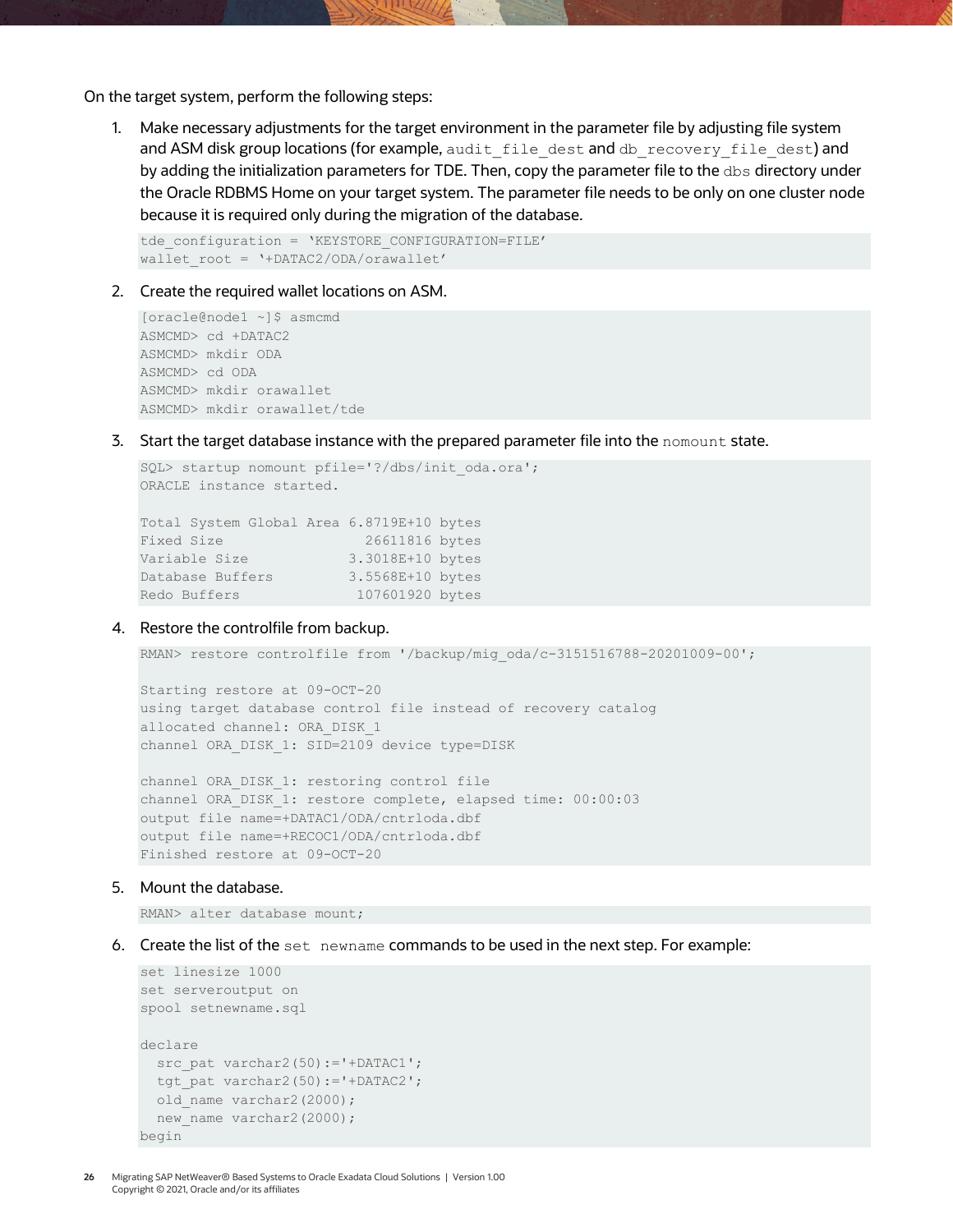On the target system, perform the following steps:

1. Make necessary adjustments for the target environment in the parameter file by adjusting file system and ASM disk group locations (for example, `audit_file_dest` and `db_recovery_file_dest`) and by adding the initialization parameters for TDE. Then, copy the parameter file to the `dbs` directory under the Oracle RDBMS Home on your target system. The parameter file needs to be only on one cluster node because it is required only during the migration of the database.

```
tde_configuration = 'KEYSTORE_CONFIGURATION=FILE'
wallet_root = '+DATAC2/ODA/orawallet'
```

2. Create the required wallet locations on ASM.

```
[oracle@node1 ~]$ asmcmd
ASMCMD> cd +DATAC2
ASMCMD> mkdir ODA
ASMCMD> cd ODA
ASMCMD> mkdir orawallet
ASMCMD> mkdir orawallet/tde
```

3. Start the target database instance with the prepared parameter file into the `nomount` state.

```
SQL> startup nomount pfile='?/dbs/init_oda.ora';
ORACLE instance started.

Total System Global Area 6.8719E+10 bytes
Fixed Size                 26611816 bytes
Variable Size            3.3018E+10 bytes
Database Buffers         3.5568E+10 bytes
Redo Buffers              107601920 bytes
```

4. Restore the controlfile from backup.

```
RMAN> restore controlfile from '/backup/mig_oda/c-3151516788-20201009-00';

Starting restore at 09-OCT-20
using target database control file instead of recovery catalog
allocated channel: ORA_DISK_1
channel ORA_DISK_1: SID=2109 device type=DISK

channel ORA_DISK_1: restoring control file
channel ORA_DISK_1: restore complete, elapsed time: 00:00:03
output file name=+DATAC1/ODA/cntrloda.dbf
output file name=+RECOC1/ODA/cntrloda.dbf
Finished restore at 09-OCT-20
```

5. Mount the database.

```
RMAN> alter database mount;
```

6. Create the list of the `set newname` commands to be used in the next step. For example:

```
set linesize 1000
set serveroutput on
spool setnewname.sql

declare
  src_pat varchar2(50):='+DATAC1';
  tgt_pat varchar2(50):='+DATAC2';
  old_name varchar2(2000);
  new_name varchar2(2000);
begin
```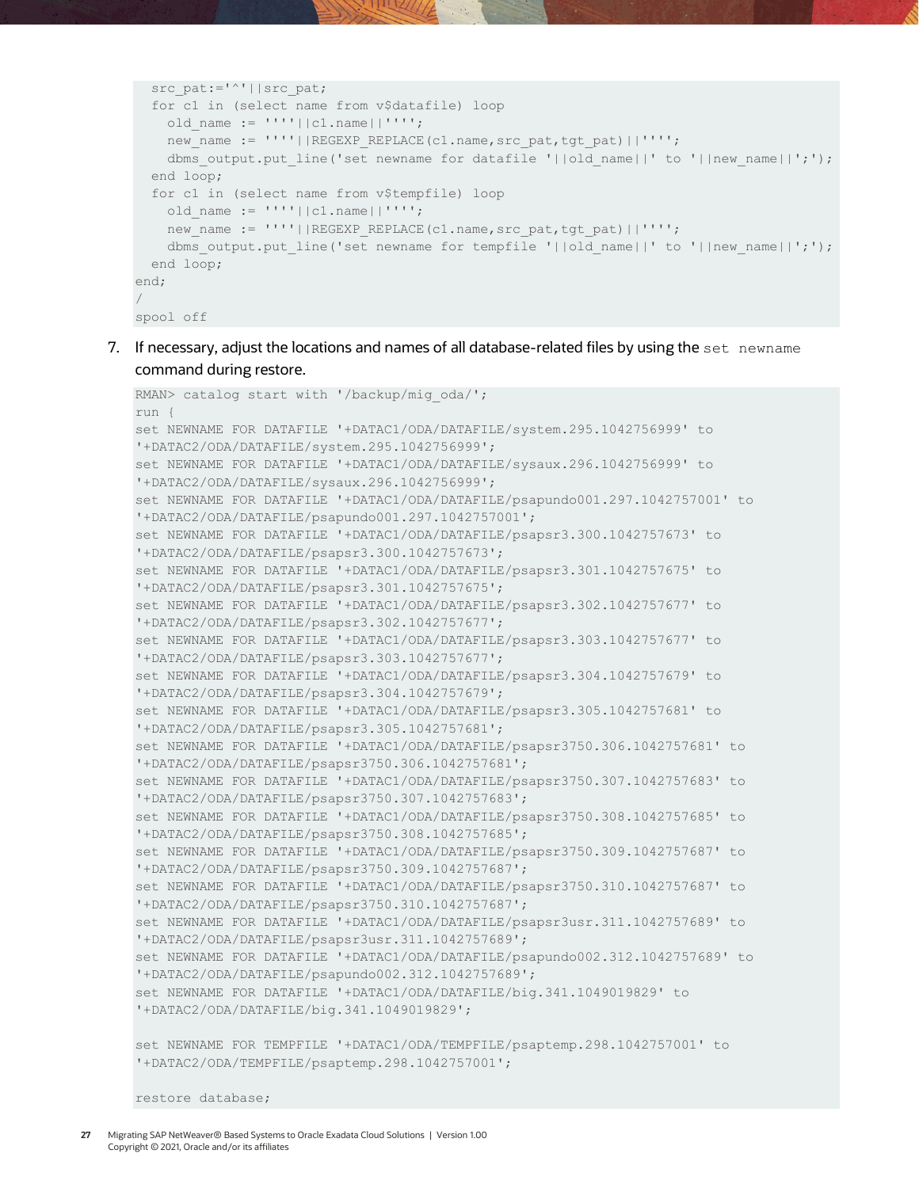```
  src_pat:='^'||src_pat;
  for c1 in (select name from v$datafile) loop
    old_name := ''''||c1.name||'''';
    new_name := ''''||REGEXP_REPLACE(c1.name,src_pat,tgt_pat)||'''';
    dbms_output.put_line('set newname for datafile '||old_name||' to '||new_name||';');
  end loop;
  for c1 in (select name from v$tempfile) loop
    old_name := ''''||c1.name||'''';
    new_name := ''''||REGEXP_REPLACE(c1.name,src_pat,tgt_pat)||'''';
    dbms_output.put_line('set newname for tempfile '||old_name||' to '||new_name||';');
  end loop;
end;
/
spool off
```

7. If necessary, adjust the locations and names of all database-related files by using the `set newname` command during restore.

```
RMAN> catalog start with '/backup/mig_oda/';
run {
set NEWNAME FOR DATAFILE '+DATAC1/ODA/DATAFILE/system.295.1042756999' to
'+DATAC2/ODA/DATAFILE/system.295.1042756999';
set NEWNAME FOR DATAFILE '+DATAC1/ODA/DATAFILE/sysaux.296.1042756999' to
'+DATAC2/ODA/DATAFILE/sysaux.296.1042756999';
set NEWNAME FOR DATAFILE '+DATAC1/ODA/DATAFILE/psapundo001.297.1042757001' to
'+DATAC2/ODA/DATAFILE/psapundo001.297.1042757001';
set NEWNAME FOR DATAFILE '+DATAC1/ODA/DATAFILE/psapsr3.300.1042757673' to
'+DATAC2/ODA/DATAFILE/psapsr3.300.1042757673';
set NEWNAME FOR DATAFILE '+DATAC1/ODA/DATAFILE/psapsr3.301.1042757675' to
'+DATAC2/ODA/DATAFILE/psapsr3.301.1042757675';
set NEWNAME FOR DATAFILE '+DATAC1/ODA/DATAFILE/psapsr3.302.1042757677' to
'+DATAC2/ODA/DATAFILE/psapsr3.302.1042757677';
set NEWNAME FOR DATAFILE '+DATAC1/ODA/DATAFILE/psapsr3.303.1042757677' to
'+DATAC2/ODA/DATAFILE/psapsr3.303.1042757677';
set NEWNAME FOR DATAFILE '+DATAC1/ODA/DATAFILE/psapsr3.304.1042757679' to
'+DATAC2/ODA/DATAFILE/psapsr3.304.1042757679';
set NEWNAME FOR DATAFILE '+DATAC1/ODA/DATAFILE/psapsr3.305.1042757681' to
'+DATAC2/ODA/DATAFILE/psapsr3.305.1042757681';
set NEWNAME FOR DATAFILE '+DATAC1/ODA/DATAFILE/psapsr3750.306.1042757681' to
'+DATAC2/ODA/DATAFILE/psapsr3750.306.1042757681';
set NEWNAME FOR DATAFILE '+DATAC1/ODA/DATAFILE/psapsr3750.307.1042757683' to
'+DATAC2/ODA/DATAFILE/psapsr3750.307.1042757683';
set NEWNAME FOR DATAFILE '+DATAC1/ODA/DATAFILE/psapsr3750.308.1042757685' to
'+DATAC2/ODA/DATAFILE/psapsr3750.308.1042757685';
set NEWNAME FOR DATAFILE '+DATAC1/ODA/DATAFILE/psapsr3750.309.1042757687' to
'+DATAC2/ODA/DATAFILE/psapsr3750.309.1042757687';
set NEWNAME FOR DATAFILE '+DATAC1/ODA/DATAFILE/psapsr3750.310.1042757687' to
'+DATAC2/ODA/DATAFILE/psapsr3750.310.1042757687';
set NEWNAME FOR DATAFILE '+DATAC1/ODA/DATAFILE/psapsr3usr.311.1042757689' to
'+DATAC2/ODA/DATAFILE/psapsr3usr.311.1042757689';
set NEWNAME FOR DATAFILE '+DATAC1/ODA/DATAFILE/psapundo002.312.1042757689' to
'+DATAC2/ODA/DATAFILE/psapundo002.312.1042757689';
set NEWNAME FOR DATAFILE '+DATAC1/ODA/DATAFILE/big.341.1049019829' to
'+DATAC2/ODA/DATAFILE/big.341.1049019829';

set NEWNAME FOR TEMPFILE '+DATAC1/ODA/TEMPFILE/psaptemp.298.1042757001' to
'+DATAC2/ODA/TEMPFILE/psaptemp.298.1042757001';

restore database;
```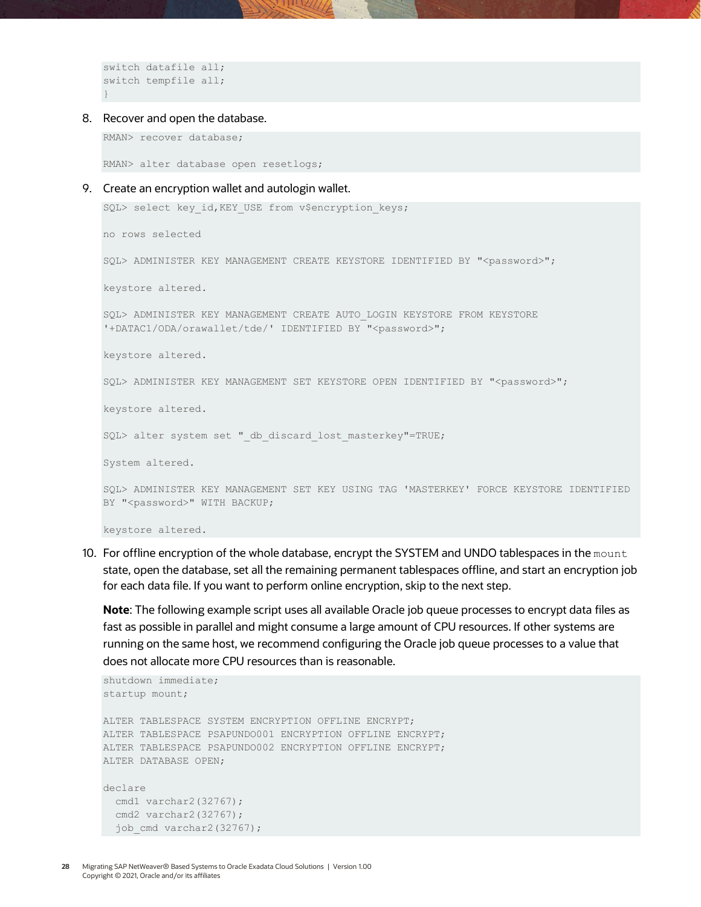```
switch datafile all;
switch tempfile all;
}
```

8. Recover and open the database.

```
RMAN> recover database;

RMAN> alter database open resetlogs;
```

9. Create an encryption wallet and autologin wallet.

```
SQL> select key_id,KEY_USE from v$encryption_keys;

no rows selected

SQL> ADMINISTER KEY MANAGEMENT CREATE KEYSTORE IDENTIFIED BY "<password>";

keystore altered.

SQL> ADMINISTER KEY MANAGEMENT CREATE AUTO_LOGIN KEYSTORE FROM KEYSTORE
'+DATAC1/ODA/orawallet/tde/' IDENTIFIED BY "<password>";

keystore altered.

SQL> ADMINISTER KEY MANAGEMENT SET KEYSTORE OPEN IDENTIFIED BY "<password>";

keystore altered.

SQL> alter system set "_db_discard_lost_masterkey"=TRUE;

System altered.

SQL> ADMINISTER KEY MANAGEMENT SET KEY USING TAG 'MASTERKEY' FORCE KEYSTORE IDENTIFIED
BY "<password>" WITH BACKUP;

keystore altered.
```

10. For offline encryption of the whole database, encrypt the SYSTEM and UNDO tablespaces in the `mount` state, open the database, set all the remaining permanent tablespaces offline, and start an encryption job for each data file. If you want to perform online encryption, skip to the next step.

    **Note**: The following example script uses all available Oracle job queue processes to encrypt data files as fast as possible in parallel and might consume a large amount of CPU resources. If other systems are running on the same host, we recommend configuring the Oracle job queue processes to a value that does not allocate more CPU resources than is reasonable.

```
shutdown immediate;
startup mount;

ALTER TABLESPACE SYSTEM ENCRYPTION OFFLINE ENCRYPT;
ALTER TABLESPACE PSAPUNDO001 ENCRYPTION OFFLINE ENCRYPT;
ALTER TABLESPACE PSAPUNDO002 ENCRYPTION OFFLINE ENCRYPT;
ALTER DATABASE OPEN;

declare
  cmd1 varchar2(32767);
  cmd2 varchar2(32767);
  job_cmd varchar2(32767);
```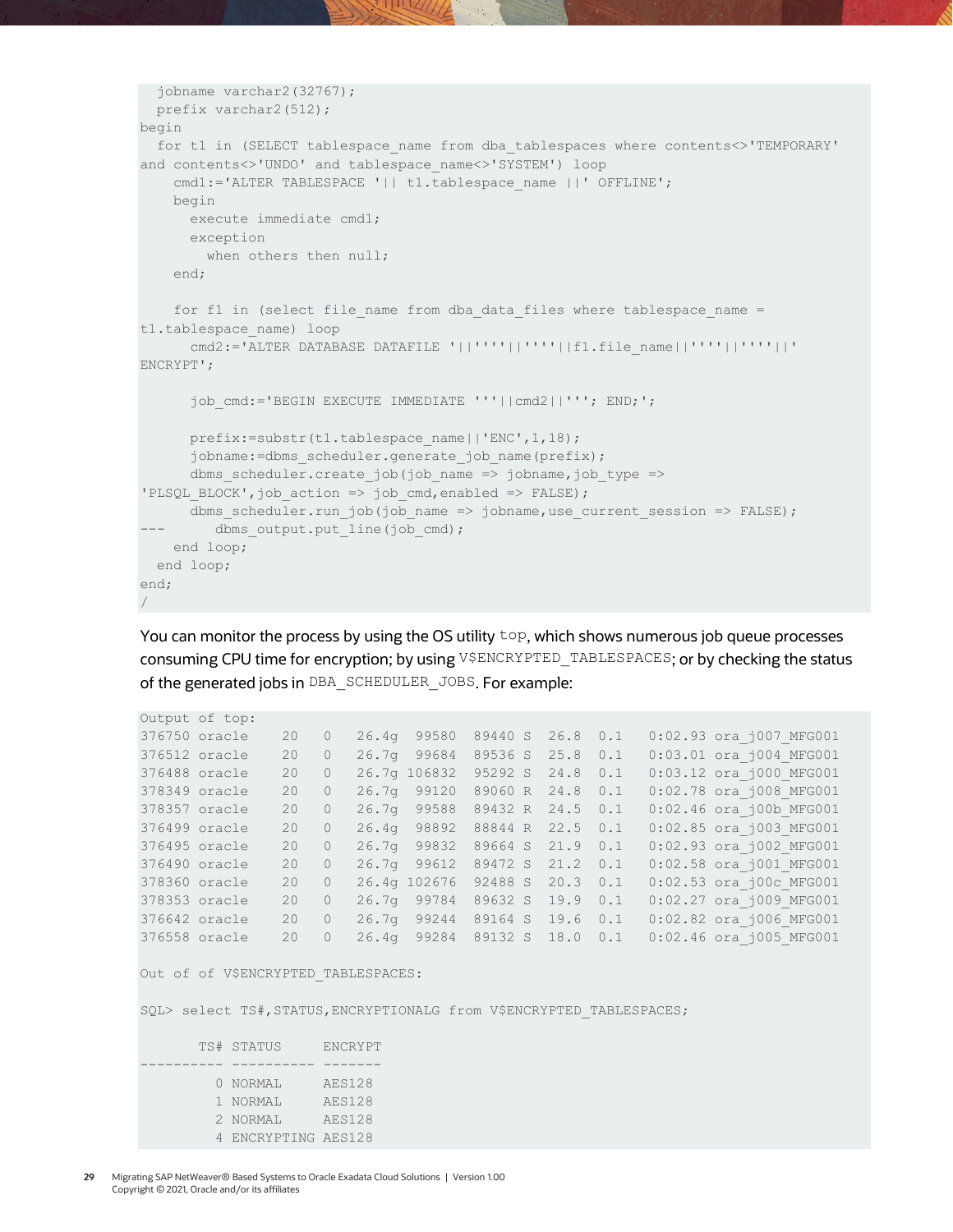```
  jobname varchar2(32767);
  prefix varchar2(512);
begin
  for t1 in (SELECT tablespace_name from dba_tablespaces where contents<>'TEMPORARY'
and contents<>'UNDO' and tablespace_name<>'SYSTEM') loop
    cmd1:='ALTER TABLESPACE '|| t1.tablespace_name ||' OFFLINE';
    begin
      execute immediate cmd1;
      exception
        when others then null;
    end;

    for f1 in (select file_name from dba_data_files where tablespace_name =
t1.tablespace_name) loop
      cmd2:='ALTER DATABASE DATAFILE '||''''||''''||f1.file_name||''''||''''||'
ENCRYPT';

      job_cmd:='BEGIN EXECUTE IMMEDIATE '''||cmd2||'''; END;';

      prefix:=substr(t1.tablespace_name||'ENC',1,18);
      jobname:=dbms_scheduler.generate_job_name(prefix);
      dbms_scheduler.create_job(job_name => jobname,job_type =>
'PLSQL_BLOCK',job_action => job_cmd,enabled => FALSE);
      dbms_scheduler.run_job(job_name => jobname,use_current_session => FALSE);
---      dbms_output.put_line(job_cmd);
    end loop;
  end loop;
end;
/
```

You can monitor the process by using the OS utility `top`, which shows numerous job queue processes consuming CPU time for encryption; by using `V$ENCRYPTED_TABLESPACES`; or by checking the status of the generated jobs in `DBA_SCHEDULER_JOBS`. For example:

```
Output of top:
376750 oracle    20   0   26.4g  99580  89440 S  26.8  0.1   0:02.93 ora_j007_MFG001
376512 oracle    20   0   26.7g  99684  89536 S  25.8  0.1   0:03.01 ora_j004_MFG001
376488 oracle    20   0   26.7g 106832  95292 S  24.8  0.1   0:03.12 ora_j000_MFG001
378349 oracle    20   0   26.7g  99120  89060 R  24.8  0.1   0:02.78 ora_j008_MFG001
378357 oracle    20   0   26.7g  99588  89432 R  24.5  0.1   0:02.46 ora_j00b_MFG001
376499 oracle    20   0   26.4g  98892  88844 R  22.5  0.1   0:02.85 ora_j003_MFG001
376495 oracle    20   0   26.7g  99832  89664 S  21.9  0.1   0:02.93 ora_j002_MFG001
376490 oracle    20   0   26.7g  99612  89472 S  21.2  0.1   0:02.58 ora_j001_MFG001
378360 oracle    20   0   26.4g 102676  92488 S  20.3  0.1   0:02.53 ora_j00c_MFG001
378353 oracle    20   0   26.7g  99784  89632 S  19.9  0.1   0:02.27 ora_j009_MFG001
376642 oracle    20   0   26.7g  99244  89164 S  19.6  0.1   0:02.82 ora_j006_MFG001
376558 oracle    20   0   26.4g  99284  89132 S  18.0  0.1   0:02.46 ora_j005_MFG001

Out of of V$ENCRYPTED_TABLESPACES:

SQL> select TS#,STATUS,ENCRYPTIONALG from V$ENCRYPTED_TABLESPACES;

       TS# STATUS     ENCRYPT
---------- ---------- -------
         0 NORMAL     AES128
         1 NORMAL     AES128
         2 NORMAL     AES128
         4 ENCRYPTING AES128
```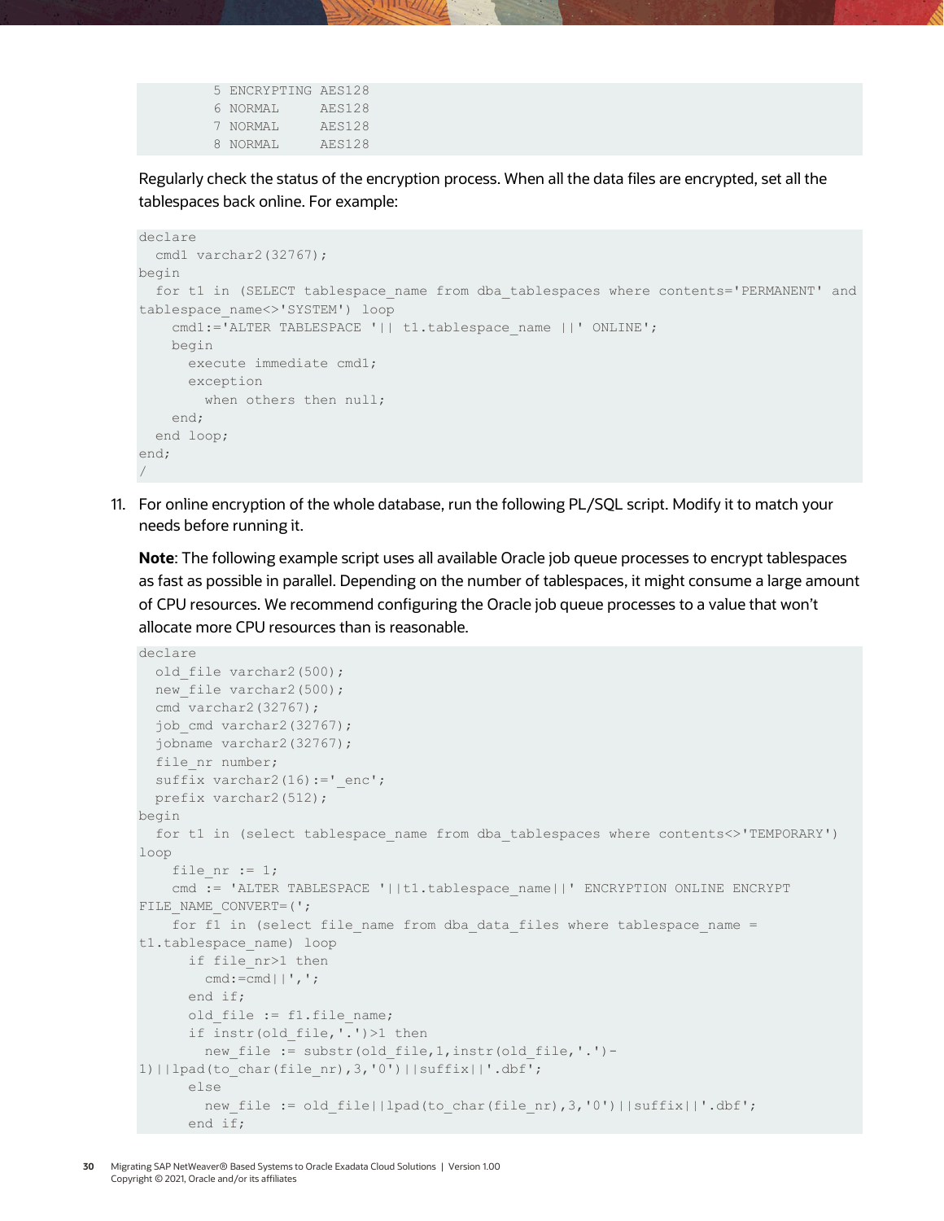```
         5 ENCRYPTING AES128
         6 NORMAL     AES128
         7 NORMAL     AES128
         8 NORMAL     AES128
```

Regularly check the status of the encryption process. When all the data files are encrypted, set all the tablespaces back online. For example:

```
declare
  cmd1 varchar2(32767);
begin
  for t1 in (SELECT tablespace_name from dba_tablespaces where contents='PERMANENT' and
tablespace_name<>'SYSTEM') loop
    cmd1:='ALTER TABLESPACE '|| t1.tablespace_name ||' ONLINE';
    begin
      execute immediate cmd1;
      exception
        when others then null;
    end;
  end loop;
end;
/
```

11. For online encryption of the whole database, run the following PL/SQL script. Modify it to match your needs before running it.

    **Note**: The following example script uses all available Oracle job queue processes to encrypt tablespaces as fast as possible in parallel. Depending on the number of tablespaces, it might consume a large amount of CPU resources. We recommend configuring the Oracle job queue processes to a value that won't allocate more CPU resources than is reasonable.

```
declare
  old_file varchar2(500);
  new_file varchar2(500);
  cmd varchar2(32767);
  job_cmd varchar2(32767);
  jobname varchar2(32767);
  file_nr number;
  suffix varchar2(16):='_enc';
  prefix varchar2(512);
begin
  for t1 in (select tablespace_name from dba_tablespaces where contents<>'TEMPORARY')
loop
    file_nr := 1;
    cmd := 'ALTER TABLESPACE '||t1.tablespace_name||' ENCRYPTION ONLINE ENCRYPT
FILE_NAME_CONVERT=(';
    for f1 in (select file_name from dba_data_files where tablespace_name =
t1.tablespace_name) loop
      if file_nr>1 then
        cmd:=cmd||',';
      end if;
      old_file := f1.file_name;
      if instr(old_file,'.')>1 then
        new_file := substr(old_file,1,instr(old_file,'.')-
1)||lpad(to_char(file_nr),3,'0')||suffix||'.dbf';
      else
        new_file := old_file||lpad(to_char(file_nr),3,'0')||suffix||'.dbf';
      end if;
```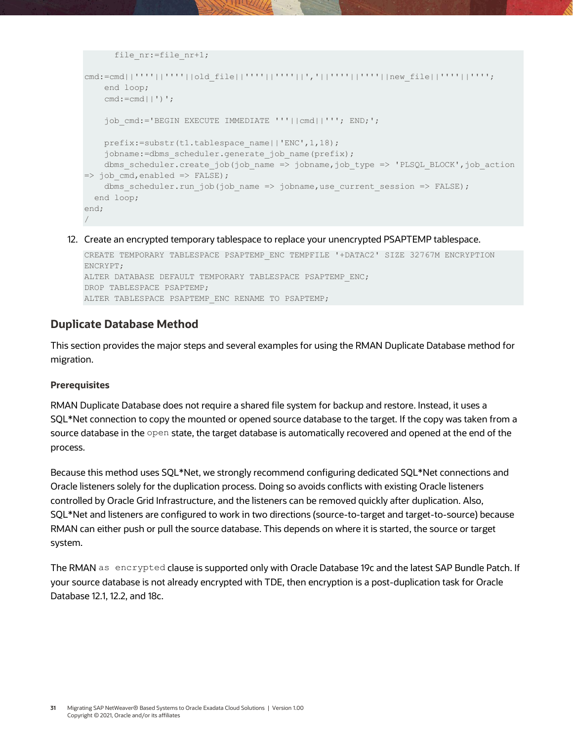```
      file_nr:=file_nr+1;

cmd:=cmd||''''||''''||old_file||''''||''''||','||''''||''''||new_file||''''||'''';
    end loop;
    cmd:=cmd||')';

    job_cmd:='BEGIN EXECUTE IMMEDIATE '''||cmd||'''; END;';

    prefix:=substr(t1.tablespace_name||'ENC',1,18);
    jobname:=dbms_scheduler.generate_job_name(prefix);
    dbms_scheduler.create_job(job_name => jobname,job_type => 'PLSQL_BLOCK',job_action
=> job_cmd,enabled => FALSE);
    dbms_scheduler.run_job(job_name => jobname,use_current_session => FALSE);
  end loop;
end;
/
```

12. Create an encrypted temporary tablespace to replace your unencrypted PSAPTEMP tablespace.

```
CREATE TEMPORARY TABLESPACE PSAPTEMP_ENC TEMPFILE '+DATAC2' SIZE 32767M ENCRYPTION
ENCRYPT;
ALTER DATABASE DEFAULT TEMPORARY TABLESPACE PSAPTEMP_ENC;
DROP TABLESPACE PSAPTEMP;
ALTER TABLESPACE PSAPTEMP_ENC RENAME TO PSAPTEMP;
```

## Duplicate Database Method

This section provides the major steps and several examples for using the RMAN Duplicate Database method for migration.

### Prerequisites

RMAN Duplicate Database does not require a shared file system for backup and restore. Instead, it uses a SQL*Net connection to copy the mounted or opened source database to the target. If the copy was taken from a source database in the `open` state, the target database is automatically recovered and opened at the end of the process.

Because this method uses SQL*Net, we strongly recommend configuring dedicated SQL*Net connections and Oracle listeners solely for the duplication process. Doing so avoids conflicts with existing Oracle listeners controlled by Oracle Grid Infrastructure, and the listeners can be removed quickly after duplication. Also, SQL*Net and listeners are configured to work in two directions (source-to-target and target-to-source) because RMAN can either push or pull the source database. This depends on where it is started, the source or target system.

The RMAN `as encrypted` clause is supported only with Oracle Database 19c and the latest SAP Bundle Patch. If your source database is not already encrypted with TDE, then encryption is a post-duplication task for Oracle Database 12.1, 12.2, and 18c.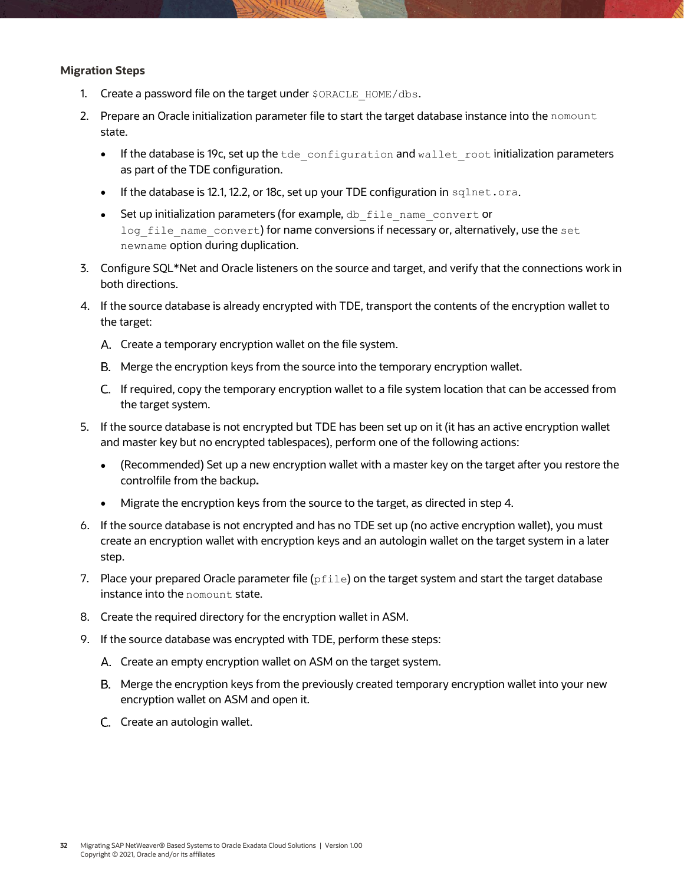**Migration Steps**

1. Create a password file on the target under `$ORACLE_HOME/dbs`.
2. Prepare an Oracle initialization parameter file to start the target database instance into the `nomount` state.
   - If the database is 19c, set up the `tde_configuration` and `wallet_root` initialization parameters as part of the TDE configuration.
   - If the database is 12.1, 12.2, or 18c, set up your TDE configuration in `sqlnet.ora`.
   - Set up initialization parameters (for example, `db_file_name_convert` or `log_file_name_convert`) for name conversions if necessary or, alternatively, use the `set newname` option during duplication.
3. Configure SQL*Net and Oracle listeners on the source and target, and verify that the connections work in both directions.
4. If the source database is already encrypted with TDE, transport the contents of the encryption wallet to the target:
   A. Create a temporary encryption wallet on the file system.
   B. Merge the encryption keys from the source into the temporary encryption wallet.
   C. If required, copy the temporary encryption wallet to a file system location that can be accessed from the target system.
5. If the source database is not encrypted but TDE has been set up on it (it has an active encryption wallet and master key but no encrypted tablespaces), perform one of the following actions:
   - (Recommended) Set up a new encryption wallet with a master key on the target after you restore the controlfile from the backup.
   - Migrate the encryption keys from the source to the target, as directed in step 4.
6. If the source database is not encrypted and has no TDE set up (no active encryption wallet), you must create an encryption wallet with encryption keys and an autologin wallet on the target system in a later step.
7. Place your prepared Oracle parameter file (`pfile`) on the target system and start the target database instance into the `nomount` state.
8. Create the required directory for the encryption wallet in ASM.
9. If the source database was encrypted with TDE, perform these steps:
   A. Create an empty encryption wallet on ASM on the target system.
   B. Merge the encryption keys from the previously created temporary encryption wallet into your new encryption wallet on ASM and open it.
   C. Create an autologin wallet.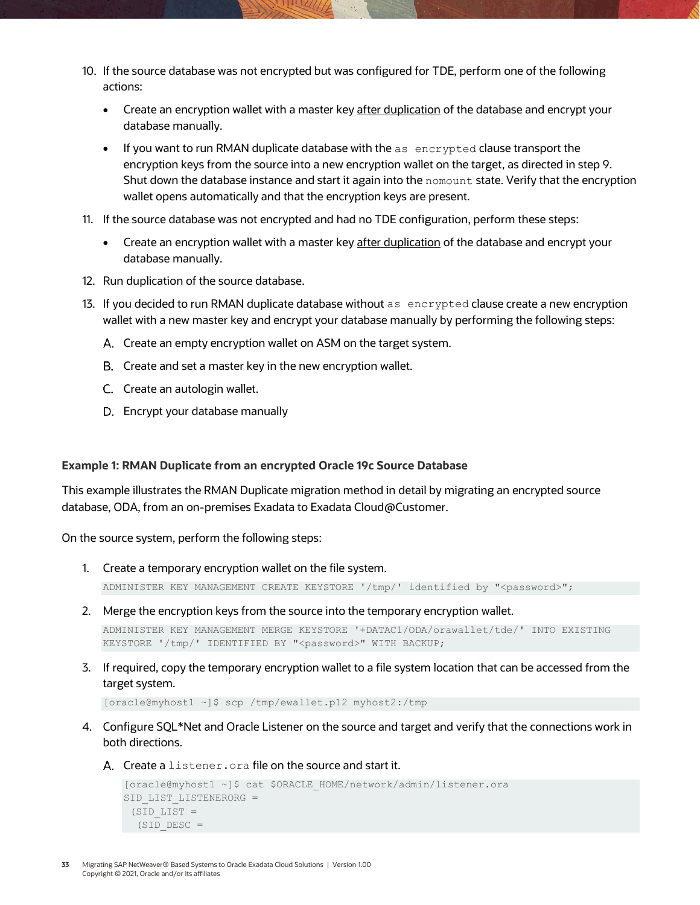10. If the source database was not encrypted but was configured for TDE, perform one of the following actions:

    - Create an encryption wallet with a master key <u>after duplication</u> of the database and encrypt your database manually.
    - If you want to run RMAN duplicate database with the `as encrypted` clause transport the encryption keys from the source into a new encryption wallet on the target, as directed in step 9. Shut down the database instance and start it again into the `nomount` state. Verify that the encryption wallet opens automatically and that the encryption keys are present.

11. If the source database was not encrypted and had no TDE configuration, perform these steps:

    - Create an encryption wallet with a master key <u>after duplication</u> of the database and encrypt your database manually.

12. Run duplication of the source database.

13. If you decided to run RMAN duplicate database without `as encrypted` clause create a new encryption wallet with a new master key and encrypt your database manually by performing the following steps:

    A. Create an empty encryption wallet on ASM on the target system.

    B. Create and set a master key in the new encryption wallet.

    C. Create an autologin wallet.

    D. Encrypt your database manually

**Example 1: RMAN Duplicate from an encrypted Oracle 19c Source Database**

This example illustrates the RMAN Duplicate migration method in detail by migrating an encrypted source database, ODA, from an on-premises Exadata to Exadata Cloud@Customer.

On the source system, perform the following steps:

1. Create a temporary encryption wallet on the file system.

```
ADMINISTER KEY MANAGEMENT CREATE KEYSTORE '/tmp/' identified by "<password>";
```

2. Merge the encryption keys from the source into the temporary encryption wallet.

```
ADMINISTER KEY MANAGEMENT MERGE KEYSTORE '+DATAC1/ODA/orawallet/tde/' INTO EXISTING
KEYSTORE '/tmp/' IDENTIFIED BY "<password>" WITH BACKUP;
```

3. If required, copy the temporary encryption wallet to a file system location that can be accessed from the target system.

```
[oracle@myhost1 ~]$ scp /tmp/ewallet.p12 myhost2:/tmp
```

4. Configure SQL*Net and Oracle Listener on the source and target and verify that the connections work in both directions.

    A. Create a `listener.ora` file on the source and start it.

```
[oracle@myhost1 ~]$ cat $ORACLE_HOME/network/admin/listener.ora
SID_LIST_LISTENERORG =
 (SID_LIST =
  (SID_DESC =
```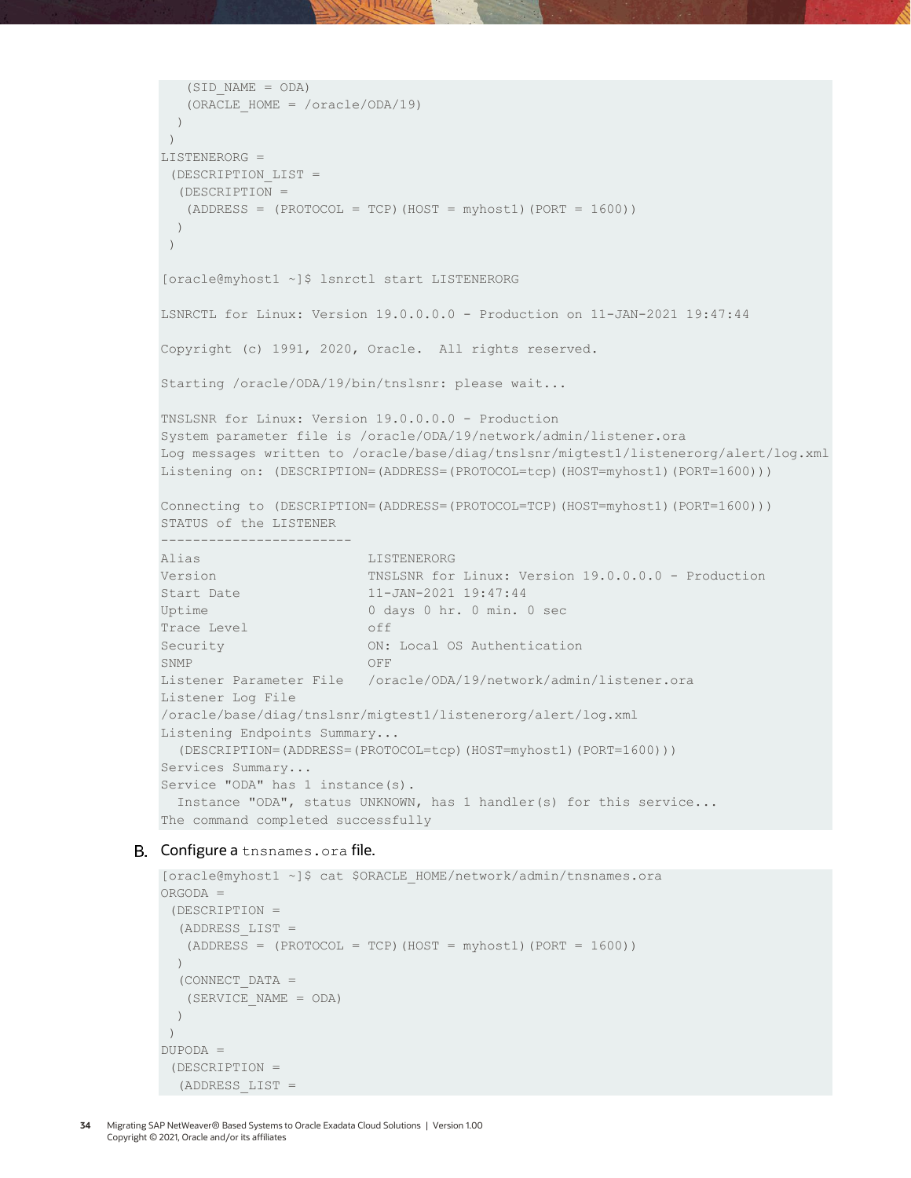```
    (SID_NAME = ODA)
    (ORACLE_HOME = /oracle/ODA/19)
   )
  )
LISTENERORG =
 (DESCRIPTION_LIST =
  (DESCRIPTION =
   (ADDRESS = (PROTOCOL = TCP)(HOST = myhost1)(PORT = 1600))
  )
 )

[oracle@myhost1 ~]$ lsnrctl start LISTENERORG

LSNRCTL for Linux: Version 19.0.0.0.0 - Production on 11-JAN-2021 19:47:44

Copyright (c) 1991, 2020, Oracle.  All rights reserved.

Starting /oracle/ODA/19/bin/tnslsnr: please wait...

TNSLSNR for Linux: Version 19.0.0.0.0 - Production
System parameter file is /oracle/ODA/19/network/admin/listener.ora
Log messages written to /oracle/base/diag/tnslsnr/migtest1/listenerorg/alert/log.xml
Listening on: (DESCRIPTION=(ADDRESS=(PROTOCOL=tcp)(HOST=myhost1)(PORT=1600)))

Connecting to (DESCRIPTION=(ADDRESS=(PROTOCOL=TCP)(HOST=myhost1)(PORT=1600)))
STATUS of the LISTENER
------------------------
Alias                     LISTENERORG
Version                   TNSLSNR for Linux: Version 19.0.0.0.0 - Production
Start Date                11-JAN-2021 19:47:44
Uptime                    0 days 0 hr. 0 min. 0 sec
Trace Level               off
Security                  ON: Local OS Authentication
SNMP                      OFF
Listener Parameter File   /oracle/ODA/19/network/admin/listener.ora
Listener Log File
/oracle/base/diag/tnslsnr/migtest1/listenerorg/alert/log.xml
Listening Endpoints Summary...
  (DESCRIPTION=(ADDRESS=(PROTOCOL=tcp)(HOST=myhost1)(PORT=1600)))
Services Summary...
Service "ODA" has 1 instance(s).
  Instance "ODA", status UNKNOWN, has 1 handler(s) for this service...
The command completed successfully
```

B. Configure a `tnsnames.ora` file.

```
[oracle@myhost1 ~]$ cat $ORACLE_HOME/network/admin/tnsnames.ora
ORGODA =
 (DESCRIPTION =
  (ADDRESS_LIST =
   (ADDRESS = (PROTOCOL = TCP)(HOST = myhost1)(PORT = 1600))
  )
  (CONNECT_DATA =
   (SERVICE_NAME = ODA)
  )
 )
DUPODA =
 (DESCRIPTION =
  (ADDRESS_LIST =
```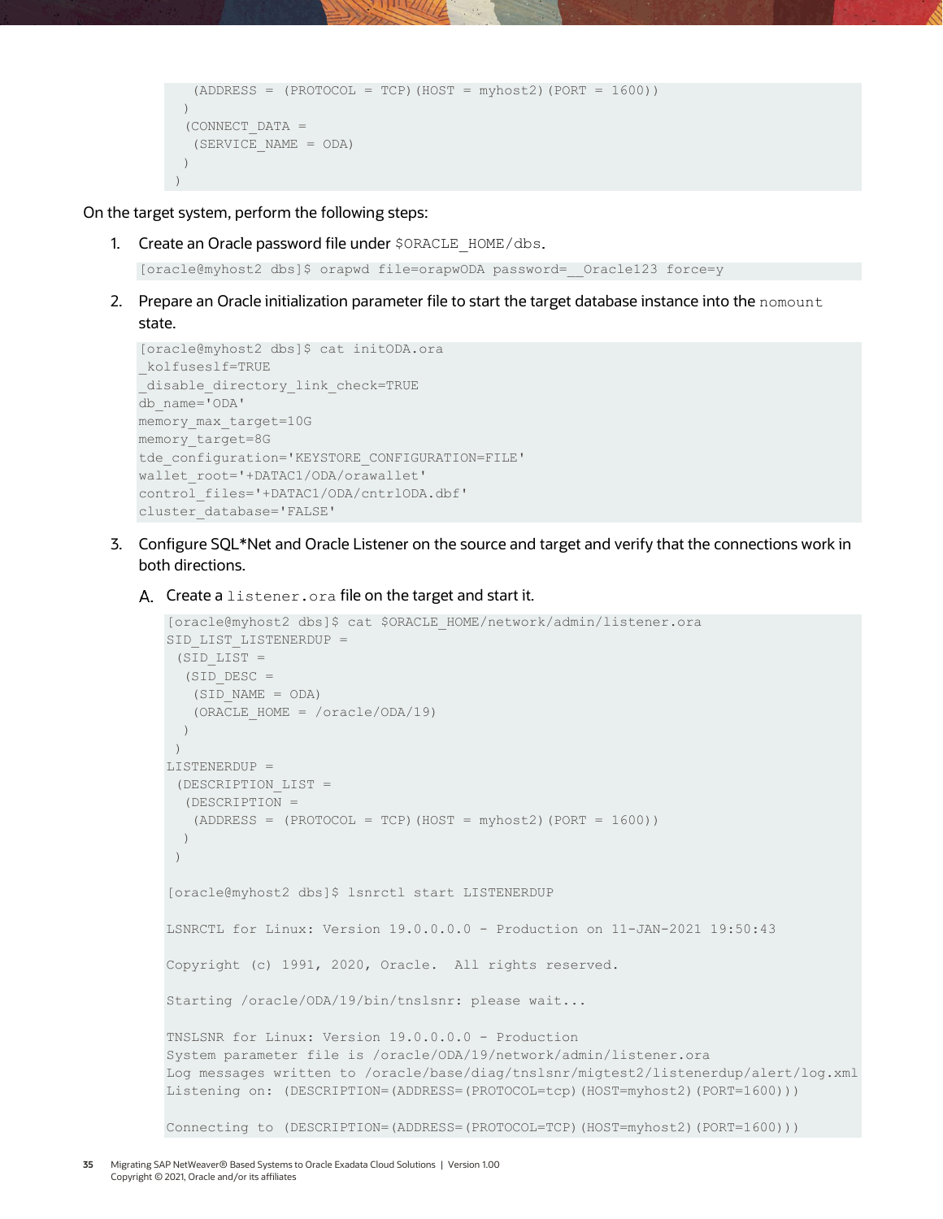```
    (ADDRESS = (PROTOCOL = TCP)(HOST = myhost2)(PORT = 1600))
   )
   (CONNECT_DATA =
    (SERVICE_NAME = ODA)
   )
  )
```

On the target system, perform the following steps:

1. Create an Oracle password file under `$ORACLE_HOME/dbs`.

```
[oracle@myhost2 dbs]$ orapwd file=orapwODA password=__Oracle123 force=y
```

2. Prepare an Oracle initialization parameter file to start the target database instance into the `nomount` state.

```
[oracle@myhost2 dbs]$ cat initODA.ora
_kolfuseslf=TRUE
_disable_directory_link_check=TRUE
db_name='ODA'
memory_max_target=10G
memory_target=8G
tde_configuration='KEYSTORE_CONFIGURATION=FILE'
wallet_root='+DATAC1/ODA/orawallet'
control_files='+DATAC1/ODA/cntrlODA.dbf'
cluster_database='FALSE'
```

3. Configure SQL*Net and Oracle Listener on the source and target and verify that the connections work in both directions.

   A. Create a `listener.ora` file on the target and start it.

```
[oracle@myhost2 dbs]$ cat $ORACLE_HOME/network/admin/listener.ora
SID_LIST_LISTENERDUP =
 (SID_LIST =
  (SID_DESC =
   (SID_NAME = ODA)
   (ORACLE_HOME = /oracle/ODA/19)
  )
 )
LISTENERDUP =
 (DESCRIPTION_LIST =
  (DESCRIPTION =
   (ADDRESS = (PROTOCOL = TCP)(HOST = myhost2)(PORT = 1600))
  )
 )

[oracle@myhost2 dbs]$ lsnrctl start LISTENERDUP

LSNRCTL for Linux: Version 19.0.0.0.0 - Production on 11-JAN-2021 19:50:43

Copyright (c) 1991, 2020, Oracle.  All rights reserved.

Starting /oracle/ODA/19/bin/tnslsnr: please wait...

TNSLSNR for Linux: Version 19.0.0.0.0 - Production
System parameter file is /oracle/ODA/19/network/admin/listener.ora
Log messages written to /oracle/base/diag/tnslsnr/migtest2/listenerdup/alert/log.xml
Listening on: (DESCRIPTION=(ADDRESS=(PROTOCOL=tcp)(HOST=myhost2)(PORT=1600)))

Connecting to (DESCRIPTION=(ADDRESS=(PROTOCOL=TCP)(HOST=myhost2)(PORT=1600)))
```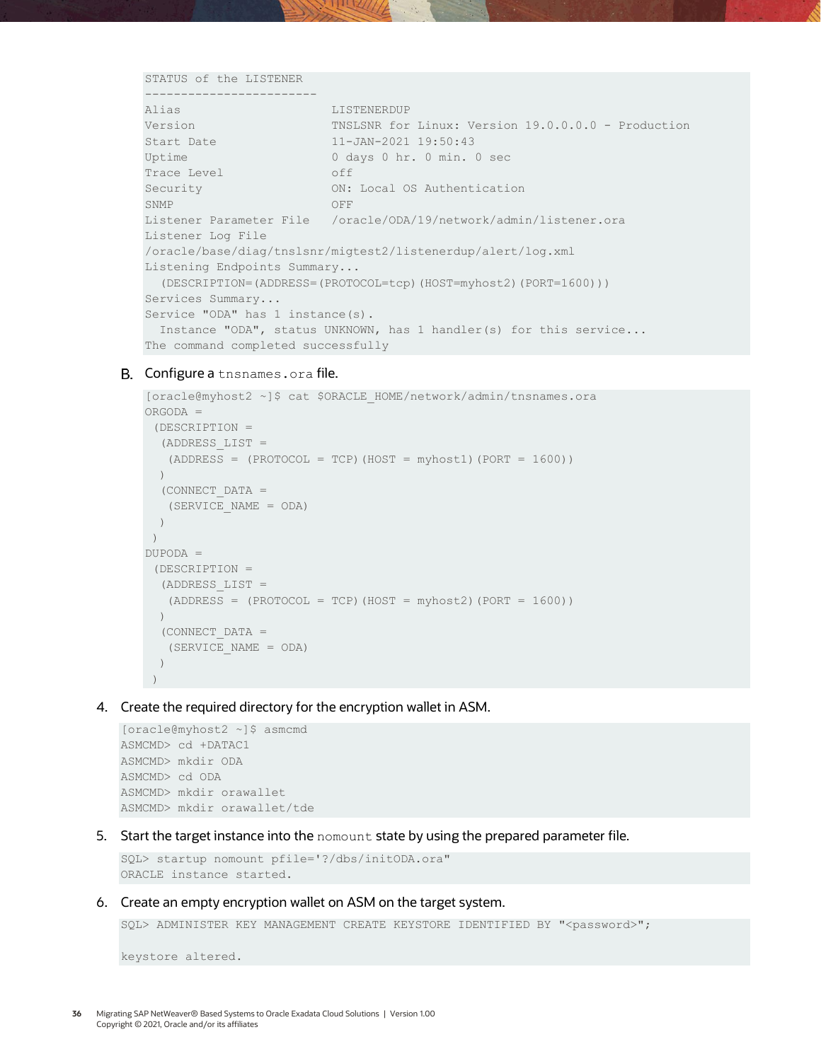```
STATUS of the LISTENER
------------------------
Alias                     LISTENERDUP
Version                   TNSLSNR for Linux: Version 19.0.0.0.0 - Production
Start Date                11-JAN-2021 19:50:43
Uptime                    0 days 0 hr. 0 min. 0 sec
Trace Level               off
Security                  ON: Local OS Authentication
SNMP                      OFF
Listener Parameter File   /oracle/ODA/19/network/admin/listener.ora
Listener Log File
/oracle/base/diag/tnslsnr/migtest2/listenerdup/alert/log.xml
Listening Endpoints Summary...
  (DESCRIPTION=(ADDRESS=(PROTOCOL=tcp)(HOST=myhost2)(PORT=1600)))
Services Summary...
Service "ODA" has 1 instance(s).
  Instance "ODA", status UNKNOWN, has 1 handler(s) for this service...
The command completed successfully
```

B. Configure a `tnsnames.ora` file.

```
[oracle@myhost2 ~]$ cat $ORACLE_HOME/network/admin/tnsnames.ora
ORGODA =
 (DESCRIPTION =
  (ADDRESS_LIST =
   (ADDRESS = (PROTOCOL = TCP)(HOST = myhost1)(PORT = 1600))
  )
  (CONNECT_DATA =
   (SERVICE_NAME = ODA)
  )
 )
DUPODA =
 (DESCRIPTION =
  (ADDRESS_LIST =
   (ADDRESS = (PROTOCOL = TCP)(HOST = myhost2)(PORT = 1600))
  )
  (CONNECT_DATA =
   (SERVICE_NAME = ODA)
  )
 )
```

4. Create the required directory for the encryption wallet in ASM.

```
[oracle@myhost2 ~]$ asmcmd
ASMCMD> cd +DATAC1
ASMCMD> mkdir ODA
ASMCMD> cd ODA
ASMCMD> mkdir orawallet
ASMCMD> mkdir orawallet/tde
```

5. Start the target instance into the `nomount` state by using the prepared parameter file.

```
SQL> startup nomount pfile='?/dbs/initODA.ora"
ORACLE instance started.
```

6. Create an empty encryption wallet on ASM on the target system.

```
SQL> ADMINISTER KEY MANAGEMENT CREATE KEYSTORE IDENTIFIED BY "<password>";

keystore altered.
```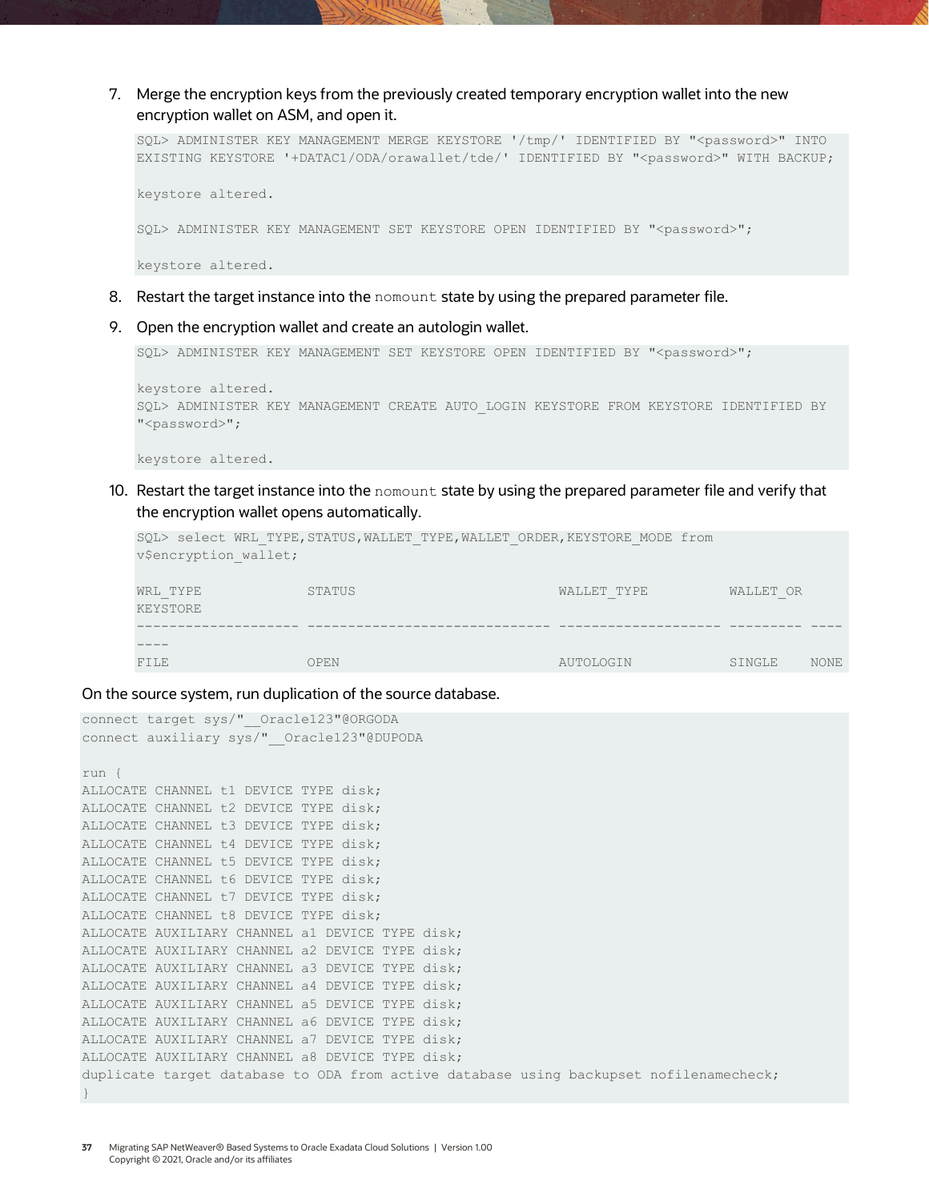7. Merge the encryption keys from the previously created temporary encryption wallet into the new encryption wallet on ASM, and open it.

```
SQL> ADMINISTER KEY MANAGEMENT MERGE KEYSTORE '/tmp/' IDENTIFIED BY "<password>" INTO
EXISTING KEYSTORE '+DATAC1/ODA/orawallet/tde/' IDENTIFIED BY "<password>" WITH BACKUP;

keystore altered.

SQL> ADMINISTER KEY MANAGEMENT SET KEYSTORE OPEN IDENTIFIED BY "<password>";

keystore altered.
```

8. Restart the target instance into the `nomount` state by using the prepared parameter file.

9. Open the encryption wallet and create an autologin wallet.

```
SQL> ADMINISTER KEY MANAGEMENT SET KEYSTORE OPEN IDENTIFIED BY "<password>";

keystore altered.
SQL> ADMINISTER KEY MANAGEMENT CREATE AUTO_LOGIN KEYSTORE FROM KEYSTORE IDENTIFIED BY
"<password>";

keystore altered.
```

10. Restart the target instance into the `nomount` state by using the prepared parameter file and verify that the encryption wallet opens automatically.

```
SQL> select WRL_TYPE,STATUS,WALLET_TYPE,WALLET_ORDER,KEYSTORE_MODE from
v$encryption_wallet;

WRL_TYPE             STATUS                         WALLET_TYPE          WALLET_OR
KEYSTORE
-------------------- ------------------------------ -------------------- --------- ----
----
FILE                 OPEN                           AUTOLOGIN            SINGLE    NONE
```

On the source system, run duplication of the source database.

```
connect target sys/"__Oracle123"@ORGODA
connect auxiliary sys/"__Oracle123"@DUPODA

run {
ALLOCATE CHANNEL t1 DEVICE TYPE disk;
ALLOCATE CHANNEL t2 DEVICE TYPE disk;
ALLOCATE CHANNEL t3 DEVICE TYPE disk;
ALLOCATE CHANNEL t4 DEVICE TYPE disk;
ALLOCATE CHANNEL t5 DEVICE TYPE disk;
ALLOCATE CHANNEL t6 DEVICE TYPE disk;
ALLOCATE CHANNEL t7 DEVICE TYPE disk;
ALLOCATE CHANNEL t8 DEVICE TYPE disk;
ALLOCATE AUXILIARY CHANNEL a1 DEVICE TYPE disk;
ALLOCATE AUXILIARY CHANNEL a2 DEVICE TYPE disk;
ALLOCATE AUXILIARY CHANNEL a3 DEVICE TYPE disk;
ALLOCATE AUXILIARY CHANNEL a4 DEVICE TYPE disk;
ALLOCATE AUXILIARY CHANNEL a5 DEVICE TYPE disk;
ALLOCATE AUXILIARY CHANNEL a6 DEVICE TYPE disk;
ALLOCATE AUXILIARY CHANNEL a7 DEVICE TYPE disk;
ALLOCATE AUXILIARY CHANNEL a8 DEVICE TYPE disk;
duplicate target database to ODA from active database using backupset nofilenamecheck;
}
```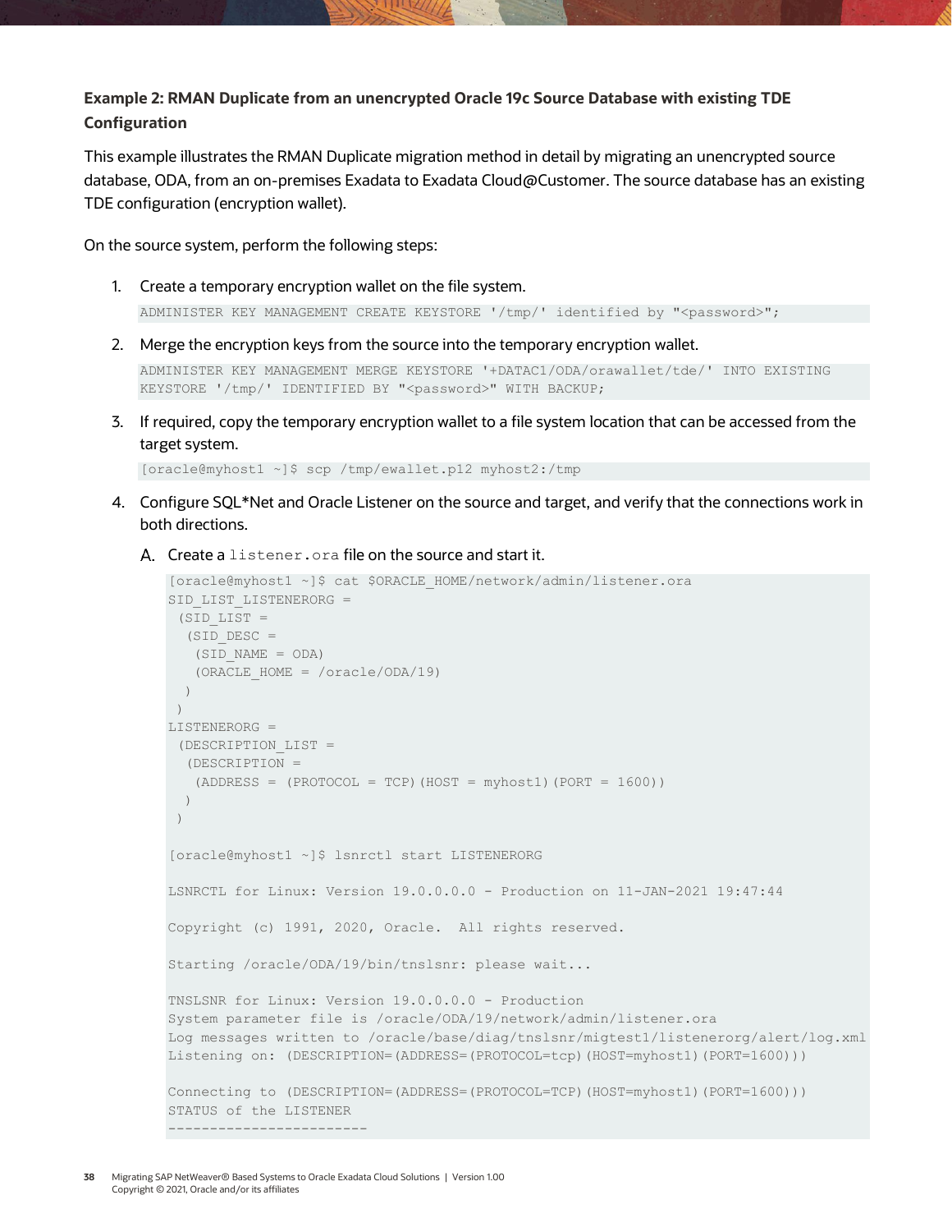**Example 2: RMAN Duplicate from an unencrypted Oracle 19c Source Database with existing TDE Configuration**

This example illustrates the RMAN Duplicate migration method in detail by migrating an unencrypted source database, ODA, from an on-premises Exadata to Exadata Cloud@Customer. The source database has an existing TDE configuration (encryption wallet).

On the source system, perform the following steps:

1. Create a temporary encryption wallet on the file system.

```
ADMINISTER KEY MANAGEMENT CREATE KEYSTORE '/tmp/' identified by "<password>";
```

2. Merge the encryption keys from the source into the temporary encryption wallet.

```
ADMINISTER KEY MANAGEMENT MERGE KEYSTORE '+DATAC1/ODA/orawallet/tde/' INTO EXISTING
KEYSTORE '/tmp/' IDENTIFIED BY "<password>" WITH BACKUP;
```

3. If required, copy the temporary encryption wallet to a file system location that can be accessed from the target system.

```
[oracle@myhost1 ~]$ scp /tmp/ewallet.p12 myhost2:/tmp
```

4. Configure SQL*Net and Oracle Listener on the source and target, and verify that the connections work in both directions.

   A. Create a `listener.ora` file on the source and start it.

```
[oracle@myhost1 ~]$ cat $ORACLE_HOME/network/admin/listener.ora
SID_LIST_LISTENERORG =
 (SID_LIST =
  (SID_DESC =
   (SID_NAME = ODA)
   (ORACLE_HOME = /oracle/ODA/19)
  )
 )
LISTENERORG =
 (DESCRIPTION_LIST =
  (DESCRIPTION =
   (ADDRESS = (PROTOCOL = TCP)(HOST = myhost1)(PORT = 1600))
  )
 )

[oracle@myhost1 ~]$ lsnrctl start LISTENERORG

LSNRCTL for Linux: Version 19.0.0.0.0 - Production on 11-JAN-2021 19:47:44

Copyright (c) 1991, 2020, Oracle.  All rights reserved.

Starting /oracle/ODA/19/bin/tnslsnr: please wait...

TNSLSNR for Linux: Version 19.0.0.0.0 - Production
System parameter file is /oracle/ODA/19/network/admin/listener.ora
Log messages written to /oracle/base/diag/tnslsnr/migtest1/listenerorg/alert/log.xml
Listening on: (DESCRIPTION=(ADDRESS=(PROTOCOL=tcp)(HOST=myhost1)(PORT=1600)))

Connecting to (DESCRIPTION=(ADDRESS=(PROTOCOL=TCP)(HOST=myhost1)(PORT=1600)))
STATUS of the LISTENER
------------------------
```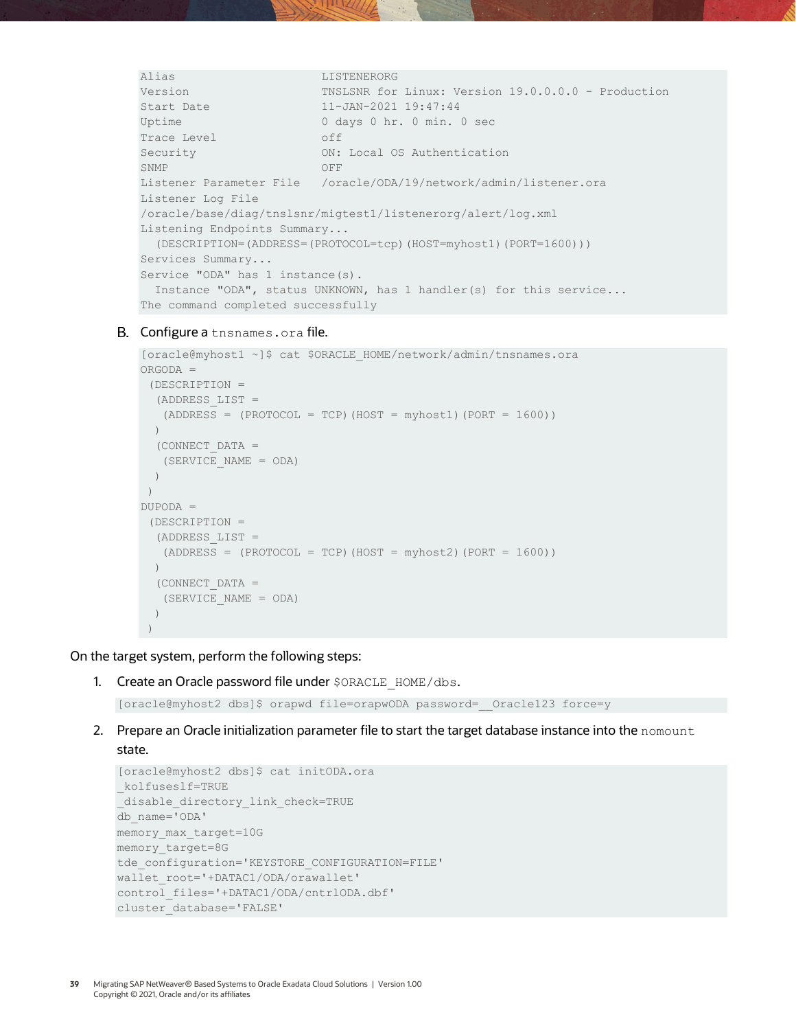```
Alias                     LISTENERORG
Version                   TNSLSNR for Linux: Version 19.0.0.0.0 - Production
Start Date                11-JAN-2021 19:47:44
Uptime                    0 days 0 hr. 0 min. 0 sec
Trace Level               off
Security                  ON: Local OS Authentication
SNMP                      OFF
Listener Parameter File   /oracle/ODA/19/network/admin/listener.ora
Listener Log File
/oracle/base/diag/tnslsnr/migtest1/listenerorg/alert/log.xml
Listening Endpoints Summary...
  (DESCRIPTION=(ADDRESS=(PROTOCOL=tcp)(HOST=myhost1)(PORT=1600)))
Services Summary...
Service "ODA" has 1 instance(s).
  Instance "ODA", status UNKNOWN, has 1 handler(s) for this service...
The command completed successfully
```

B. Configure a `tnsnames.ora` file.

```
[oracle@myhost1 ~]$ cat $ORACLE_HOME/network/admin/tnsnames.ora
ORGODA =
 (DESCRIPTION =
  (ADDRESS_LIST =
   (ADDRESS = (PROTOCOL = TCP)(HOST = myhost1)(PORT = 1600))
  )
  (CONNECT_DATA =
   (SERVICE_NAME = ODA)
  )
 )
DUPODA =
 (DESCRIPTION =
  (ADDRESS_LIST =
   (ADDRESS = (PROTOCOL = TCP)(HOST = myhost2)(PORT = 1600))
  )
  (CONNECT_DATA =
   (SERVICE_NAME = ODA)
  )
 )
```

On the target system, perform the following steps:

1. Create an Oracle password file under `$ORACLE_HOME/dbs`.

```
[oracle@myhost2 dbs]$ orapwd file=orapwODA password=__Oracle123 force=y
```

2. Prepare an Oracle initialization parameter file to start the target database instance into the `nomount` state.

```
[oracle@myhost2 dbs]$ cat initODA.ora
_kolfuseslf=TRUE
_disable_directory_link_check=TRUE
db_name='ODA'
memory_max_target=10G
memory_target=8G
tde_configuration='KEYSTORE_CONFIGURATION=FILE'
wallet_root='+DATAC1/ODA/orawallet'
control_files='+DATAC1/ODA/cntrlODA.dbf'
cluster_database='FALSE'
```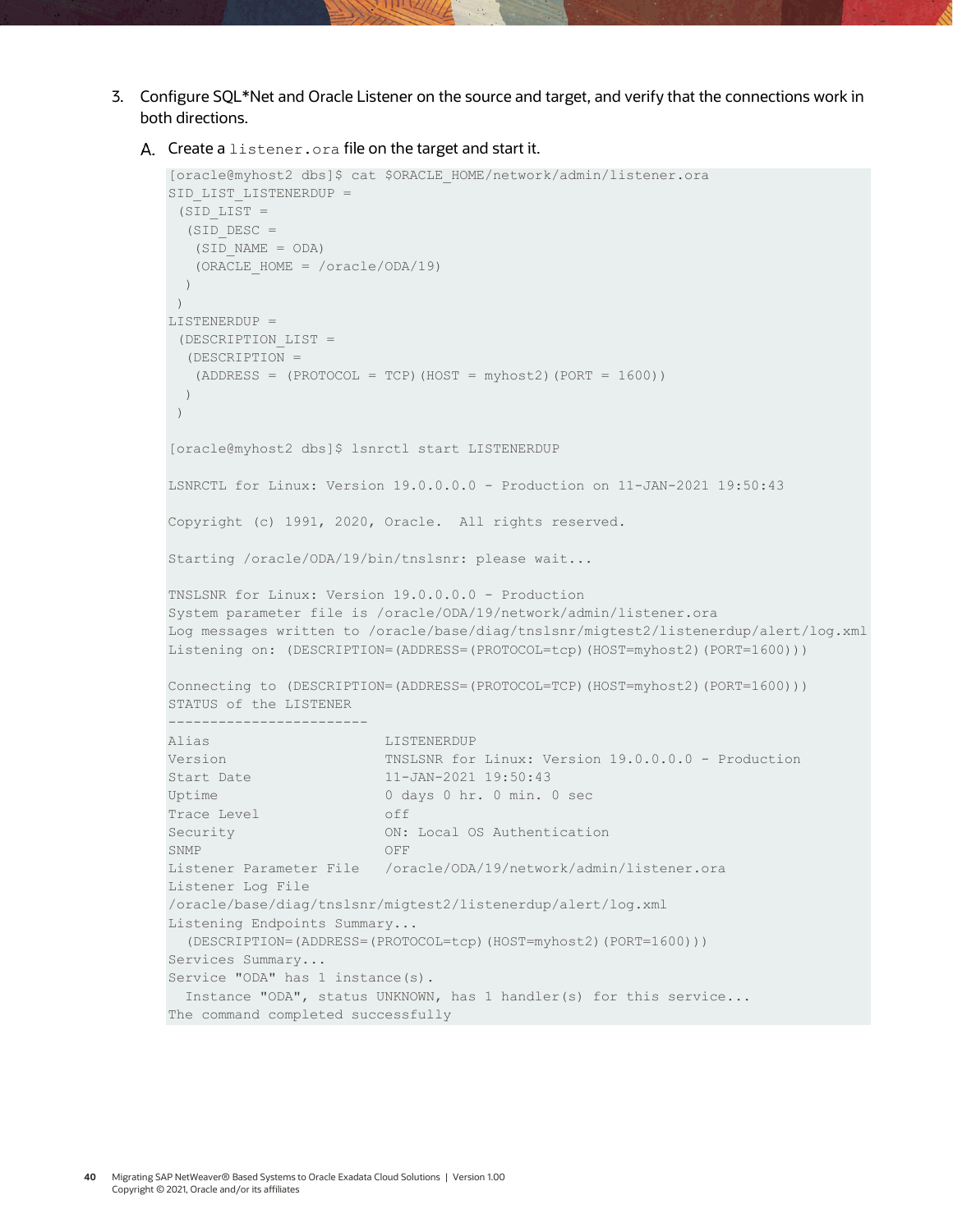3. Configure SQL*Net and Oracle Listener on the source and target, and verify that the connections work in both directions.

   A. Create a `listener.ora` file on the target and start it.

```
[oracle@myhost2 dbs]$ cat $ORACLE_HOME/network/admin/listener.ora
SID_LIST_LISTENERDUP =
 (SID_LIST =
  (SID_DESC =
   (SID_NAME = ODA)
   (ORACLE_HOME = /oracle/ODA/19)
  )
 )
LISTENERDUP =
 (DESCRIPTION_LIST =
  (DESCRIPTION =
   (ADDRESS = (PROTOCOL = TCP)(HOST = myhost2)(PORT = 1600))
  )
 )

[oracle@myhost2 dbs]$ lsnrctl start LISTENERDUP

LSNRCTL for Linux: Version 19.0.0.0.0 - Production on 11-JAN-2021 19:50:43

Copyright (c) 1991, 2020, Oracle.  All rights reserved.

Starting /oracle/ODA/19/bin/tnslsnr: please wait...

TNSLSNR for Linux: Version 19.0.0.0.0 - Production
System parameter file is /oracle/ODA/19/network/admin/listener.ora
Log messages written to /oracle/base/diag/tnslsnr/migtest2/listenerdup/alert/log.xml
Listening on: (DESCRIPTION=(ADDRESS=(PROTOCOL=tcp)(HOST=myhost2)(PORT=1600)))

Connecting to (DESCRIPTION=(ADDRESS=(PROTOCOL=TCP)(HOST=myhost2)(PORT=1600)))
STATUS of the LISTENER
------------------------
Alias                     LISTENERDUP
Version                   TNSLSNR for Linux: Version 19.0.0.0.0 - Production
Start Date                11-JAN-2021 19:50:43
Uptime                    0 days 0 hr. 0 min. 0 sec
Trace Level               off
Security                  ON: Local OS Authentication
SNMP                      OFF
Listener Parameter File   /oracle/ODA/19/network/admin/listener.ora
Listener Log File
/oracle/base/diag/tnslsnr/migtest2/listenerdup/alert/log.xml
Listening Endpoints Summary...
  (DESCRIPTION=(ADDRESS=(PROTOCOL=tcp)(HOST=myhost2)(PORT=1600)))
Services Summary...
Service "ODA" has 1 instance(s).
  Instance "ODA", status UNKNOWN, has 1 handler(s) for this service...
The command completed successfully
```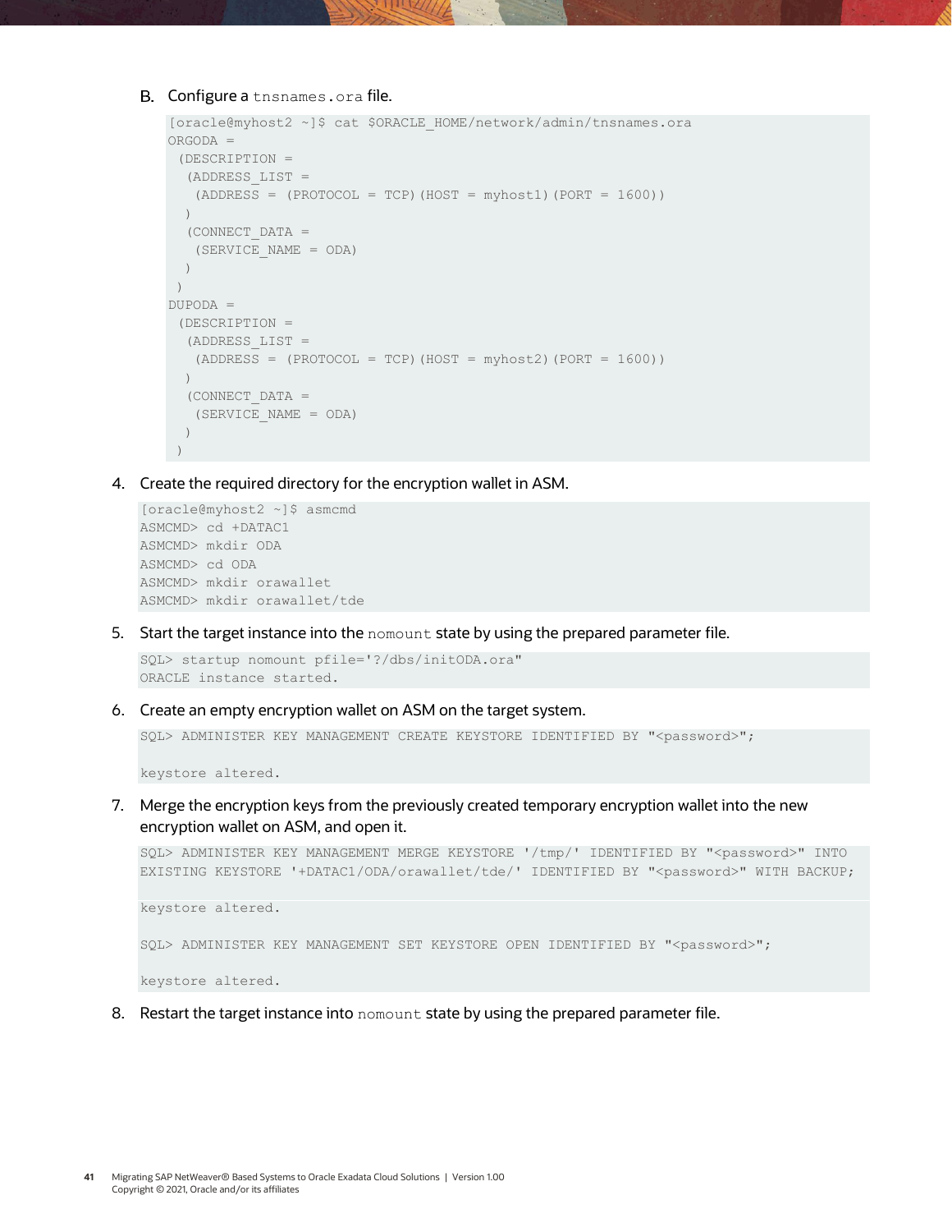B. Configure a `tnsnames.ora` file.

```
[oracle@myhost2 ~]$ cat $ORACLE_HOME/network/admin/tnsnames.ora
ORGODA =
 (DESCRIPTION =
  (ADDRESS_LIST =
   (ADDRESS = (PROTOCOL = TCP)(HOST = myhost1)(PORT = 1600))
  )
  (CONNECT_DATA =
   (SERVICE_NAME = ODA)
  )
 )
DUPODA =
 (DESCRIPTION =
  (ADDRESS_LIST =
   (ADDRESS = (PROTOCOL = TCP)(HOST = myhost2)(PORT = 1600))
  )
  (CONNECT_DATA =
   (SERVICE_NAME = ODA)
  )
 )
```

4. Create the required directory for the encryption wallet in ASM.

```
[oracle@myhost2 ~]$ asmcmd
ASMCMD> cd +DATAC1
ASMCMD> mkdir ODA
ASMCMD> cd ODA
ASMCMD> mkdir orawallet
ASMCMD> mkdir orawallet/tde
```

5. Start the target instance into the `nomount` state by using the prepared parameter file.

```
SQL> startup nomount pfile='?/dbs/initODA.ora"
ORACLE instance started.
```

6. Create an empty encryption wallet on ASM on the target system.

```
SQL> ADMINISTER KEY MANAGEMENT CREATE KEYSTORE IDENTIFIED BY "<password>";

keystore altered.
```

7. Merge the encryption keys from the previously created temporary encryption wallet into the new encryption wallet on ASM, and open it.

```
SQL> ADMINISTER KEY MANAGEMENT MERGE KEYSTORE '/tmp/' IDENTIFIED BY "<password>" INTO
EXISTING KEYSTORE '+DATAC1/ODA/orawallet/tde/' IDENTIFIED BY "<password>" WITH BACKUP;

keystore altered.

SQL> ADMINISTER KEY MANAGEMENT SET KEYSTORE OPEN IDENTIFIED BY "<password>";

keystore altered.
```

8. Restart the target instance into `nomount` state by using the prepared parameter file.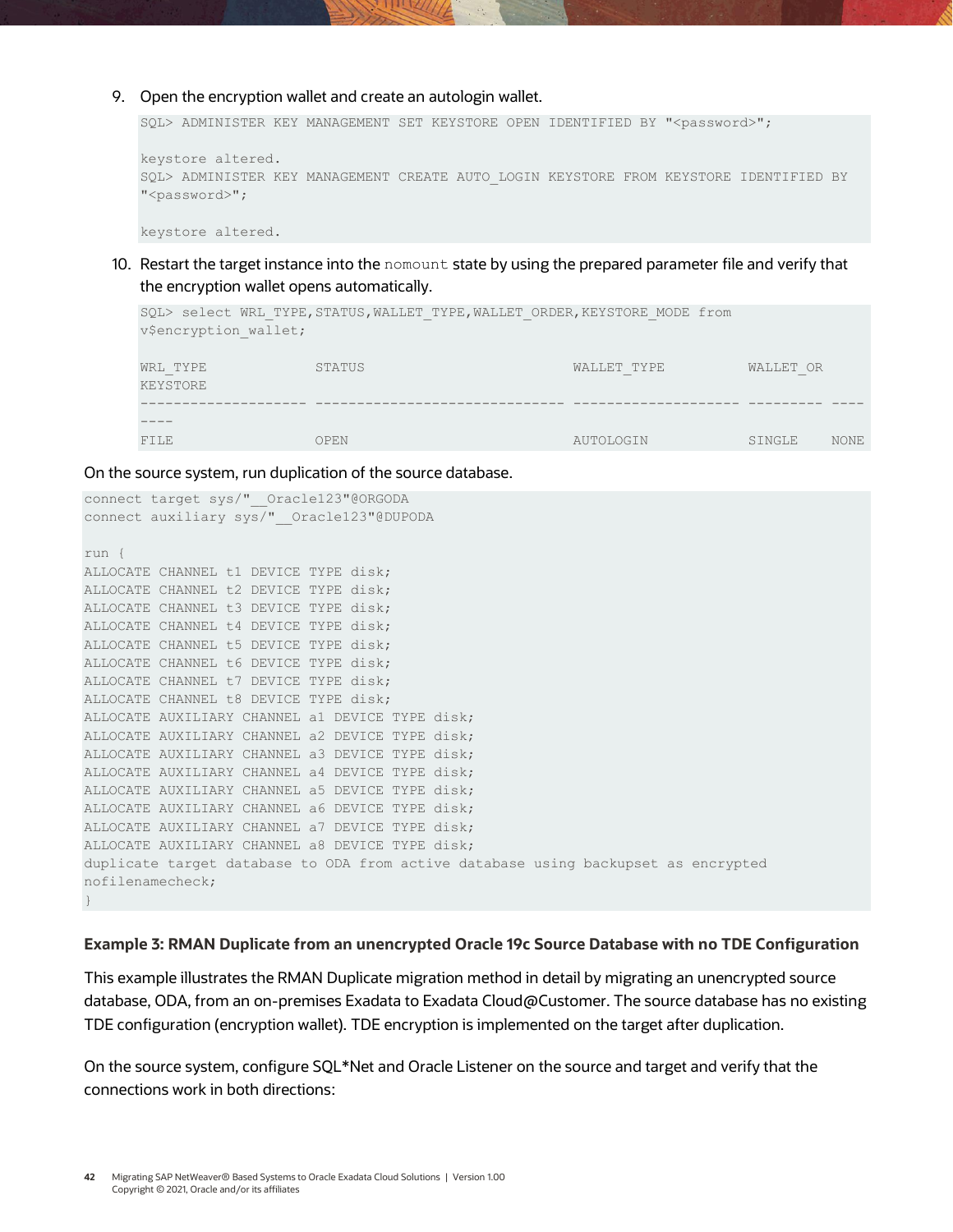9. Open the encryption wallet and create an autologin wallet.

```
SQL> ADMINISTER KEY MANAGEMENT SET KEYSTORE OPEN IDENTIFIED BY "<password>";

keystore altered.
SQL> ADMINISTER KEY MANAGEMENT CREATE AUTO_LOGIN KEYSTORE FROM KEYSTORE IDENTIFIED BY
"<password>";

keystore altered.
```

10. Restart the target instance into the `nomount` state by using the prepared parameter file and verify that the encryption wallet opens automatically.

```
SQL> select WRL_TYPE,STATUS,WALLET_TYPE,WALLET_ORDER,KEYSTORE_MODE from
v$encryption_wallet;

WRL_TYPE             STATUS                         WALLET_TYPE          WALLET_OR
KEYSTORE
-------------------- ------------------------------ -------------------- --------- ----
----
FILE                 OPEN                           AUTOLOGIN            SINGLE    NONE
```

On the source system, run duplication of the source database.

```
connect target sys/"__Oracle123"@ORGODA
connect auxiliary sys/"__Oracle123"@DUPODA

run {
ALLOCATE CHANNEL t1 DEVICE TYPE disk;
ALLOCATE CHANNEL t2 DEVICE TYPE disk;
ALLOCATE CHANNEL t3 DEVICE TYPE disk;
ALLOCATE CHANNEL t4 DEVICE TYPE disk;
ALLOCATE CHANNEL t5 DEVICE TYPE disk;
ALLOCATE CHANNEL t6 DEVICE TYPE disk;
ALLOCATE CHANNEL t7 DEVICE TYPE disk;
ALLOCATE CHANNEL t8 DEVICE TYPE disk;
ALLOCATE AUXILIARY CHANNEL a1 DEVICE TYPE disk;
ALLOCATE AUXILIARY CHANNEL a2 DEVICE TYPE disk;
ALLOCATE AUXILIARY CHANNEL a3 DEVICE TYPE disk;
ALLOCATE AUXILIARY CHANNEL a4 DEVICE TYPE disk;
ALLOCATE AUXILIARY CHANNEL a5 DEVICE TYPE disk;
ALLOCATE AUXILIARY CHANNEL a6 DEVICE TYPE disk;
ALLOCATE AUXILIARY CHANNEL a7 DEVICE TYPE disk;
ALLOCATE AUXILIARY CHANNEL a8 DEVICE TYPE disk;
duplicate target database to ODA from active database using backupset as encrypted
nofilenamecheck;
}
```

**Example 3: RMAN Duplicate from an unencrypted Oracle 19c Source Database with no TDE Configuration**

This example illustrates the RMAN Duplicate migration method in detail by migrating an unencrypted source database, ODA, from an on-premises Exadata to Exadata Cloud@Customer. The source database has no existing TDE configuration (encryption wallet). TDE encryption is implemented on the target after duplication.

On the source system, configure SQL*Net and Oracle Listener on the source and target and verify that the connections work in both directions: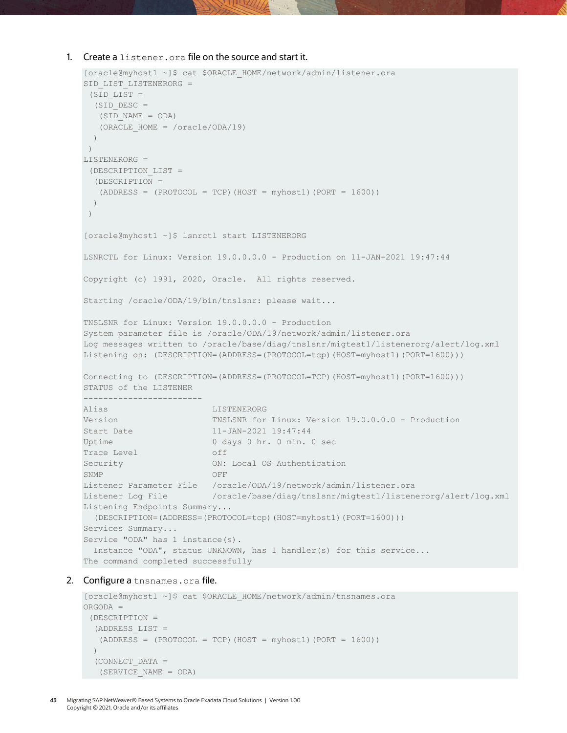1. Create a `listener.ora` file on the source and start it.

```
[oracle@myhost1 ~]$ cat $ORACLE_HOME/network/admin/listener.ora
SID_LIST_LISTENERORG =
 (SID_LIST =
  (SID_DESC =
   (SID_NAME = ODA)
   (ORACLE_HOME = /oracle/ODA/19)
  )
 )
LISTENERORG =
 (DESCRIPTION_LIST =
  (DESCRIPTION =
   (ADDRESS = (PROTOCOL = TCP)(HOST = myhost1)(PORT = 1600))
  )
 )

[oracle@myhost1 ~]$ lsnrctl start LISTENERORG

LSNRCTL for Linux: Version 19.0.0.0.0 - Production on 11-JAN-2021 19:47:44

Copyright (c) 1991, 2020, Oracle.  All rights reserved.

Starting /oracle/ODA/19/bin/tnslsnr: please wait...

TNSLSNR for Linux: Version 19.0.0.0.0 - Production
System parameter file is /oracle/ODA/19/network/admin/listener.ora
Log messages written to /oracle/base/diag/tnslsnr/migtest1/listenerorg/alert/log.xml
Listening on: (DESCRIPTION=(ADDRESS=(PROTOCOL=tcp)(HOST=myhost1)(PORT=1600)))

Connecting to (DESCRIPTION=(ADDRESS=(PROTOCOL=TCP)(HOST=myhost1)(PORT=1600)))
STATUS of the LISTENER
------------------------
Alias                     LISTENERORG
Version                   TNSLSNR for Linux: Version 19.0.0.0.0 - Production
Start Date                11-JAN-2021 19:47:44
Uptime                    0 days 0 hr. 0 min. 0 sec
Trace Level               off
Security                  ON: Local OS Authentication
SNMP                      OFF
Listener Parameter File   /oracle/ODA/19/network/admin/listener.ora
Listener Log File         /oracle/base/diag/tnslsnr/migtest1/listenerorg/alert/log.xml
Listening Endpoints Summary...
  (DESCRIPTION=(ADDRESS=(PROTOCOL=tcp)(HOST=myhost1)(PORT=1600)))
Services Summary...
Service "ODA" has 1 instance(s).
  Instance "ODA", status UNKNOWN, has 1 handler(s) for this service...
The command completed successfully
```

2. Configure a `tnsnames.ora` file.

```
[oracle@myhost1 ~]$ cat $ORACLE_HOME/network/admin/tnsnames.ora
ORGODA =
 (DESCRIPTION =
  (ADDRESS_LIST =
   (ADDRESS = (PROTOCOL = TCP)(HOST = myhost1)(PORT = 1600))
  )
  (CONNECT_DATA =
   (SERVICE_NAME = ODA)
```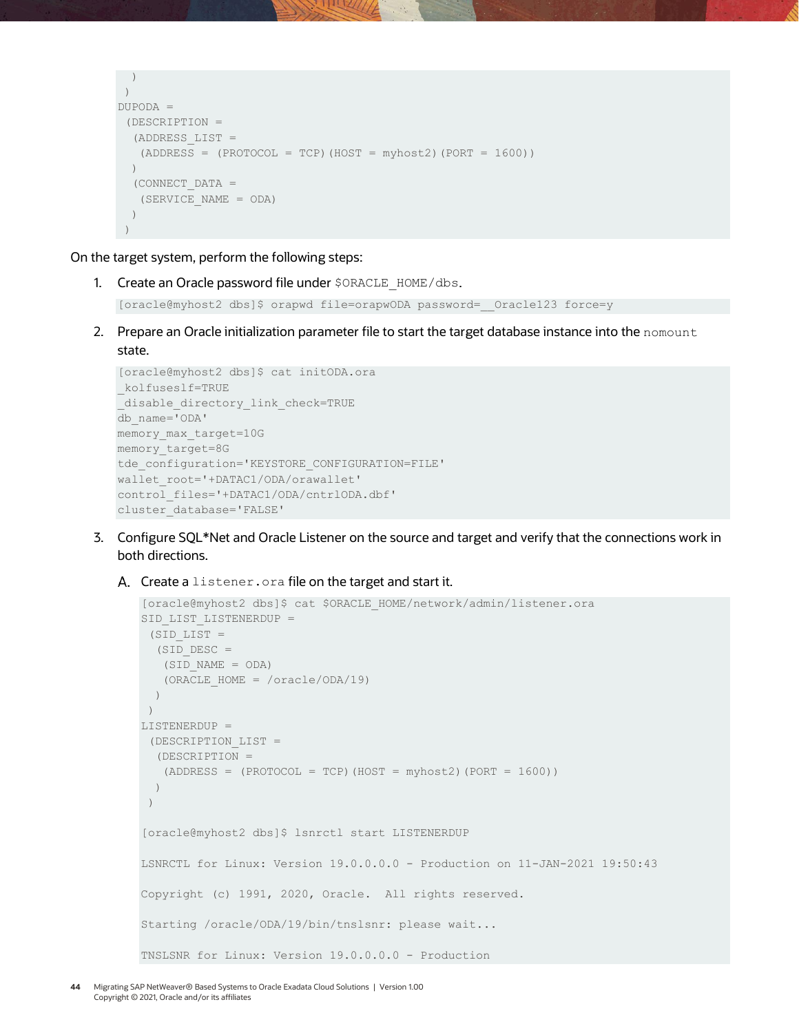```
  )
 )
DUPODA =
 (DESCRIPTION =
  (ADDRESS_LIST =
   (ADDRESS = (PROTOCOL = TCP)(HOST = myhost2)(PORT = 1600))
  )
  (CONNECT_DATA =
   (SERVICE_NAME = ODA)
  )
 )
```

On the target system, perform the following steps:

1. Create an Oracle password file under `$ORACLE_HOME/dbs`.

   ```
   [oracle@myhost2 dbs]$ orapwd file=orapwODA password=__Oracle123 force=y
   ```

2. Prepare an Oracle initialization parameter file to start the target database instance into the `nomount` state.

   ```
   [oracle@myhost2 dbs]$ cat initODA.ora
   _kolfuseslf=TRUE
   _disable_directory_link_check=TRUE
   db_name='ODA'
   memory_max_target=10G
   memory_target=8G
   tde_configuration='KEYSTORE_CONFIGURATION=FILE'
   wallet_root='+DATAC1/ODA/orawallet'
   control_files='+DATAC1/ODA/cntrlODA.dbf'
   cluster_database='FALSE'
   ```

3. Configure SQL*Net and Oracle Listener on the source and target and verify that the connections work in both directions.

   A. Create a `listener.ora` file on the target and start it.

   ```
   [oracle@myhost2 dbs]$ cat $ORACLE_HOME/network/admin/listener.ora
   SID_LIST_LISTENERDUP =
    (SID_LIST =
     (SID_DESC =
      (SID_NAME = ODA)
      (ORACLE_HOME = /oracle/ODA/19)
     )
    )
   LISTENERDUP =
    (DESCRIPTION_LIST =
     (DESCRIPTION =
      (ADDRESS = (PROTOCOL = TCP)(HOST = myhost2)(PORT = 1600))
     )
    )

   [oracle@myhost2 dbs]$ lsnrctl start LISTENERDUP

   LSNRCTL for Linux: Version 19.0.0.0.0 - Production on 11-JAN-2021 19:50:43

   Copyright (c) 1991, 2020, Oracle.  All rights reserved.

   Starting /oracle/ODA/19/bin/tnslsnr: please wait...

   TNSLSNR for Linux: Version 19.0.0.0.0 - Production
   ```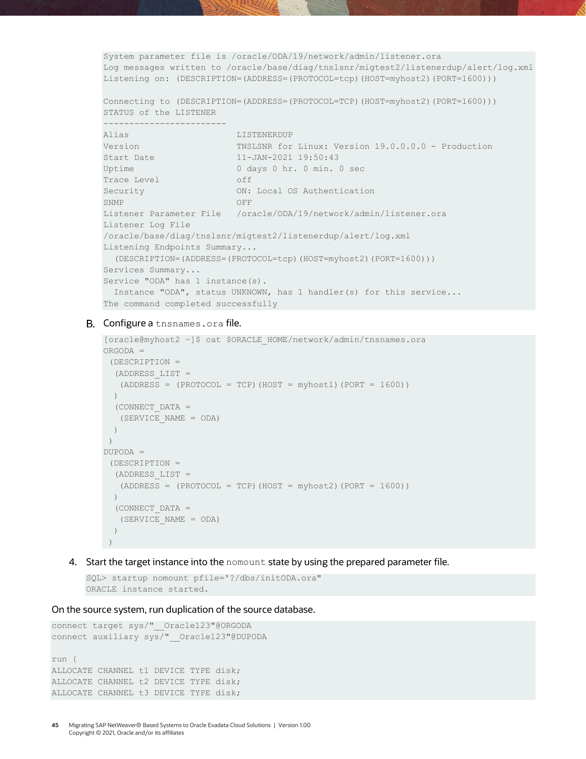```
System parameter file is /oracle/ODA/19/network/admin/listener.ora
Log messages written to /oracle/base/diag/tnslsnr/migtest2/listenerdup/alert/log.xml
Listening on: (DESCRIPTION=(ADDRESS=(PROTOCOL=tcp)(HOST=myhost2)(PORT=1600)))

Connecting to (DESCRIPTION=(ADDRESS=(PROTOCOL=TCP)(HOST=myhost2)(PORT=1600)))
STATUS of the LISTENER
------------------------
Alias                     LISTENERDUP
Version                   TNSLSNR for Linux: Version 19.0.0.0.0 - Production
Start Date                11-JAN-2021 19:50:43
Uptime                    0 days 0 hr. 0 min. 0 sec
Trace Level               off
Security                  ON: Local OS Authentication
SNMP                      OFF
Listener Parameter File   /oracle/ODA/19/network/admin/listener.ora
Listener Log File
/oracle/base/diag/tnslsnr/migtest2/listenerdup/alert/log.xml
Listening Endpoints Summary...
  (DESCRIPTION=(ADDRESS=(PROTOCOL=tcp)(HOST=myhost2)(PORT=1600)))
Services Summary...
Service "ODA" has 1 instance(s).
  Instance "ODA", status UNKNOWN, has 1 handler(s) for this service...
The command completed successfully
```

B. Configure a `tnsnames.ora` file.

```
[oracle@myhost2 ~]$ cat $ORACLE_HOME/network/admin/tnsnames.ora
ORGODA =
 (DESCRIPTION =
  (ADDRESS_LIST =
   (ADDRESS = (PROTOCOL = TCP)(HOST = myhost1)(PORT = 1600))
  )
  (CONNECT_DATA =
   (SERVICE_NAME = ODA)
  )
 )
DUPODA =
 (DESCRIPTION =
  (ADDRESS_LIST =
   (ADDRESS = (PROTOCOL = TCP)(HOST = myhost2)(PORT = 1600))
  )
  (CONNECT_DATA =
   (SERVICE_NAME = ODA)
  )
 )
```

4. Start the target instance into the `nomount` state by using the prepared parameter file.

```
SQL> startup nomount pfile='?/dbs/initODA.ora"
ORACLE instance started.
```

On the source system, run duplication of the source database.

```
connect target sys/"__Oracle123"@ORGODA
connect auxiliary sys/"__Oracle123"@DUPODA

run {
ALLOCATE CHANNEL t1 DEVICE TYPE disk;
ALLOCATE CHANNEL t2 DEVICE TYPE disk;
ALLOCATE CHANNEL t3 DEVICE TYPE disk;
```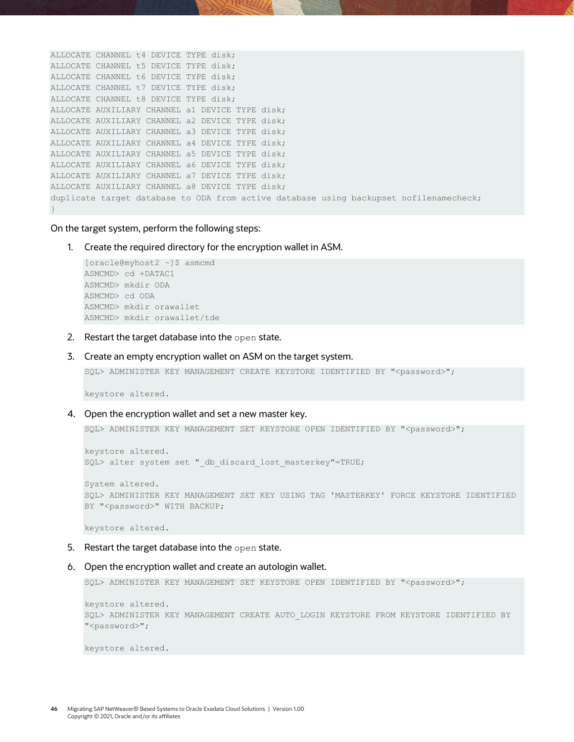```
ALLOCATE CHANNEL t4 DEVICE TYPE disk;
ALLOCATE CHANNEL t5 DEVICE TYPE disk;
ALLOCATE CHANNEL t6 DEVICE TYPE disk;
ALLOCATE CHANNEL t7 DEVICE TYPE disk;
ALLOCATE CHANNEL t8 DEVICE TYPE disk;
ALLOCATE AUXILIARY CHANNEL a1 DEVICE TYPE disk;
ALLOCATE AUXILIARY CHANNEL a2 DEVICE TYPE disk;
ALLOCATE AUXILIARY CHANNEL a3 DEVICE TYPE disk;
ALLOCATE AUXILIARY CHANNEL a4 DEVICE TYPE disk;
ALLOCATE AUXILIARY CHANNEL a5 DEVICE TYPE disk;
ALLOCATE AUXILIARY CHANNEL a6 DEVICE TYPE disk;
ALLOCATE AUXILIARY CHANNEL a7 DEVICE TYPE disk;
ALLOCATE AUXILIARY CHANNEL a8 DEVICE TYPE disk;
duplicate target database to ODA from active database using backupset nofilenamecheck;
}
```

On the target system, perform the following steps:

1. Create the required directory for the encryption wallet in ASM.

```
[oracle@myhost2 ~]$ asmcmd
ASMCMD> cd +DATAC1
ASMCMD> mkdir ODA
ASMCMD> cd ODA
ASMCMD> mkdir orawallet
ASMCMD> mkdir orawallet/tde
```

2. Restart the target database into the `open` state.

3. Create an empty encryption wallet on ASM on the target system.

```
SQL> ADMINISTER KEY MANAGEMENT CREATE KEYSTORE IDENTIFIED BY "<password>";

keystore altered.
```

4. Open the encryption wallet and set a new master key.

```
SQL> ADMINISTER KEY MANAGEMENT SET KEYSTORE OPEN IDENTIFIED BY "<password>";

keystore altered.
SQL> alter system set "_db_discard_lost_masterkey"=TRUE;

System altered.
SQL> ADMINISTER KEY MANAGEMENT SET KEY USING TAG 'MASTERKEY' FORCE KEYSTORE IDENTIFIED
BY "<password>" WITH BACKUP;

keystore altered.
```

5. Restart the target database into the `open` state.

6. Open the encryption wallet and create an autologin wallet.

```
SQL> ADMINISTER KEY MANAGEMENT SET KEYSTORE OPEN IDENTIFIED BY "<password>";

keystore altered.
SQL> ADMINISTER KEY MANAGEMENT CREATE AUTO_LOGIN KEYSTORE FROM KEYSTORE IDENTIFIED BY
"<password>";

keystore altered.
```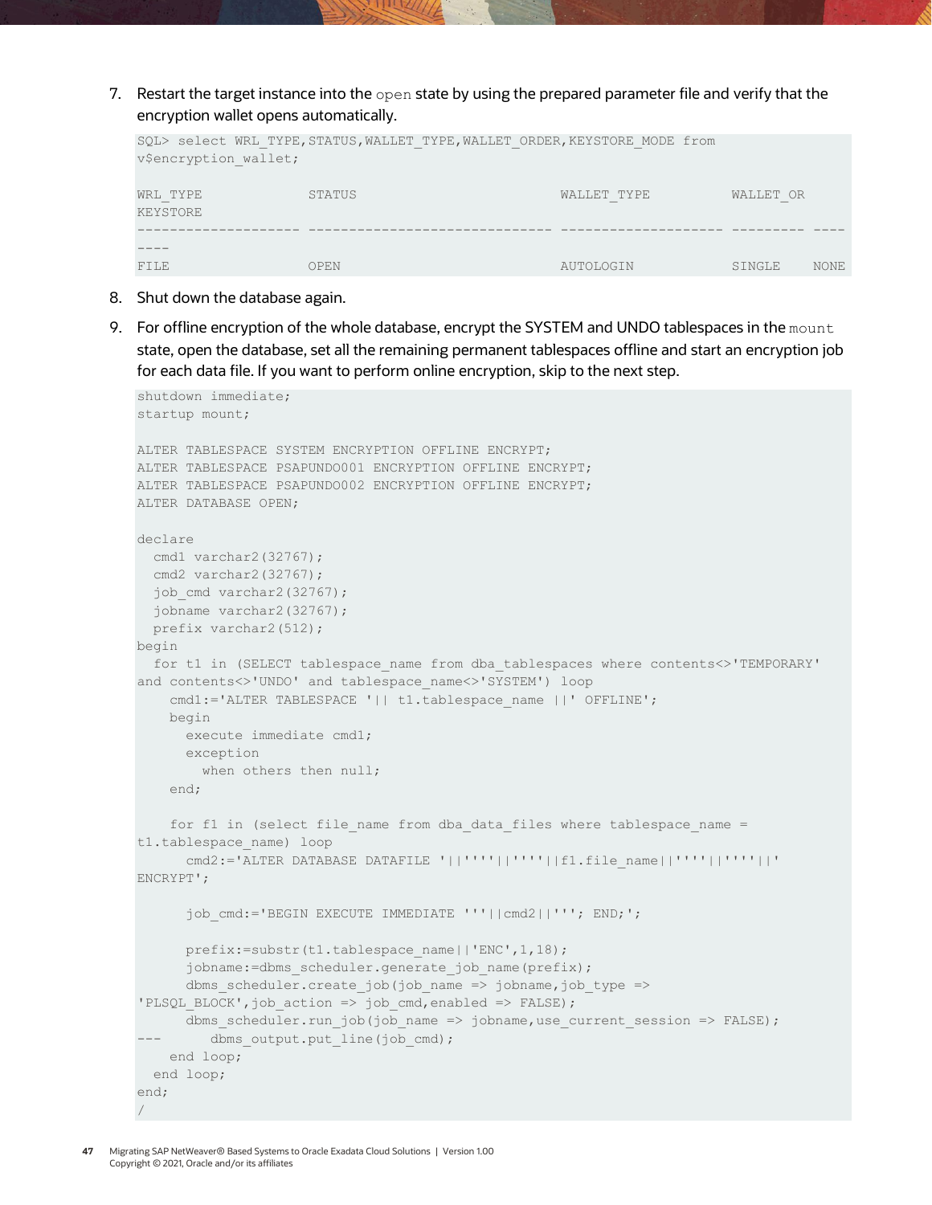7. Restart the target instance into the `open` state by using the prepared parameter file and verify that the encryption wallet opens automatically.

```
SQL> select WRL_TYPE,STATUS,WALLET_TYPE,WALLET_ORDER,KEYSTORE_MODE from
v$encryption_wallet;

WRL_TYPE             STATUS                         WALLET_TYPE          WALLET_OR
KEYSTORE
-------------------- ------------------------------ -------------------- --------- ----
----
FILE                 OPEN                           AUTOLOGIN            SINGLE    NONE
```

8. Shut down the database again.

9. For offline encryption of the whole database, encrypt the SYSTEM and UNDO tablespaces in the `mount` state, open the database, set all the remaining permanent tablespaces offline and start an encryption job for each data file. If you want to perform online encryption, skip to the next step.

```
shutdown immediate;
startup mount;

ALTER TABLESPACE SYSTEM ENCRYPTION OFFLINE ENCRYPT;
ALTER TABLESPACE PSAPUNDO001 ENCRYPTION OFFLINE ENCRYPT;
ALTER TABLESPACE PSAPUNDO002 ENCRYPTION OFFLINE ENCRYPT;
ALTER DATABASE OPEN;

declare
  cmd1 varchar2(32767);
  cmd2 varchar2(32767);
  job_cmd varchar2(32767);
  jobname varchar2(32767);
  prefix varchar2(512);
begin
  for t1 in (SELECT tablespace_name from dba_tablespaces where contents<>'TEMPORARY'
and contents<>'UNDO' and tablespace_name<>'SYSTEM') loop
    cmd1:='ALTER TABLESPACE '|| t1.tablespace_name ||' OFFLINE';
    begin
      execute immediate cmd1;
      exception
        when others then null;
    end;

    for f1 in (select file_name from dba_data_files where tablespace_name =
t1.tablespace_name) loop
      cmd2:='ALTER DATABASE DATAFILE '||''''||''''||f1.file_name||''''||''''||'
ENCRYPT';

      job_cmd:='BEGIN EXECUTE IMMEDIATE '''||cmd2||'''; END;';

      prefix:=substr(t1.tablespace_name||'ENC',1,18);
      jobname:=dbms_scheduler.generate_job_name(prefix);
      dbms_scheduler.create_job(job_name => jobname,job_type =>
'PLSQL_BLOCK',job_action => job_cmd,enabled => FALSE);
      dbms_scheduler.run_job(job_name => jobname,use_current_session => FALSE);
---      dbms_output.put_line(job_cmd);
    end loop;
  end loop;
end;
/
```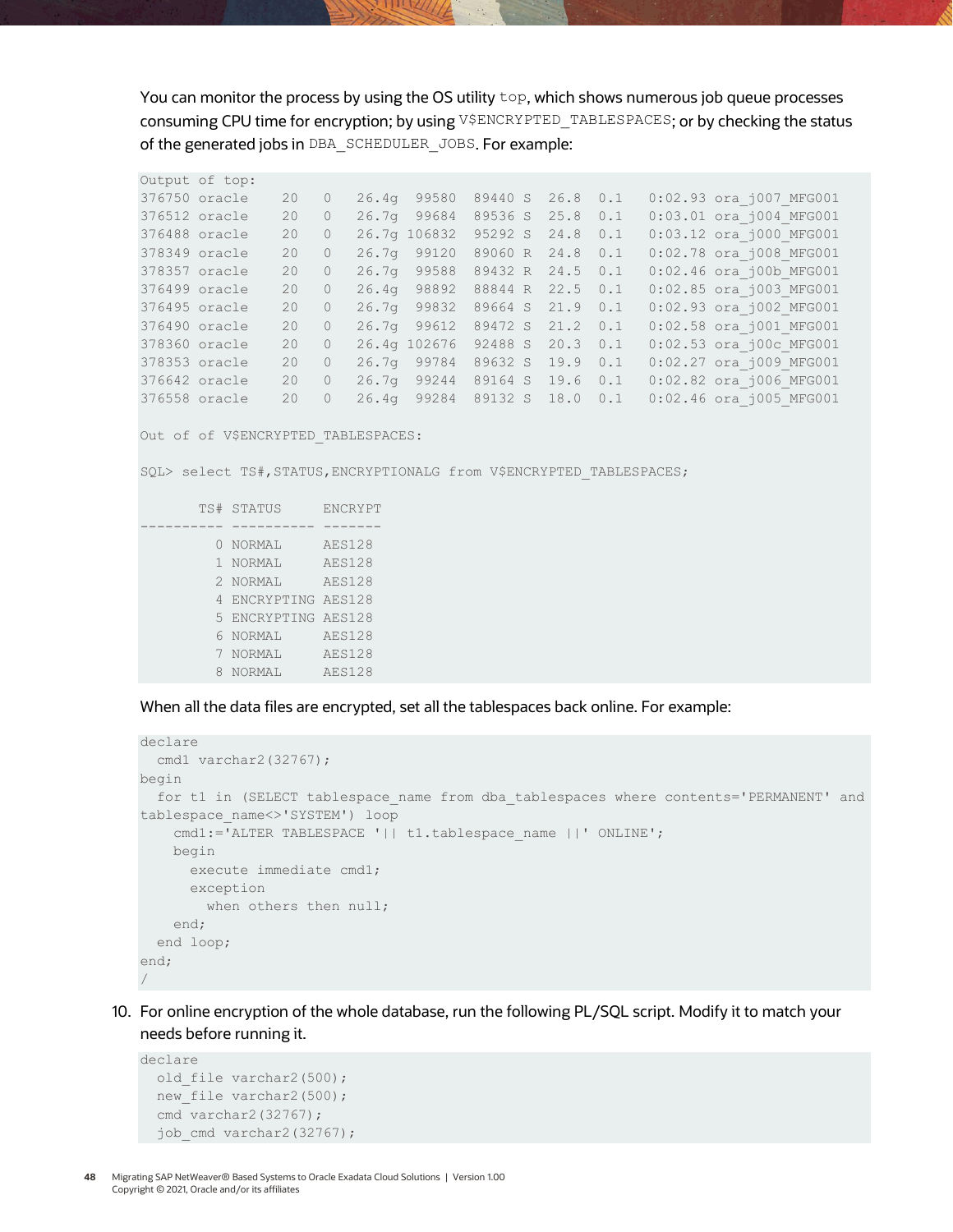You can monitor the process by using the OS utility `top`, which shows numerous job queue processes consuming CPU time for encryption; by using `V$ENCRYPTED_TABLESPACES`; or by checking the status of the generated jobs in `DBA_SCHEDULER_JOBS`. For example:

```
Output of top:
376750 oracle    20   0   26.4g  99580  89440 S  26.8  0.1   0:02.93 ora_j007_MFG001
376512 oracle    20   0   26.7g  99684  89536 S  25.8  0.1   0:03.01 ora_j004_MFG001
376488 oracle    20   0   26.7g 106832  95292 S  24.8  0.1   0:03.12 ora_j000_MFG001
378349 oracle    20   0   26.7g  99120  89060 R  24.8  0.1   0:02.78 ora_j008_MFG001
378357 oracle    20   0   26.7g  99588  89432 R  24.5  0.1   0:02.46 ora_j00b_MFG001
376499 oracle    20   0   26.4g  98892  88844 R  22.5  0.1   0:02.85 ora_j003_MFG001
376495 oracle    20   0   26.7g  99832  89664 S  21.9  0.1   0:02.93 ora_j002_MFG001
376490 oracle    20   0   26.7g  99612  89472 S  21.2  0.1   0:02.58 ora_j001_MFG001
378360 oracle    20   0   26.4g 102676  92488 S  20.3  0.1   0:02.53 ora_j00c_MFG001
378353 oracle    20   0   26.7g  99784  89632 S  19.9  0.1   0:02.27 ora_j009_MFG001
376642 oracle    20   0   26.7g  99244  89164 S  19.6  0.1   0:02.82 ora_j006_MFG001
376558 oracle    20   0   26.4g  99284  89132 S  18.0  0.1   0:02.46 ora_j005_MFG001

Out of of V$ENCRYPTED_TABLESPACES:

SQL> select TS#,STATUS,ENCRYPTIONALG from V$ENCRYPTED_TABLESPACES;

       TS# STATUS     ENCRYPT
---------- ---------- -------
         0 NORMAL     AES128
         1 NORMAL     AES128
         2 NORMAL     AES128
         4 ENCRYPTING AES128
         5 ENCRYPTING AES128
         6 NORMAL     AES128
         7 NORMAL     AES128
         8 NORMAL     AES128
```

When all the data files are encrypted, set all the tablespaces back online. For example:

```
declare
  cmd1 varchar2(32767);
begin
  for t1 in (SELECT tablespace_name from dba_tablespaces where contents='PERMANENT' and
tablespace_name<>'SYSTEM') loop
    cmd1:='ALTER TABLESPACE '|| t1.tablespace_name ||' ONLINE';
    begin
      execute immediate cmd1;
      exception
        when others then null;
    end;
  end loop;
end;
/
```

10. For online encryption of the whole database, run the following PL/SQL script. Modify it to match your needs before running it.

```
declare
  old_file varchar2(500);
  new_file varchar2(500);
  cmd varchar2(32767);
  job_cmd varchar2(32767);
```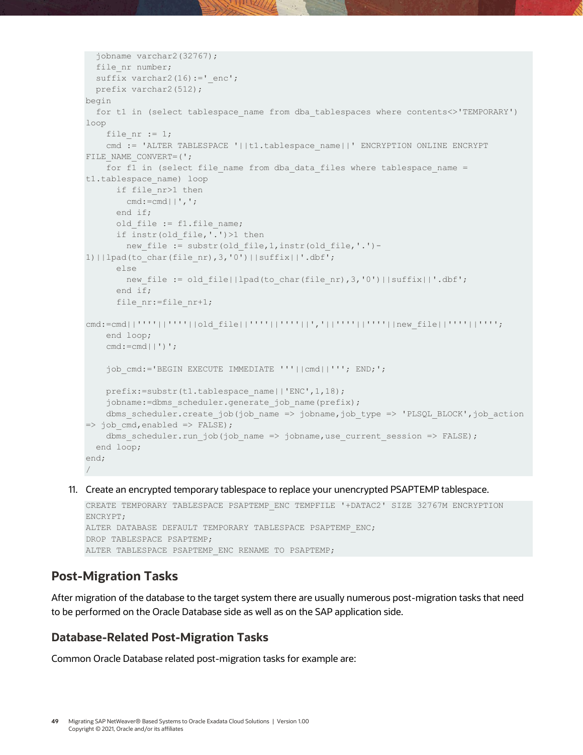```
  jobname varchar2(32767);
  file_nr number;
  suffix varchar2(16):='_enc';
  prefix varchar2(512);
begin
  for t1 in (select tablespace_name from dba_tablespaces where contents<>'TEMPORARY')
loop
    file_nr := 1;
    cmd := 'ALTER TABLESPACE '||t1.tablespace_name||' ENCRYPTION ONLINE ENCRYPT
FILE_NAME_CONVERT=(';
    for f1 in (select file_name from dba_data_files where tablespace_name =
t1.tablespace_name) loop
      if file_nr>1 then
        cmd:=cmd||',';
      end if;
      old_file := f1.file_name;
      if instr(old_file,'.')>1 then
        new_file := substr(old_file,1,instr(old_file,'.')-
1)||lpad(to_char(file_nr),3,'0')||suffix||'.dbf';
      else
        new_file := old_file||lpad(to_char(file_nr),3,'0')||suffix||'.dbf';
      end if;
      file_nr:=file_nr+1;

cmd:=cmd||''''||''''||old_file||''''||''''||','||''''||''''||new_file||''''||'''';
    end loop;
    cmd:=cmd||')';

    job_cmd:='BEGIN EXECUTE IMMEDIATE '''||cmd||'''; END;';

    prefix:=substr(t1.tablespace_name||'ENC',1,18);
    jobname:=dbms_scheduler.generate_job_name(prefix);
    dbms_scheduler.create_job(job_name => jobname,job_type => 'PLSQL_BLOCK',job_action
=> job_cmd,enabled => FALSE);
    dbms_scheduler.run_job(job_name => jobname,use_current_session => FALSE);
  end loop;
end;
/
```

11. Create an encrypted temporary tablespace to replace your unencrypted PSAPTEMP tablespace.

```
CREATE TEMPORARY TABLESPACE PSAPTEMP_ENC TEMPFILE '+DATAC2' SIZE 32767M ENCRYPTION
ENCRYPT;
ALTER DATABASE DEFAULT TEMPORARY TABLESPACE PSAPTEMP_ENC;
DROP TABLESPACE PSAPTEMP;
ALTER TABLESPACE PSAPTEMP_ENC RENAME TO PSAPTEMP;
```

## Post-Migration Tasks

After migration of the database to the target system there are usually numerous post-migration tasks that need to be performed on the Oracle Database side as well as on the SAP application side.

### Database-Related Post-Migration Tasks

Common Oracle Database related post-migration tasks for example are: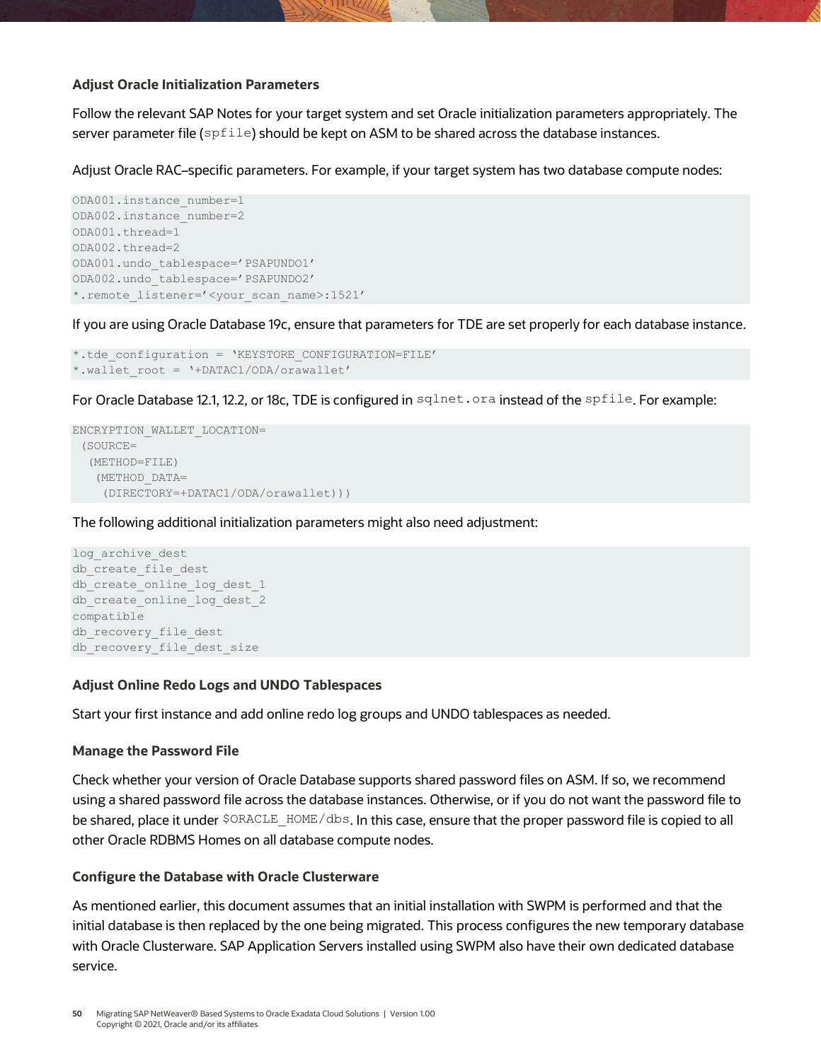### Adjust Oracle Initialization Parameters

Follow the relevant SAP Notes for your target system and set Oracle initialization parameters appropriately. The server parameter file (`spfile`) should be kept on ASM to be shared across the database instances.

Adjust Oracle RAC–specific parameters. For example, if your target system has two database compute nodes:

```
ODA001.instance_number=1
ODA002.instance_number=2
ODA001.thread=1
ODA002.thread=2
ODA001.undo_tablespace='PSAPUNDO1'
ODA002.undo_tablespace='PSAPUNDO2'
*.remote_listener='<your_scan_name>:1521'
```

If you are using Oracle Database 19c, ensure that parameters for TDE are set properly for each database instance.

```
*.tde_configuration = 'KEYSTORE_CONFIGURATION=FILE'
*.wallet_root = '+DATAC1/ODA/orawallet'
```

For Oracle Database 12.1, 12.2, or 18c, TDE is configured in `sqlnet.ora` instead of the `spfile`. For example:

```
ENCRYPTION_WALLET_LOCATION=
 (SOURCE=
  (METHOD=FILE)
   (METHOD_DATA=
    (DIRECTORY=+DATAC1/ODA/orawallet)))
```

The following additional initialization parameters might also need adjustment:

```
log_archive_dest
db_create_file_dest
db_create_online_log_dest_1
db_create_online_log_dest_2
compatible
db_recovery_file_dest
db_recovery_file_dest_size
```

### Adjust Online Redo Logs and UNDO Tablespaces

Start your first instance and add online redo log groups and UNDO tablespaces as needed.

### Manage the Password File

Check whether your version of Oracle Database supports shared password files on ASM. If so, we recommend using a shared password file across the database instances. Otherwise, or if you do not want the password file to be shared, place it under `$ORACLE_HOME/dbs`. In this case, ensure that the proper password file is copied to all other Oracle RDBMS Homes on all database compute nodes.

### Configure the Database with Oracle Clusterware

As mentioned earlier, this document assumes that an initial installation with SWPM is performed and that the initial database is then replaced by the one being migrated. This process configures the new temporary database with Oracle Clusterware. SAP Application Servers installed using SWPM also have their own dedicated database service.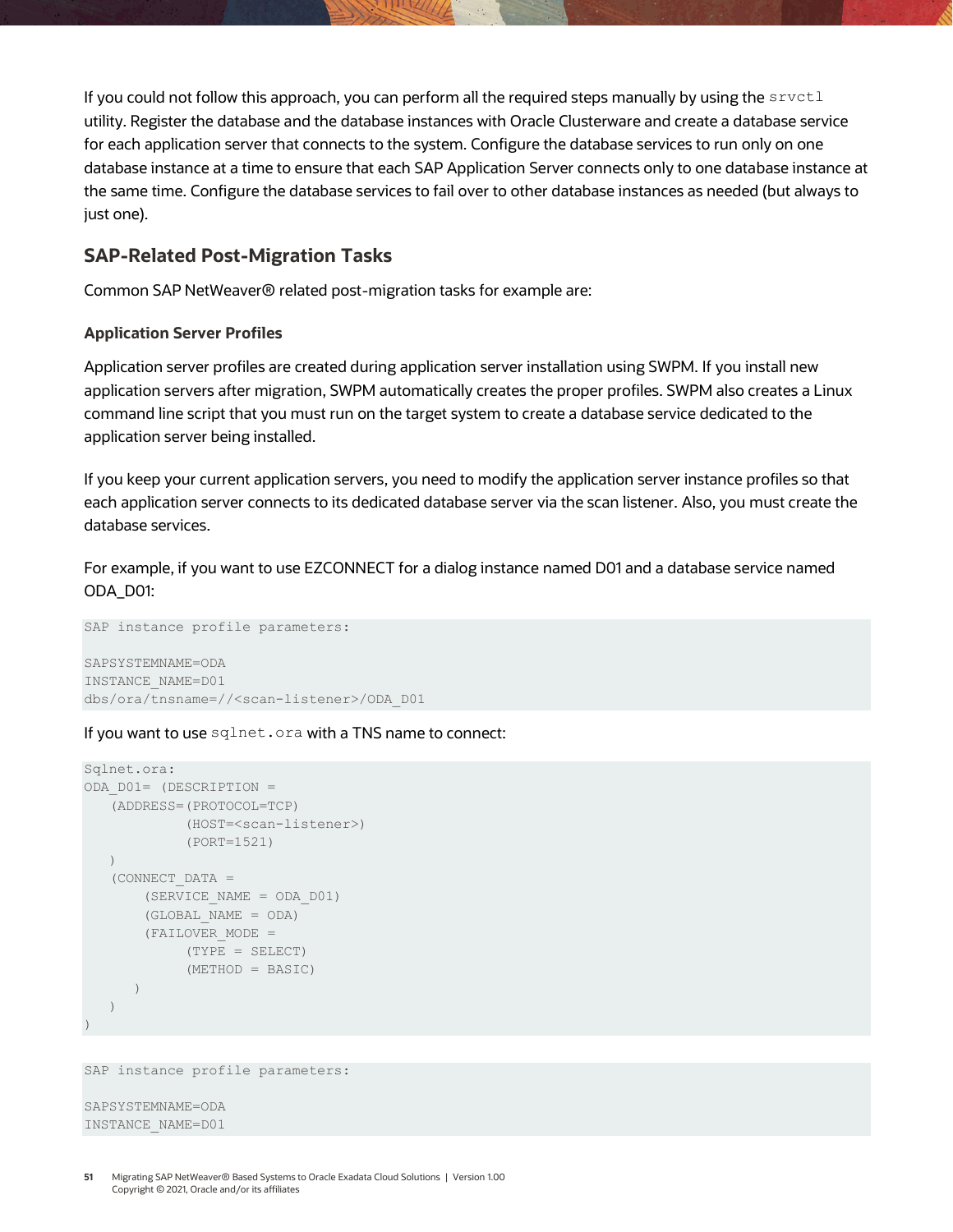If you could not follow this approach, you can perform all the required steps manually by using the `srvctl` utility. Register the database and the database instances with Oracle Clusterware and create a database service for each application server that connects to the system. Configure the database services to run only on one database instance at a time to ensure that each SAP Application Server connects only to one database instance at the same time. Configure the database services to fail over to other database instances as needed (but always to just one).

## SAP-Related Post-Migration Tasks

Common SAP NetWeaver® related post-migration tasks for example are:

### Application Server Profiles

Application server profiles are created during application server installation using SWPM. If you install new application servers after migration, SWPM automatically creates the proper profiles. SWPM also creates a Linux command line script that you must run on the target system to create a database service dedicated to the application server being installed.

If you keep your current application servers, you need to modify the application server instance profiles so that each application server connects to its dedicated database server via the scan listener. Also, you must create the database services.

For example, if you want to use EZCONNECT for a dialog instance named D01 and a database service named ODA_D01:

```
SAP instance profile parameters:

SAPSYSTEMNAME=ODA
INSTANCE_NAME=D01
dbs/ora/tnsname=//<scan-listener>/ODA_D01
```

If you want to use `sqlnet.ora` with a TNS name to connect:

```
Sqlnet.ora:
ODA_D01= (DESCRIPTION =
    (ADDRESS=(PROTOCOL=TCP)
             (HOST=<scan-listener>)
             (PORT=1521)
    )
    (CONNECT_DATA =
        (SERVICE_NAME = ODA_D01)
        (GLOBAL_NAME = ODA)
        (FAILOVER_MODE =
             (TYPE = SELECT)
             (METHOD = BASIC)
        )
    )
)
```

```
SAP instance profile parameters:

SAPSYSTEMNAME=ODA
INSTANCE_NAME=D01
```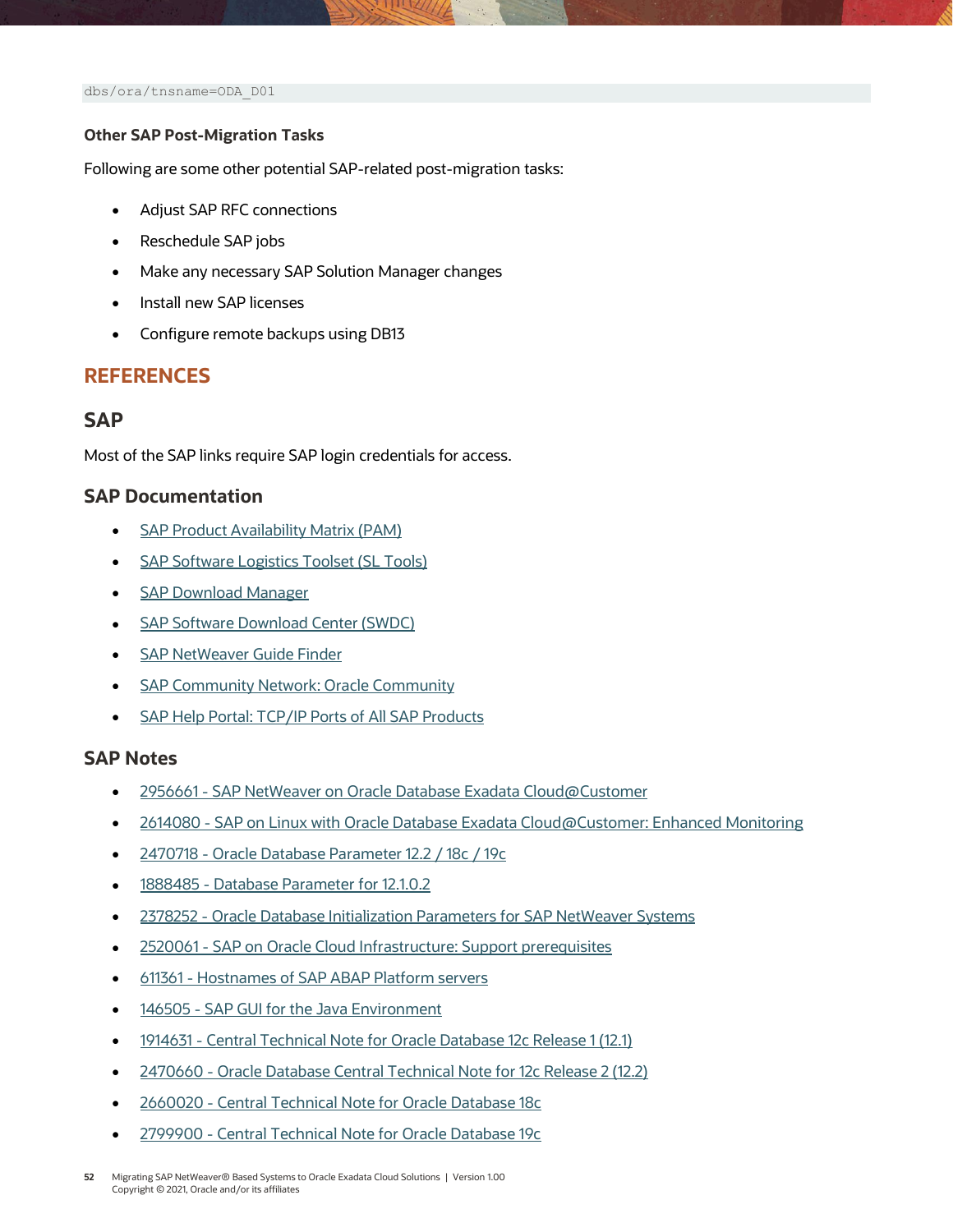```
dbs/ora/tnsname=ODA_D01
```

**Other SAP Post-Migration Tasks**

Following are some other potential SAP-related post-migration tasks:

- Adjust SAP RFC connections
- Reschedule SAP jobs
- Make any necessary SAP Solution Manager changes
- Install new SAP licenses
- Configure remote backups using DB13

# REFERENCES

## SAP

Most of the SAP links require SAP login credentials for access.

### SAP Documentation

- SAP Product Availability Matrix (PAM)
- SAP Software Logistics Toolset (SL Tools)
- SAP Download Manager
- SAP Software Download Center (SWDC)
- SAP NetWeaver Guide Finder
- SAP Community Network: Oracle Community
- SAP Help Portal: TCP/IP Ports of All SAP Products

### SAP Notes

- 2956661 - SAP NetWeaver on Oracle Database Exadata Cloud@Customer
- 2614080 - SAP on Linux with Oracle Database Exadata Cloud@Customer: Enhanced Monitoring
- 2470718 - Oracle Database Parameter 12.2 / 18c / 19c
- 1888485 - Database Parameter for 12.1.0.2
- 2378252 - Oracle Database Initialization Parameters for SAP NetWeaver Systems
- 2520061 - SAP on Oracle Cloud Infrastructure: Support prerequisites
- 611361 - Hostnames of SAP ABAP Platform servers
- 146505 - SAP GUI for the Java Environment
- 1914631 - Central Technical Note for Oracle Database 12c Release 1 (12.1)
- 2470660 - Oracle Database Central Technical Note for 12c Release 2 (12.2)
- 2660020 - Central Technical Note for Oracle Database 18c
- 2799900 - Central Technical Note for Oracle Database 19c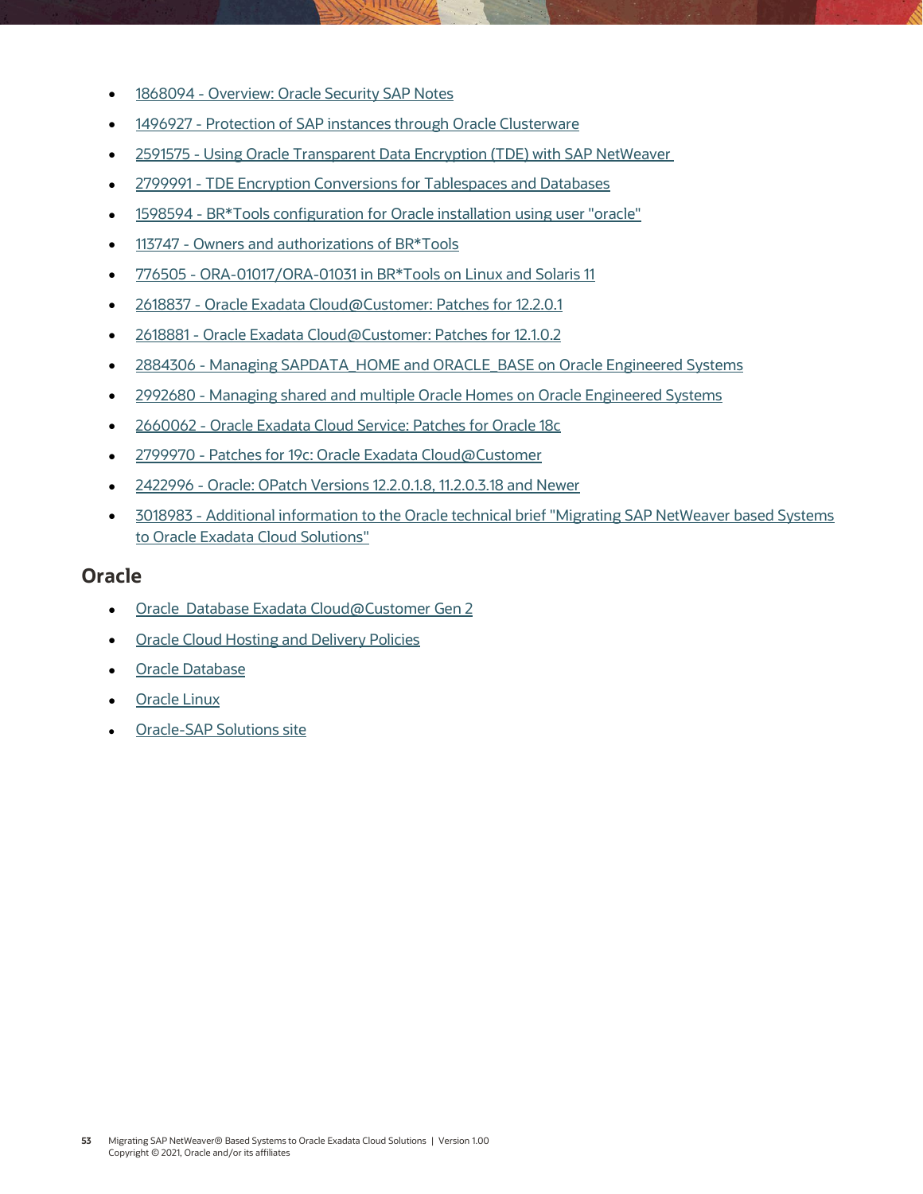- 1868094 - Overview: Oracle Security SAP Notes
- 1496927 - Protection of SAP instances through Oracle Clusterware
- 2591575 - Using Oracle Transparent Data Encryption (TDE) with SAP NetWeaver
- 2799991 - TDE Encryption Conversions for Tablespaces and Databases
- 1598594 - BR*Tools configuration for Oracle installation using user "oracle"
- 113747 - Owners and authorizations of BR*Tools
- 776505 - ORA-01017/ORA-01031 in BR*Tools on Linux and Solaris 11
- 2618837 - Oracle Exadata Cloud@Customer: Patches for 12.2.0.1
- 2618881 - Oracle Exadata Cloud@Customer: Patches for 12.1.0.2
- 2884306 - Managing SAPDATA_HOME and ORACLE_BASE on Oracle Engineered Systems
- 2992680 - Managing shared and multiple Oracle Homes on Oracle Engineered Systems
- 2660062 - Oracle Exadata Cloud Service: Patches for Oracle 18c
- 2799970 - Patches for 19c: Oracle Exadata Cloud@Customer
- 2422996 - Oracle: OPatch Versions 12.2.0.1.8, 11.2.0.3.18 and Newer
- 3018983 - Additional information to the Oracle technical brief "Migrating SAP NetWeaver based Systems to Oracle Exadata Cloud Solutions"

## Oracle

- Oracle  Database Exadata Cloud@Customer Gen 2
- Oracle Cloud Hosting and Delivery Policies
- Oracle Database
- Oracle Linux
- Oracle-SAP Solutions site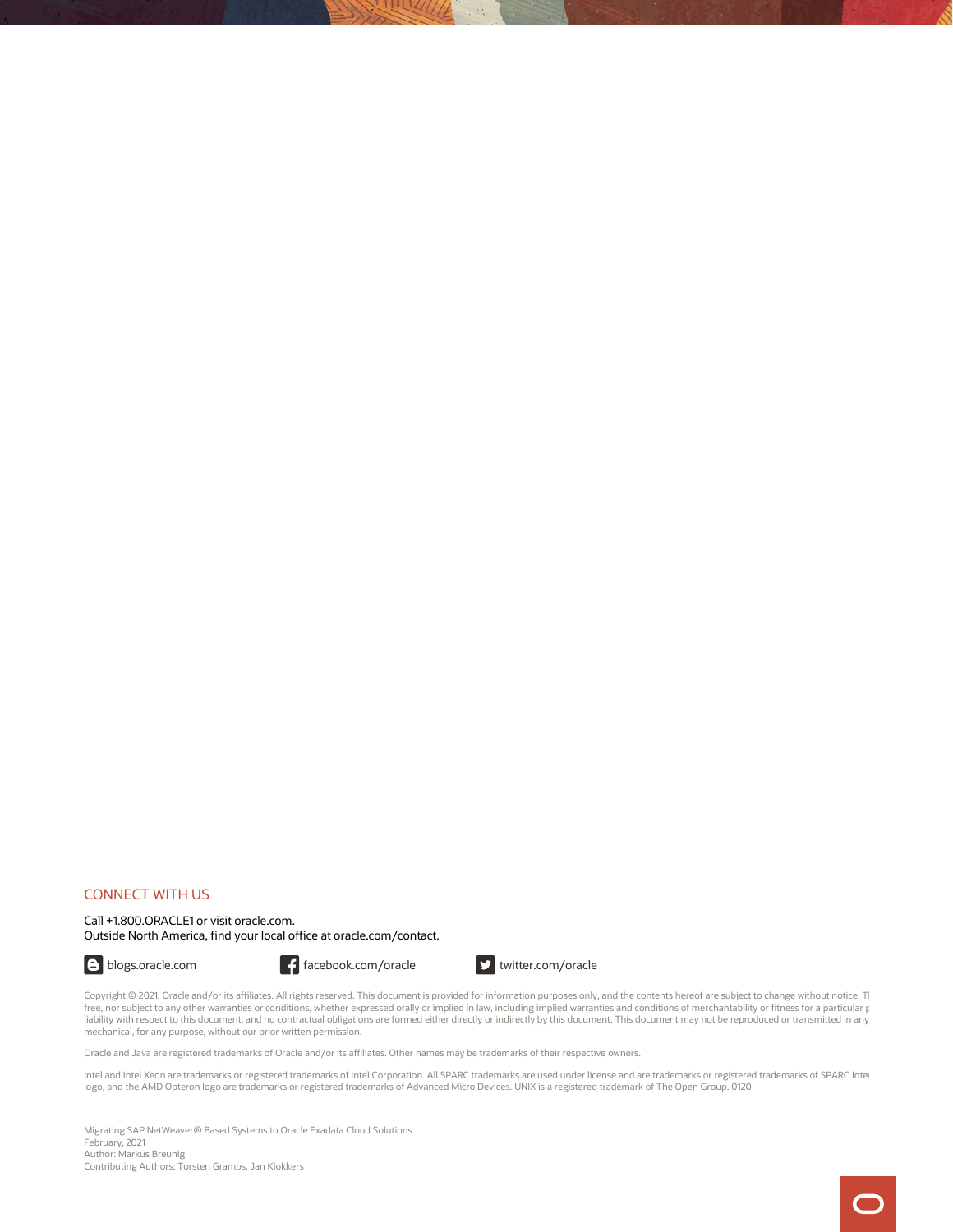## CONNECT WITH US

Call +1.800.ORACLE1 or visit oracle.com.
Outside North America, find your local office at oracle.com/contact.

blogs.oracle.com facebook.com/oracle twitter.com/oracle

Copyright © 2021, Oracle and/or its affiliates. All rights reserved. This document is provided for information purposes only, and the contents hereof are subject to change without notice. Tl free, nor subject to any other warranties or conditions, whether expressed orally or implied in law, including implied warranties and conditions of merchantability or fitness for a particular p liability with respect to this document, and no contractual obligations are formed either directly or indirectly by this document. This document may not be reproduced or transmitted in any mechanical, for any purpose, without our prior written permission.

Oracle and Java are registered trademarks of Oracle and/or its affiliates. Other names may be trademarks of their respective owners.

Intel and Intel Xeon are trademarks or registered trademarks of Intel Corporation. All SPARC trademarks are used under license and are trademarks or registered trademarks of SPARC Inte logo, and the AMD Opteron logo are trademarks or registered trademarks of Advanced Micro Devices. UNIX is a registered trademark of The Open Group. 0120

Migrating SAP NetWeaver® Based Systems to Oracle Exadata Cloud Solutions
February, 2021
Author: Markus Breunig
Contributing Authors: Torsten Grambs, Jan Klokkers